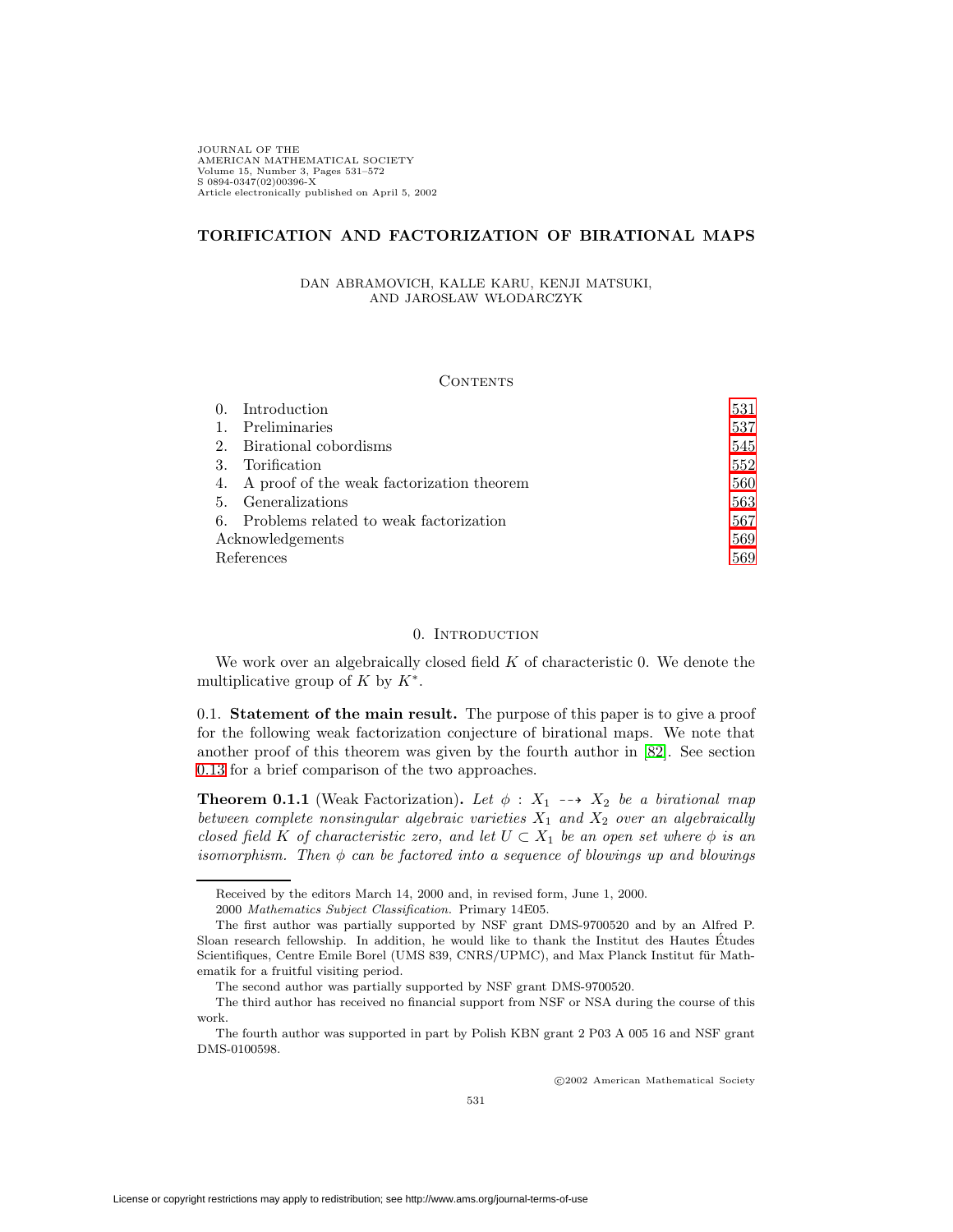# TORIFICATION AND FACTORIZATION OF BIRATIONAL MAPS

DAN ABRAMOVICH, KALLE KARU, KENJI MATSUKI, AND JAROSŁAW WŁODARCZYK

## Contents

| | |
|---|---|
| 0. Introduction | 531 |
| 1. Preliminaries | 537 |
| 2. Birational cobordisms | 545 |
| 3. Torification | 552 |
| 4. A proof of the weak factorization theorem | 560 |
| 5. Generalizations | 563 |
| 6. Problems related to weak factorization | 567 |
| Acknowledgements | 569 |
| References | 569 |

## 0. Introduction

We work over an algebraically closed field $K$ of characteristic 0. We denote the multiplicative group of $K$ by $K^*$.

0.1. **Statement of the main result.** The purpose of this paper is to give a proof for the following weak factorization conjecture of birational maps. We note that another proof of this theorem was given by the fourth author in [82]. See section 0.13 for a brief comparison of the two approaches.

**Theorem 0.1.1** (Weak Factorization)**.** *Let $\phi : X_1 \dashrightarrow X_2$ be a birational map between complete nonsingular algebraic varieties $X_1$ and $X_2$ over an algebraically closed field $K$ of characteristic zero, and let $U \subset X_1$ be an open set where $\phi$ is an isomorphism. Then $\phi$ can be factored into a sequence of blowings up and blowings*

---

Received by the editors March 14, 2000 and, in revised form, June 1, 2000.

2000 *Mathematics Subject Classification.* Primary 14E05.

The first author was partially supported by NSF grant DMS-9700520 and by an Alfred P. Sloan research fellowship. In addition, he would like to thank the Institut des Hautes Études Scientifiques, Centre Emile Borel (UMS 839, CNRS/UPMC), and Max Planck Institut für Mathematik for a fruitful visiting period.

The second author was partially supported by NSF grant DMS-9700520.

The third author has received no financial support from NSF or NSA during the course of this work.

The fourth author was supported in part by Polish KBN grant 2 P03 A 005 16 and NSF grant DMS-0100598.

©2002 American Mathematical Society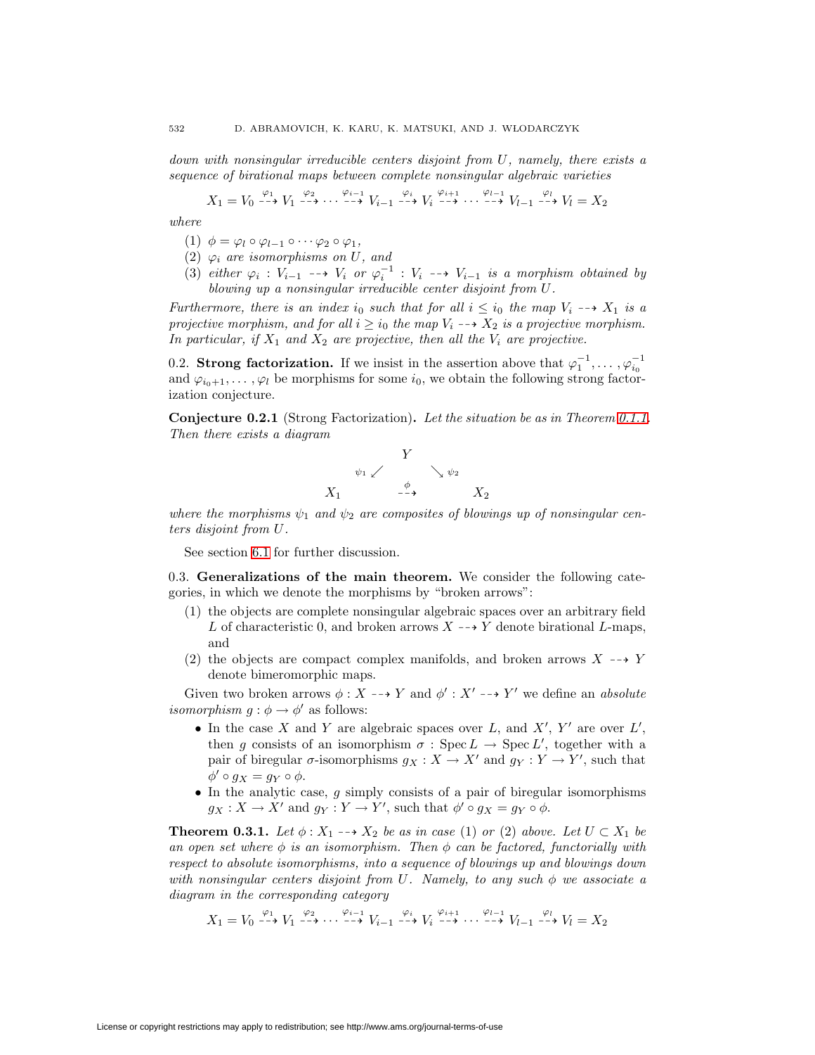*down with nonsingular irreducible centers disjoint from $U$, namely, there exists a sequence of birational maps between complete nonsingular algebraic varieties*

$$X_1 = V_0 \overset{\varphi_1}{\dashrightarrow} V_1 \overset{\varphi_2}{\dashrightarrow} \cdots \overset{\varphi_{i-1}}{\dashrightarrow} V_{i-1} \overset{\varphi_i}{\dashrightarrow} V_i \overset{\varphi_{i+1}}{\dashrightarrow} \cdots \overset{\varphi_{l-1}}{\dashrightarrow} V_{l-1} \overset{\varphi_l}{\dashrightarrow} V_l = X_2$$

*where*

1. $\phi = \varphi_l \circ \varphi_{l-1} \circ \cdots \varphi_2 \circ \varphi_1$,
2. *$\varphi_i$ are isomorphisms on $U$, and*
3. *either $\varphi_i : V_{i-1} \dashrightarrow V_i$ or $\varphi_i^{-1} : V_i \dashrightarrow V_{i-1}$ is a morphism obtained by blowing up a nonsingular irreducible center disjoint from $U$.*

*Furthermore, there is an index $i_0$ such that for all $i \leq i_0$ the map $V_i \dashrightarrow X_1$ is a projective morphism, and for all $i \geq i_0$ the map $V_i \dashrightarrow X_2$ is a projective morphism. In particular, if $X_1$ and $X_2$ are projective, then all the $V_i$ are projective.*

0.2. **Strong factorization.** If we insist in the assertion above that $\varphi_1^{-1}, \ldots, \varphi_{i_0}^{-1}$ and $\varphi_{i_0+1}, \ldots, \varphi_l$ be morphisms for some $i_0$, we obtain the following strong factorization conjecture.

**Conjecture 0.2.1** (Strong Factorization)**.** *Let the situation be as in Theorem 0.1.1. Then there exists a diagram*

$$\begin{array}{ccc} & Y & \\ {\scriptstyle\psi_1}\swarrow & & \searrow{\scriptstyle\psi_2} \\ X_1 & \overset{\phi}{\dashrightarrow} & X_2 \end{array}$$

*where the morphisms $\psi_1$ and $\psi_2$ are composites of blowings up of nonsingular centers disjoint from $U$.*

See section 6.1 for further discussion.

0.3. **Generalizations of the main theorem.** We consider the following categories, in which we denote the morphisms by "broken arrows":

1. the objects are complete nonsingular algebraic spaces over an arbitrary field $L$ of characteristic 0, and broken arrows $X \dashrightarrow Y$ denote birational $L$-maps, and
2. the objects are compact complex manifolds, and broken arrows $X \dashrightarrow Y$ denote bimeromorphic maps.

Given two broken arrows $\phi : X \dashrightarrow Y$ and $\phi' : X' \dashrightarrow Y'$ we define an *absolute isomorphism* $g : \phi \to \phi'$ as follows:

- In the case $X$ and $Y$ are algebraic spaces over $L$, and $X'$, $Y'$ are over $L'$, then $g$ consists of an isomorphism $\sigma : \operatorname{Spec} L \to \operatorname{Spec} L'$, together with a pair of biregular $\sigma$-isomorphisms $g_X : X \to X'$ and $g_Y : Y \to Y'$, such that $\phi' \circ g_X = g_Y \circ \phi$.
- In the analytic case, $g$ simply consists of a pair of biregular isomorphisms $g_X : X \to X'$ and $g_Y : Y \to Y'$, such that $\phi' \circ g_X = g_Y \circ \phi$.

**Theorem 0.3.1.** *Let $\phi : X_1 \dashrightarrow X_2$ be as in case (1) or (2) above. Let $U \subset X_1$ be an open set where $\phi$ is an isomorphism. Then $\phi$ can be factored, functorially with respect to absolute isomorphisms, into a sequence of blowings up and blowings down with nonsingular centers disjoint from $U$. Namely, to any such $\phi$ we associate a diagram in the corresponding category*

$$X_1 = V_0 \overset{\varphi_1}{\dashrightarrow} V_1 \overset{\varphi_2}{\dashrightarrow} \cdots \overset{\varphi_{i-1}}{\dashrightarrow} V_{i-1} \overset{\varphi_i}{\dashrightarrow} V_i \overset{\varphi_{i+1}}{\dashrightarrow} \cdots \overset{\varphi_{l-1}}{\dashrightarrow} V_{l-1} \overset{\varphi_l}{\dashrightarrow} V_l = X_2$$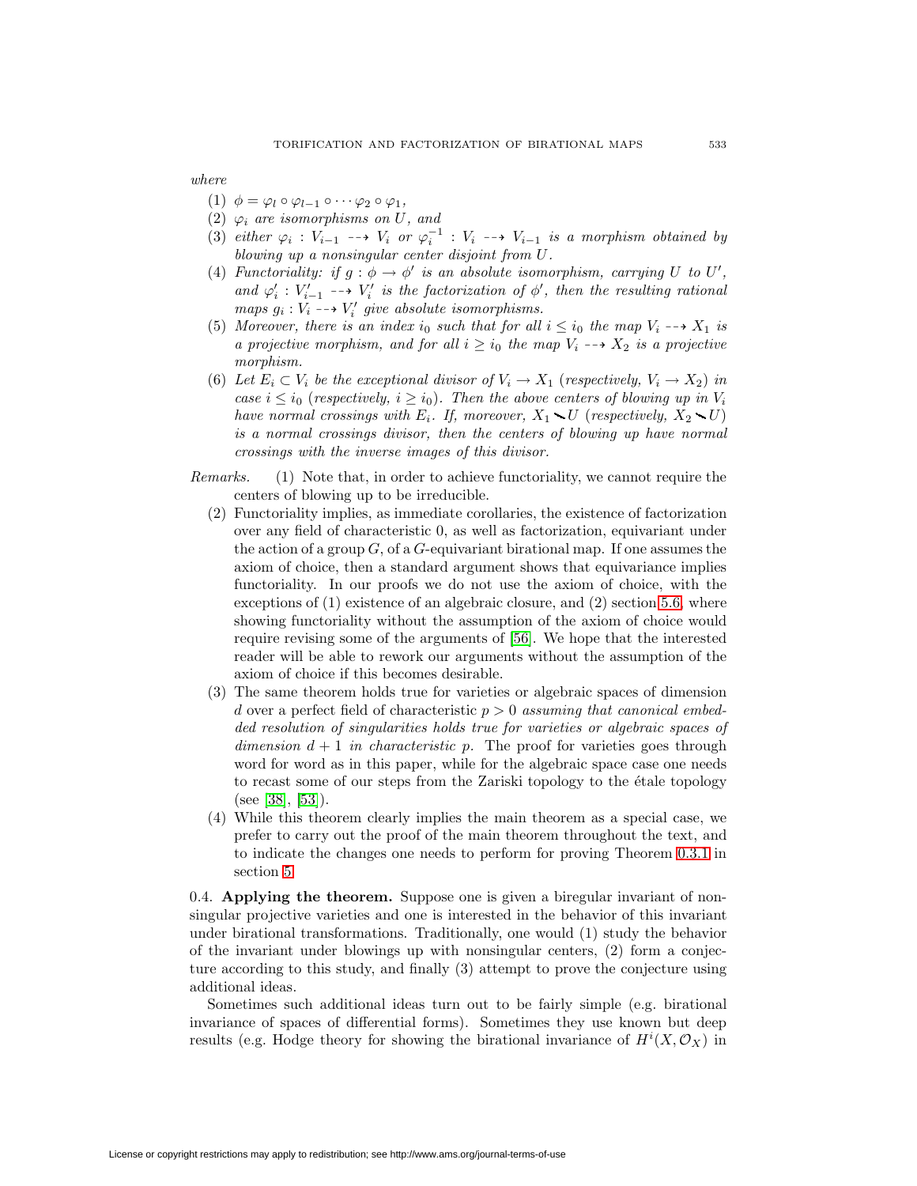*where*

1. $\phi = \varphi_l \circ \varphi_{l-1} \circ \cdots \varphi_2 \circ \varphi_1$,
2. $\varphi_i$ *are isomorphisms on* $U$, *and*
3. *either* $\varphi_i : V_{i-1} \dashrightarrow V_i$ *or* $\varphi_i^{-1} : V_i \dashrightarrow V_{i-1}$ *is a morphism obtained by blowing up a nonsingular center disjoint from* $U$.
4. *Functoriality: if* $g : \phi \to \phi'$ *is an absolute isomorphism, carrying* $U$ *to* $U'$, *and* $\varphi_i' : V_{i-1}' \dashrightarrow V_i'$ *is the factorization of* $\phi'$, *then the resulting rational maps* $g_i : V_i \dashrightarrow V_i'$ *give absolute isomorphisms.*
5. *Moreover, there is an index* $i_0$ *such that for all* $i \leq i_0$ *the map* $V_i \dashrightarrow X_1$ *is a projective morphism, and for all* $i \geq i_0$ *the map* $V_i \dashrightarrow X_2$ *is a projective morphism.*
6. *Let* $E_i \subset V_i$ *be the exceptional divisor of* $V_i \to X_1$ *(respectively,* $V_i \to X_2$*) in case* $i \leq i_0$ *(respectively,* $i \geq i_0$*). Then the above centers of blowing up in* $V_i$ *have normal crossings with* $E_i$*. If, moreover,* $X_1 \smallsetminus U$ *(respectively,* $X_2 \smallsetminus U$*) is a normal crossings divisor, then the centers of blowing up have normal crossings with the inverse images of this divisor.*

*Remarks.*

1. Note that, in order to achieve functoriality, we cannot require the centers of blowing up to be irreducible.
2. Functoriality implies, as immediate corollaries, the existence of factorization over any field of characteristic 0, as well as factorization, equivariant under the action of a group $G$, of a $G$-equivariant birational map. If one assumes the axiom of choice, then a standard argument shows that equivariance implies functoriality. In our proofs we do not use the axiom of choice, with the exceptions of (1) existence of an algebraic closure, and (2) section 5.6, where showing functoriality without the assumption of the axiom of choice would require revising some of the arguments of [56]. We hope that the interested reader will be able to rework our arguments without the assumption of the axiom of choice if this becomes desirable.
3. The same theorem holds true for varieties or algebraic spaces of dimension $d$ over a perfect field of characteristic $p > 0$ *assuming that canonical embedded resolution of singularities holds true for varieties or algebraic spaces of dimension* $d + 1$ *in characteristic* $p$. The proof for varieties goes through word for word as in this paper, while for the algebraic space case one needs to recast some of our steps from the Zariski topology to the étale topology (see [38], [53]).
4. While this theorem clearly implies the main theorem as a special case, we prefer to carry out the proof of the main theorem throughout the text, and to indicate the changes one needs to perform for proving Theorem 0.3.1 in section 5.

0.4. **Applying the theorem.** Suppose one is given a biregular invariant of nonsingular projective varieties and one is interested in the behavior of this invariant under birational transformations. Traditionally, one would (1) study the behavior of the invariant under blowings up with nonsingular centers, (2) form a conjecture according to this study, and finally (3) attempt to prove the conjecture using additional ideas.

Sometimes such additional ideas turn out to be fairly simple (e.g. birational invariance of spaces of differential forms). Sometimes they use known but deep results (e.g. Hodge theory for showing the birational invariance of $H^i(X, \mathcal{O}_X)$ in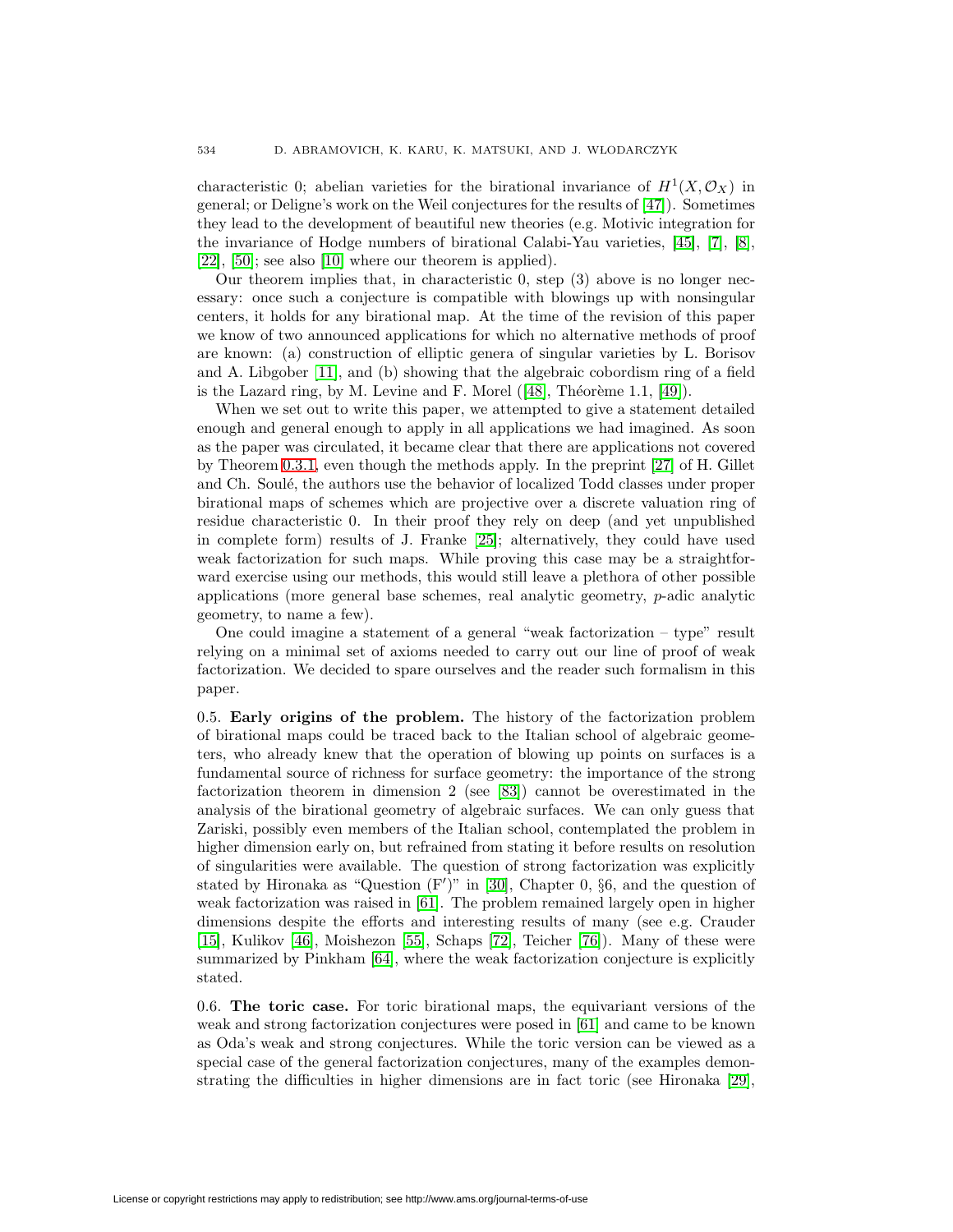characteristic 0; abelian varieties for the birational invariance of $H^1(X, \mathcal{O}_X)$ in general; or Deligne's work on the Weil conjectures for the results of [47]). Sometimes they lead to the development of beautiful new theories (e.g. Motivic integration for the invariance of Hodge numbers of birational Calabi-Yau varieties, [45], [7], [8], [22], [50]; see also [10] where our theorem is applied).

Our theorem implies that, in characteristic 0, step (3) above is no longer necessary: once such a conjecture is compatible with blowings up with nonsingular centers, it holds for any birational map. At the time of the revision of this paper we know of two announced applications for which no alternative methods of proof are known: (a) construction of elliptic genera of singular varieties by L. Borisov and A. Libgober [11], and (b) showing that the algebraic cobordism ring of a field is the Lazard ring, by M. Levine and F. Morel ([48], Théorème 1.1, [49]).

When we set out to write this paper, we attempted to give a statement detailed enough and general enough to apply in all applications we had imagined. As soon as the paper was circulated, it became clear that there are applications not covered by Theorem 0.3.1, even though the methods apply. In the preprint [27] of H. Gillet and Ch. Soulé, the authors use the behavior of localized Todd classes under proper birational maps of schemes which are projective over a discrete valuation ring of residue characteristic 0. In their proof they rely on deep (and yet unpublished in complete form) results of J. Franke [25]; alternatively, they could have used weak factorization for such maps. While proving this case may be a straightforward exercise using our methods, this would still leave a plethora of other possible applications (more general base schemes, real analytic geometry, $p$-adic analytic geometry, to name a few).

One could imagine a statement of a general "weak factorization – type" result relying on a minimal set of axioms needed to carry out our line of proof of weak factorization. We decided to spare ourselves and the reader such formalism in this paper.

0.5. **Early origins of the problem.** The history of the factorization problem of birational maps could be traced back to the Italian school of algebraic geometers, who already knew that the operation of blowing up points on surfaces is a fundamental source of richness for surface geometry: the importance of the strong factorization theorem in dimension 2 (see [83]) cannot be overestimated in the analysis of the birational geometry of algebraic surfaces. We can only guess that Zariski, possibly even members of the Italian school, contemplated the problem in higher dimension early on, but refrained from stating it before results on resolution of singularities were available. The question of strong factorization was explicitly stated by Hironaka as "Question (F′)" in [30], Chapter 0, §6, and the question of weak factorization was raised in [61]. The problem remained largely open in higher dimensions despite the efforts and interesting results of many (see e.g. Crauder [15], Kulikov [46], Moishezon [55], Schaps [72], Teicher [76]). Many of these were summarized by Pinkham [64], where the weak factorization conjecture is explicitly stated.

0.6. **The toric case.** For toric birational maps, the equivariant versions of the weak and strong factorization conjectures were posed in [61] and came to be known as Oda's weak and strong conjectures. While the toric version can be viewed as a special case of the general factorization conjectures, many of the examples demonstrating the difficulties in higher dimensions are in fact toric (see Hironaka [29],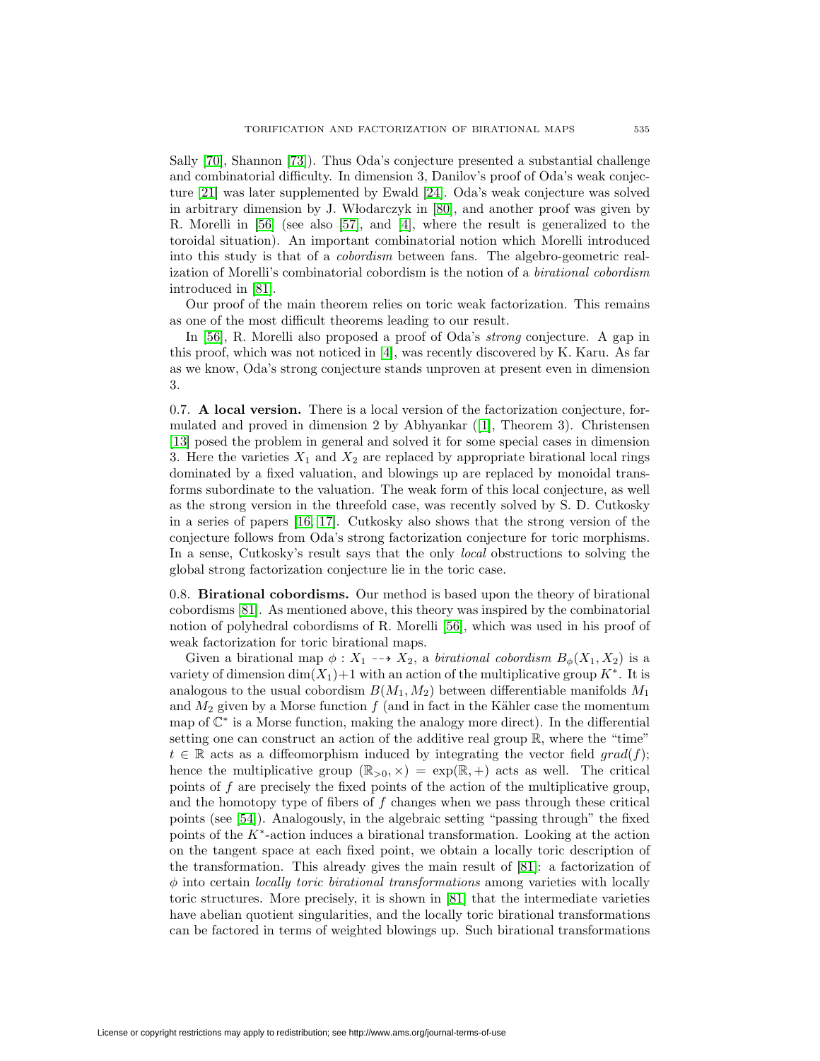Sally [70], Shannon [73]). Thus Oda's conjecture presented a substantial challenge and combinatorial difficulty. In dimension 3, Danilov's proof of Oda's weak conjecture [21] was later supplemented by Ewald [24]. Oda's weak conjecture was solved in arbitrary dimension by J. Włodarczyk in [80], and another proof was given by R. Morelli in [56] (see also [57], and [4], where the result is generalized to the toroidal situation). An important combinatorial notion which Morelli introduced into this study is that of a *cobordism* between fans. The algebro-geometric realization of Morelli's combinatorial cobordism is the notion of a *birational cobordism* introduced in [81].

Our proof of the main theorem relies on toric weak factorization. This remains as one of the most difficult theorems leading to our result.

In [56], R. Morelli also proposed a proof of Oda's *strong* conjecture. A gap in this proof, which was not noticed in [4], was recently discovered by K. Karu. As far as we know, Oda's strong conjecture stands unproven at present even in dimension 3.

0.7. **A local version.** There is a local version of the factorization conjecture, formulated and proved in dimension 2 by Abhyankar ([1], Theorem 3). Christensen [13] posed the problem in general and solved it for some special cases in dimension 3. Here the varieties $X_1$ and $X_2$ are replaced by appropriate birational local rings dominated by a fixed valuation, and blowings up are replaced by monoidal transforms subordinate to the valuation. The weak form of this local conjecture, as well as the strong version in the threefold case, was recently solved by S. D. Cutkosky in a series of papers [16, 17]. Cutkosky also shows that the strong version of the conjecture follows from Oda's strong factorization conjecture for toric morphisms. In a sense, Cutkosky's result says that the only *local* obstructions to solving the global strong factorization conjecture lie in the toric case.

0.8. **Birational cobordisms.** Our method is based upon the theory of birational cobordisms [81]. As mentioned above, this theory was inspired by the combinatorial notion of polyhedral cobordisms of R. Morelli [56], which was used in his proof of weak factorization for toric birational maps.

Given a birational map $\phi : X_1 \dashrightarrow X_2$, a *birational cobordism* $B_\phi(X_1, X_2)$ is a variety of dimension $\dim(X_1)+1$ with an action of the multiplicative group $K^*$. It is analogous to the usual cobordism $B(M_1, M_2)$ between differentiable manifolds $M_1$ and $M_2$ given by a Morse function $f$ (and in fact in the Kähler case the momentum map of $\mathbb{C}^*$ is a Morse function, making the analogy more direct). In the differential setting one can construct an action of the additive real group $\mathbb{R}$, where the "time" $t \in \mathbb{R}$ acts as a diffeomorphism induced by integrating the vector field $grad(f)$; hence the multiplicative group $(\mathbb{R}_{>0}, \times) = \exp(\mathbb{R}, +)$ acts as well. The critical points of $f$ are precisely the fixed points of the action of the multiplicative group, and the homotopy type of fibers of $f$ changes when we pass through these critical points (see [54]). Analogously, in the algebraic setting "passing through" the fixed points of the $K^*$-action induces a birational transformation. Looking at the action on the tangent space at each fixed point, we obtain a locally toric description of the transformation. This already gives the main result of [81]: a factorization of $\phi$ into certain *locally toric birational transformations* among varieties with locally toric structures. More precisely, it is shown in [81] that the intermediate varieties have abelian quotient singularities, and the locally toric birational transformations can be factored in terms of weighted blowings up. Such birational transformations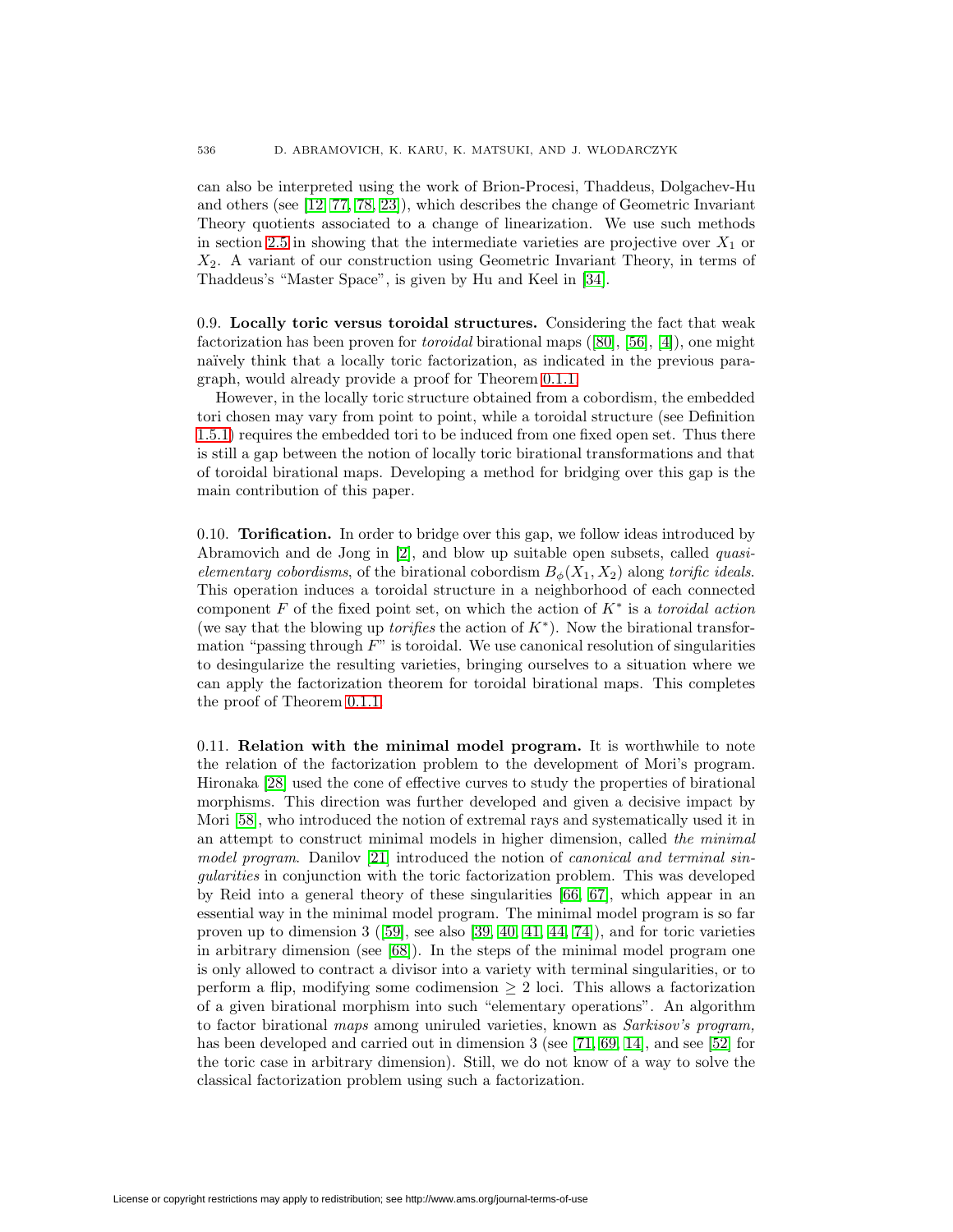can also be interpreted using the work of Brion-Procesi, Thaddeus, Dolgachev-Hu and others (see [12, 77, 78, 23]), which describes the change of Geometric Invariant Theory quotients associated to a change of linearization. We use such methods in section 2.5 in showing that the intermediate varieties are projective over $X_1$ or $X_2$. A variant of our construction using Geometric Invariant Theory, in terms of Thaddeus's "Master Space", is given by Hu and Keel in [34].

0.9. **Locally toric versus toroidal structures.** Considering the fact that weak factorization has been proven for *toroidal* birational maps ([80], [56], [4]), one might naïvely think that a locally toric factorization, as indicated in the previous paragraph, would already provide a proof for Theorem 0.1.1.

However, in the locally toric structure obtained from a cobordism, the embedded tori chosen may vary from point to point, while a toroidal structure (see Definition 1.5.1) requires the embedded tori to be induced from one fixed open set. Thus there is still a gap between the notion of locally toric birational transformations and that of toroidal birational maps. Developing a method for bridging over this gap is the main contribution of this paper.

0.10. **Torification.** In order to bridge over this gap, we follow ideas introduced by Abramovich and de Jong in [2], and blow up suitable open subsets, called *quasi-elementary cobordisms*, of the birational cobordism $B_\phi(X_1, X_2)$ along *torific ideals*. This operation induces a toroidal structure in a neighborhood of each connected component $F$ of the fixed point set, on which the action of $K^*$ is a *toroidal action* (we say that the blowing up *torifies* the action of $K^*$). Now the birational transformation "passing through $F$" is toroidal. We use canonical resolution of singularities to desingularize the resulting varieties, bringing ourselves to a situation where we can apply the factorization theorem for toroidal birational maps. This completes the proof of Theorem 0.1.1.

0.11. **Relation with the minimal model program.** It is worthwhile to note the relation of the factorization problem to the development of Mori's program. Hironaka [28] used the cone of effective curves to study the properties of birational morphisms. This direction was further developed and given a decisive impact by Mori [58], who introduced the notion of extremal rays and systematically used it in an attempt to construct minimal models in higher dimension, called *the minimal model program*. Danilov [21] introduced the notion of *canonical and terminal singularities* in conjunction with the toric factorization problem. This was developed by Reid into a general theory of these singularities [66, 67], which appear in an essential way in the minimal model program. The minimal model program is so far proven up to dimension 3 ([59], see also [39, 40, 41, 44, 74]), and for toric varieties in arbitrary dimension (see [68]). In the steps of the minimal model program one is only allowed to contract a divisor into a variety with terminal singularities, or to perform a flip, modifying some codimension $\geq 2$ loci. This allows a factorization of a given birational morphism into such "elementary operations". An algorithm to factor birational *maps* among uniruled varieties, known as *Sarkisov's program,* has been developed and carried out in dimension 3 (see [71, 69, 14], and see [52] for the toric case in arbitrary dimension). Still, we do not know of a way to solve the classical factorization problem using such a factorization.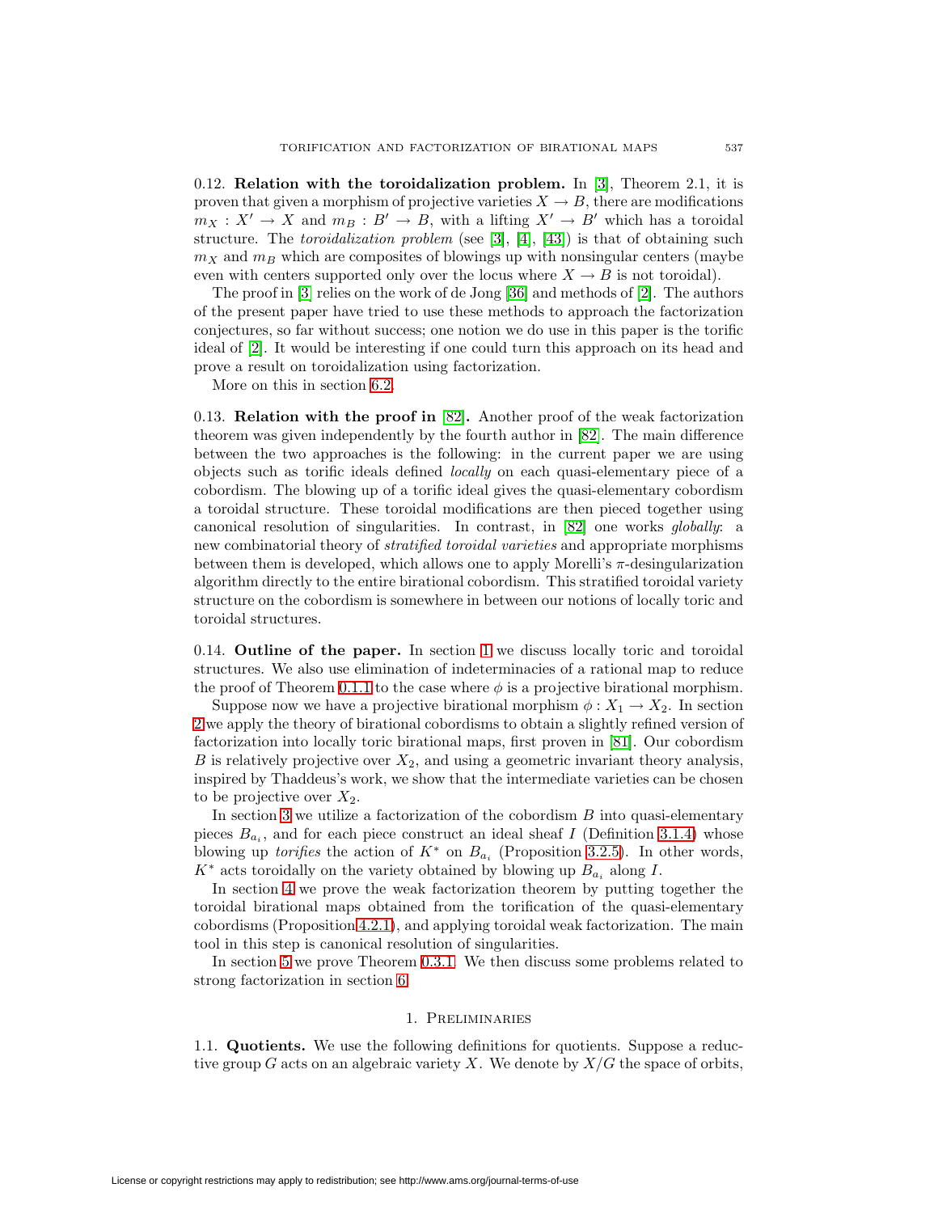0.12. **Relation with the toroidalization problem.** In [3], Theorem 2.1, it is proven that given a morphism of projective varieties $X \to B$, there are modifications $m_X : X' \to X$ and $m_B : B' \to B$, with a lifting $X' \to B'$ which has a toroidal structure. The *toroidalization problem* (see [3], [4], [43]) is that of obtaining such $m_X$ and $m_B$ which are composites of blowings up with nonsingular centers (maybe even with centers supported only over the locus where $X \to B$ is not toroidal).

The proof in [3] relies on the work of de Jong [36] and methods of [2]. The authors of the present paper have tried to use these methods to approach the factorization conjectures, so far without success; one notion we do use in this paper is the torific ideal of [2]. It would be interesting if one could turn this approach on its head and prove a result on toroidalization using factorization.

More on this in section 6.2.

0.13. **Relation with the proof in [82].** Another proof of the weak factorization theorem was given independently by the fourth author in [82]. The main difference between the two approaches is the following: in the current paper we are using objects such as torific ideals defined *locally* on each quasi-elementary piece of a cobordism. The blowing up of a torific ideal gives the quasi-elementary cobordism a toroidal structure. These toroidal modifications are then pieced together using canonical resolution of singularities. In contrast, in [82] one works *globally*: a new combinatorial theory of *stratified toroidal varieties* and appropriate morphisms between them is developed, which allows one to apply Morelli's $\pi$-desingularization algorithm directly to the entire birational cobordism. This stratified toroidal variety structure on the cobordism is somewhere in between our notions of locally toric and toroidal structures.

0.14. **Outline of the paper.** In section 1 we discuss locally toric and toroidal structures. We also use elimination of indeterminacies of a rational map to reduce the proof of Theorem 0.1.1 to the case where $\phi$ is a projective birational morphism.

Suppose now we have a projective birational morphism $\phi : X_1 \to X_2$. In section 2 we apply the theory of birational cobordisms to obtain a slightly refined version of factorization into locally toric birational maps, first proven in [81]. Our cobordism $B$ is relatively projective over $X_2$, and using a geometric invariant theory analysis, inspired by Thaddeus's work, we show that the intermediate varieties can be chosen to be projective over $X_2$.

In section 3 we utilize a factorization of the cobordism $B$ into quasi-elementary pieces $B_{a_i}$, and for each piece construct an ideal sheaf $I$ (Definition 3.1.4) whose blowing up *torifies* the action of $K^*$ on $B_{a_i}$ (Proposition 3.2.5). In other words, $K^*$ acts toroidally on the variety obtained by blowing up $B_{a_i}$ along $I$.

In section 4 we prove the weak factorization theorem by putting together the toroidal birational maps obtained from the torification of the quasi-elementary cobordisms (Proposition 4.2.1), and applying toroidal weak factorization. The main tool in this step is canonical resolution of singularities.

In section 5 we prove Theorem 0.3.1. We then discuss some problems related to strong factorization in section 6.

## 1. Preliminaries

1.1. **Quotients.** We use the following definitions for quotients. Suppose a reductive group $G$ acts on an algebraic variety $X$. We denote by $X/G$ the space of orbits,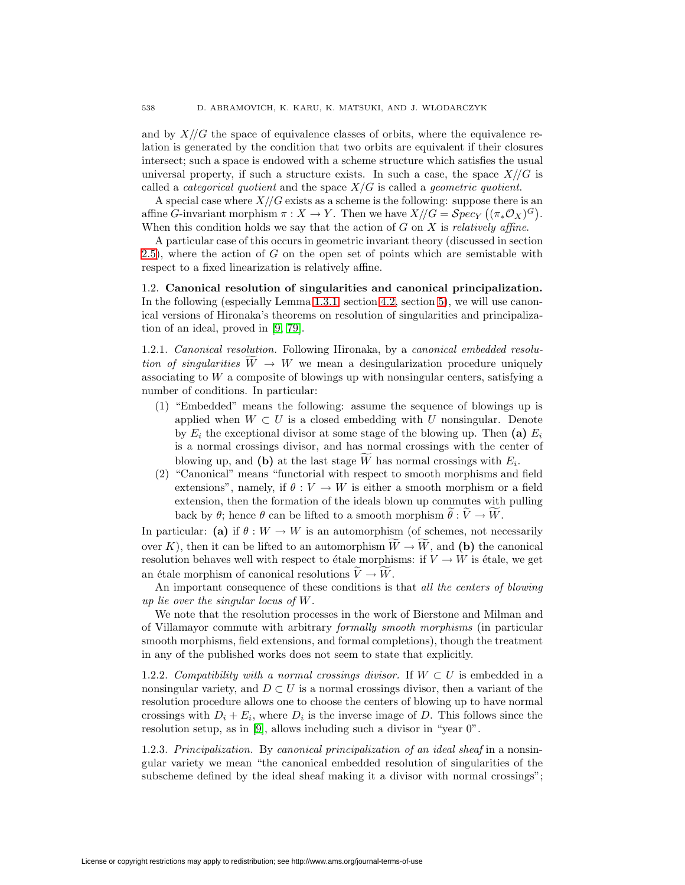and by $X//G$ the space of equivalence classes of orbits, where the equivalence relation is generated by the condition that two orbits are equivalent if their closures intersect; such a space is endowed with a scheme structure which satisfies the usual universal property, if such a structure exists. In such a case, the space $X//G$ is called a *categorical quotient* and the space $X/G$ is called a *geometric quotient*.

A special case where $X//G$ exists as a scheme is the following: suppose there is an affine $G$-invariant morphism $\pi : X \to Y$. Then we have $X//G = \mathcal{S}pec_Y\left((\pi_* \mathcal{O}_X)^G\right)$. When this condition holds we say that the action of $G$ on $X$ is *relatively affine*.

A particular case of this occurs in geometric invariant theory (discussed in section 2.5), where the action of $G$ on the open set of points which are semistable with respect to a fixed linearization is relatively affine.

### 1.2. Canonical resolution of singularities and canonical principalization.

In the following (especially Lemma 1.3.1, section 4.2, section 5), we will use canonical versions of Hironaka's theorems on resolution of singularities and principalization of an ideal, proved in [9, 79].

1.2.1. *Canonical resolution.* Following Hironaka, by a *canonical embedded resolution of singularities* $\widetilde{W} \to W$ we mean a desingularization procedure uniquely associating to $W$ a composite of blowings up with nonsingular centers, satisfying a number of conditions. In particular:

1. "Embedded" means the following: assume the sequence of blowings up is applied when $W \subset U$ is a closed embedding with $U$ nonsingular. Denote by $E_i$ the exceptional divisor at some stage of the blowing up. Then **(a)** $E_i$ is a normal crossings divisor, and has normal crossings with the center of blowing up, and **(b)** at the last stage $\widetilde{W}$ has normal crossings with $E_i$.
2. "Canonical" means "functorial with respect to smooth morphisms and field extensions", namely, if $\theta : V \to W$ is either a smooth morphism or a field extension, then the formation of the ideals blown up commutes with pulling back by $\theta$; hence $\theta$ can be lifted to a smooth morphism $\widetilde{\theta} : \widetilde{V} \to \widetilde{W}$.

In particular: **(a)** if $\theta : W \to W$ is an automorphism (of schemes, not necessarily over $K$), then it can be lifted to an automorphism $\widetilde{W} \to \widetilde{W}$, and **(b)** the canonical resolution behaves well with respect to étale morphisms: if $V \to W$ is étale, we get an étale morphism of canonical resolutions $\widetilde{V} \to \widetilde{W}$.

An important consequence of these conditions is that *all the centers of blowing up lie over the singular locus of $W$*.

We note that the resolution processes in the work of Bierstone and Milman and of Villamayor commute with arbitrary *formally smooth morphisms* (in particular smooth morphisms, field extensions, and formal completions), though the treatment in any of the published works does not seem to state that explicitly.

1.2.2. *Compatibility with a normal crossings divisor.* If $W \subset U$ is embedded in a nonsingular variety, and $D \subset U$ is a normal crossings divisor, then a variant of the resolution procedure allows one to choose the centers of blowing up to have normal crossings with $D_i + E_i$, where $D_i$ is the inverse image of $D$. This follows since the resolution setup, as in [9], allows including such a divisor in "year 0".

1.2.3. *Principalization.* By *canonical principalization of an ideal sheaf* in a nonsingular variety we mean "the canonical embedded resolution of singularities of the subscheme defined by the ideal sheaf making it a divisor with normal crossings";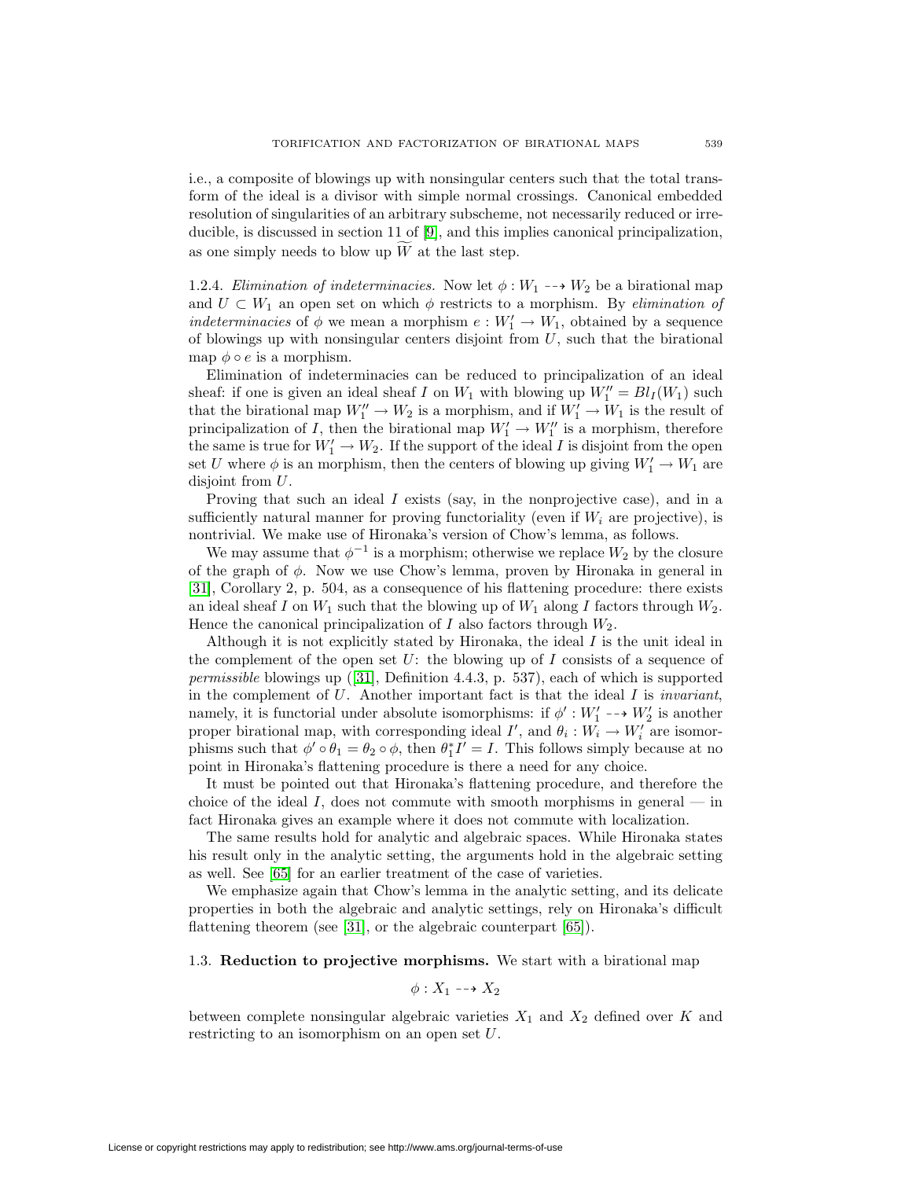i.e., a composite of blowings up with nonsingular centers such that the total transform of the ideal is a divisor with simple normal crossings. Canonical embedded resolution of singularities of an arbitrary subscheme, not necessarily reduced or irreducible, is discussed in section 11 of [9], and this implies canonical principalization, as one simply needs to blow up $\widetilde{W}$ at the last step.

1.2.4. *Elimination of indeterminacies.* Now let $\phi : W_1 \dashrightarrow W_2$ be a birational map and $U \subset W_1$ an open set on which $\phi$ restricts to a morphism. By *elimination of indeterminacies* of $\phi$ we mean a morphism $e : W_1' \to W_1$, obtained by a sequence of blowings up with nonsingular centers disjoint from $U$, such that the birational map $\phi \circ e$ is a morphism.

Elimination of indeterminacies can be reduced to principalization of an ideal sheaf: if one is given an ideal sheaf $I$ on $W_1$ with blowing up $W_1'' = Bl_I(W_1)$ such that the birational map $W_1'' \to W_2$ is a morphism, and if $W_1' \to W_1$ is the result of principalization of $I$, then the birational map $W_1' \to W_1''$ is a morphism, therefore the same is true for $W_1' \to W_2$. If the support of the ideal $I$ is disjoint from the open set $U$ where $\phi$ is an morphism, then the centers of blowing up giving $W_1' \to W_1$ are disjoint from $U$.

Proving that such an ideal $I$ exists (say, in the nonprojective case), and in a sufficiently natural manner for proving functoriality (even if $W_i$ are projective), is nontrivial. We make use of Hironaka's version of Chow's lemma, as follows.

We may assume that $\phi^{-1}$ is a morphism; otherwise we replace $W_2$ by the closure of the graph of $\phi$. Now we use Chow's lemma, proven by Hironaka in general in [31], Corollary 2, p. 504, as a consequence of his flattening procedure: there exists an ideal sheaf $I$ on $W_1$ such that the blowing up of $W_1$ along $I$ factors through $W_2$. Hence the canonical principalization of $I$ also factors through $W_2$.

Although it is not explicitly stated by Hironaka, the ideal $I$ is the unit ideal in the complement of the open set $U$: the blowing up of $I$ consists of a sequence of *permissible* blowings up ([31], Definition 4.4.3, p. 537), each of which is supported in the complement of $U$. Another important fact is that the ideal $I$ is *invariant*, namely, it is functorial under absolute isomorphisms: if $\phi' : W_1' \dashrightarrow W_2'$ is another proper birational map, with corresponding ideal $I'$, and $\theta_i : W_i \to W_i'$ are isomorphisms such that $\phi' \circ \theta_1 = \theta_2 \circ \phi$, then $\theta_1^* I' = I$. This follows simply because at no point in Hironaka's flattening procedure is there a need for any choice.

It must be pointed out that Hironaka's flattening procedure, and therefore the choice of the ideal $I$, does not commute with smooth morphisms in general — in fact Hironaka gives an example where it does not commute with localization.

The same results hold for analytic and algebraic spaces. While Hironaka states his result only in the analytic setting, the arguments hold in the algebraic setting as well. See [65] for an earlier treatment of the case of varieties.

We emphasize again that Chow's lemma in the analytic setting, and its delicate properties in both the algebraic and analytic settings, rely on Hironaka's difficult flattening theorem (see [31], or the algebraic counterpart [65]).

1.3. **Reduction to projective morphisms.** We start with a birational map

$$\phi : X_1 \dashrightarrow X_2$$

between complete nonsingular algebraic varieties $X_1$ and $X_2$ defined over $K$ and restricting to an isomorphism on an open set $U$.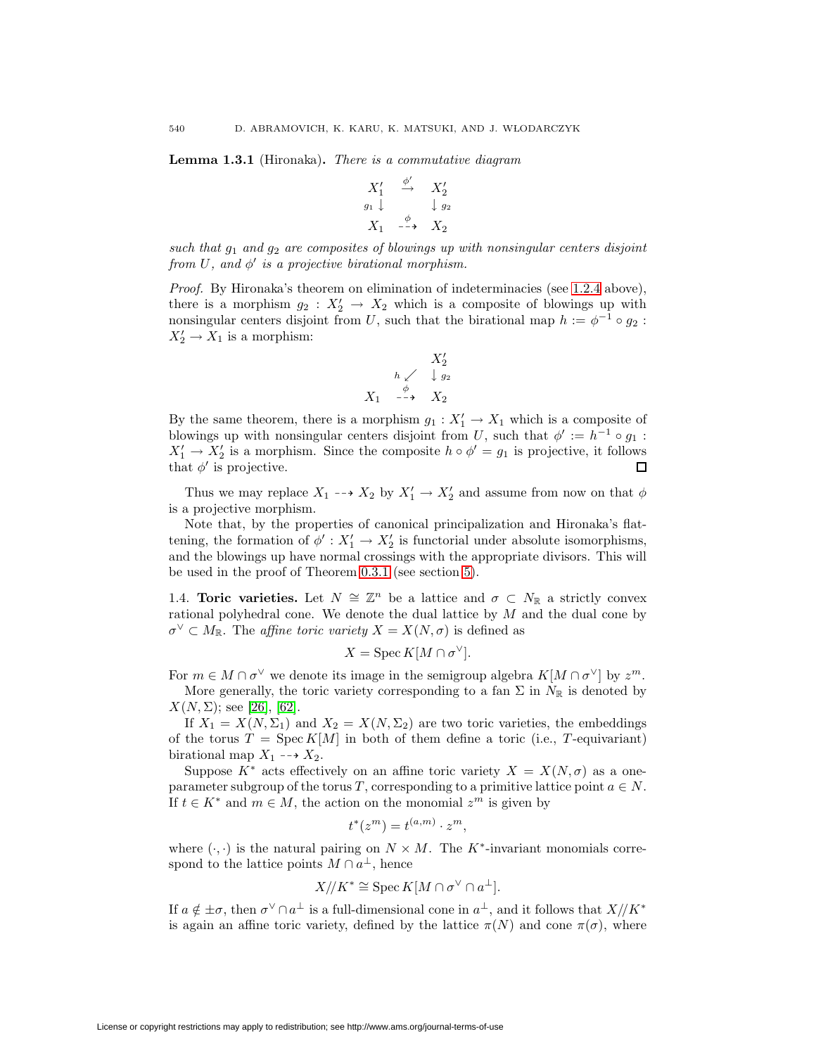**Lemma 1.3.1** (Hironaka)**.** *There is a commutative diagram*

$$\begin{array}{ccc} X_1' & \stackrel{\phi'}{\to} & X_2' \\ {\scriptstyle g_1}\downarrow & & \downarrow{\scriptstyle g_2} \\ X_1 & \stackrel{\phi}{\dashrightarrow} & X_2 \end{array}$$

*such that $g_1$ and $g_2$ are composites of blowings up with nonsingular centers disjoint from $U$, and $\phi'$ is a projective birational morphism.*

*Proof.* By Hironaka's theorem on elimination of indeterminacies (see 1.2.4 above), there is a morphism $g_2 : X_2' \to X_2$ which is a composite of blowings up with nonsingular centers disjoint from $U$, such that the birational map $h := \phi^{-1} \circ g_2 : X_2' \to X_1$ is a morphism:

$$\begin{array}{ccc} & & X_2' \\ & {\scriptstyle h}\swarrow & \downarrow{\scriptstyle g_2} \\ X_1 & \stackrel{\phi}{\dashrightarrow} & X_2 \end{array}$$

By the same theorem, there is a morphism $g_1 : X_1' \to X_1$ which is a composite of blowings up with nonsingular centers disjoint from $U$, such that $\phi' := h^{-1} \circ g_1 : X_1' \to X_2'$ is a morphism. Since the composite $h \circ \phi' = g_1$ is projective, it follows that $\phi'$ is projective. ◻

Thus we may replace $X_1 \dashrightarrow X_2$ by $X_1' \to X_2'$ and assume from now on that $\phi$ is a projective morphism.

Note that, by the properties of canonical principalization and Hironaka's flattening, the formation of $\phi' : X_1' \to X_2'$ is functorial under absolute isomorphisms, and the blowings up have normal crossings with the appropriate divisors. This will be used in the proof of Theorem 0.3.1 (see section 5).

1.4. **Toric varieties.** Let $N \cong \mathbb{Z}^n$ be a lattice and $\sigma \subset N_{\mathbb{R}}$ a strictly convex rational polyhedral cone. We denote the dual lattice by $M$ and the dual cone by $\sigma^\vee \subset M_{\mathbb{R}}$. The *affine toric variety* $X = X(N, \sigma)$ is defined as

$$X = \operatorname{Spec} K[M \cap \sigma^\vee].$$

For $m \in M \cap \sigma^\vee$ we denote its image in the semigroup algebra $K[M \cap \sigma^\vee]$ by $z^m$.

More generally, the toric variety corresponding to a fan $\Sigma$ in $N_{\mathbb{R}}$ is denoted by $X(N, \Sigma)$; see [26], [62].

If $X_1 = X(N, \Sigma_1)$ and $X_2 = X(N, \Sigma_2)$ are two toric varieties, the embeddings of the torus $T = \operatorname{Spec} K[M]$ in both of them define a toric (i.e., $T$-equivariant) birational map $X_1 \dashrightarrow X_2$.

Suppose $K^*$ acts effectively on an affine toric variety $X = X(N, \sigma)$ as a one-parameter subgroup of the torus $T$, corresponding to a primitive lattice point $a \in N$. If $t \in K^*$ and $m \in M$, the action on the monomial $z^m$ is given by

$$t^*(z^m) = t^{(a,m)} \cdot z^m,$$

where $(\cdot, \cdot)$ is the natural pairing on $N \times M$. The $K^*$-invariant monomials correspond to the lattice points $M \cap a^\perp$, hence

$$X /\!/ K^* \cong \operatorname{Spec} K[M \cap \sigma^\vee \cap a^\perp].$$

If $a \notin \pm\sigma$, then $\sigma^\vee \cap a^\perp$ is a full-dimensional cone in $a^\perp$, and it follows that $X/\!/K^*$ is again an affine toric variety, defined by the lattice $\pi(N)$ and cone $\pi(\sigma)$, where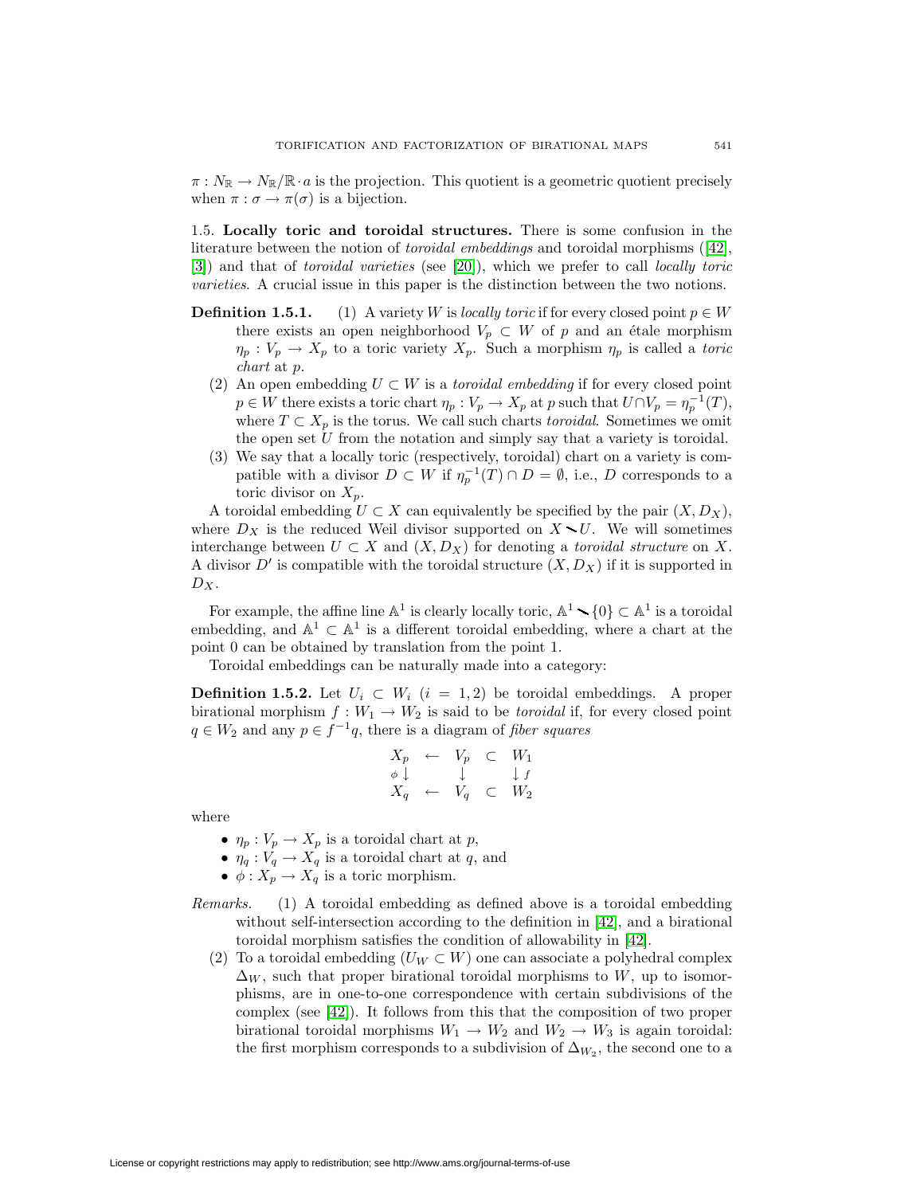$\pi : N_{\mathbb{R}} \to N_{\mathbb{R}}/\mathbb{R} \cdot a$ is the projection. This quotient is a geometric quotient precisely when $\pi : \sigma \to \pi(\sigma)$ is a bijection.

1.5. **Locally toric and toroidal structures.** There is some confusion in the literature between the notion of *toroidal embeddings* and toroidal morphisms ([42], [3]) and that of *toroidal varieties* (see [20]), which we prefer to call *locally toric varieties*. A crucial issue in this paper is the distinction between the two notions.

**Definition 1.5.1.** (1) A variety $W$ is *locally toric* if for every closed point $p \in W$ there exists an open neighborhood $V_p \subset W$ of $p$ and an étale morphism $\eta_p : V_p \to X_p$ to a toric variety $X_p$. Such a morphism $\eta_p$ is called a *toric chart* at $p$.

(2) An open embedding $U \subset W$ is a *toroidal embedding* if for every closed point $p \in W$ there exists a toric chart $\eta_p : V_p \to X_p$ at $p$ such that $U \cap V_p = \eta_p^{-1}(T)$, where $T \subset X_p$ is the torus. We call such charts *toroidal*. Sometimes we omit the open set $U$ from the notation and simply say that a variety is toroidal.

(3) We say that a locally toric (respectively, toroidal) chart on a variety is compatible with a divisor $D \subset W$ if $\eta_p^{-1}(T) \cap D = \emptyset$, i.e., $D$ corresponds to a toric divisor on $X_p$.

A toroidal embedding $U \subset X$ can equivalently be specified by the pair $(X, D_X)$, where $D_X$ is the reduced Weil divisor supported on $X \setminus U$. We will sometimes interchange between $U \subset X$ and $(X, D_X)$ for denoting a *toroidal structure* on $X$. A divisor $D'$ is compatible with the toroidal structure $(X, D_X)$ if it is supported in $D_X$.

For example, the affine line $\mathbb{A}^1$ is clearly locally toric, $\mathbb{A}^1 \setminus \{0\} \subset \mathbb{A}^1$ is a toroidal embedding, and $\mathbb{A}^1 \subset \mathbb{A}^1$ is a different toroidal embedding, where a chart at the point 0 can be obtained by translation from the point 1.

Toroidal embeddings can be naturally made into a category:

**Definition 1.5.2.** Let $U_i \subset W_i$ $(i = 1, 2)$ be toroidal embeddings. A proper birational morphism $f : W_1 \to W_2$ is said to be *toroidal* if, for every closed point $q \in W_2$ and any $p \in f^{-1}q$, there is a diagram of *fiber squares*

$$\begin{array}{ccccc} X_p & \leftarrow & V_p & \subset & W_1 \\ {\scriptstyle \phi}\downarrow & & \downarrow & & \downarrow {\scriptstyle f} \\ X_q & \leftarrow & V_q & \subset & W_2 \end{array}$$

where

- $\eta_p : V_p \to X_p$ is a toroidal chart at $p$,
- $\eta_q : V_q \to X_q$ is a toroidal chart at $q$, and
- $\phi : X_p \to X_q$ is a toric morphism.

*Remarks.* (1) A toroidal embedding as defined above is a toroidal embedding without self-intersection according to the definition in [42], and a birational toroidal morphism satisfies the condition of allowability in [42].

(2) To a toroidal embedding $(U_W \subset W)$ one can associate a polyhedral complex $\Delta_W$, such that proper birational toroidal morphisms to $W$, up to isomorphisms, are in one-to-one correspondence with certain subdivisions of the complex (see [42]). It follows from this that the composition of two proper birational toroidal morphisms $W_1 \to W_2$ and $W_2 \to W_3$ is again toroidal: the first morphism corresponds to a subdivision of $\Delta_{W_2}$, the second one to a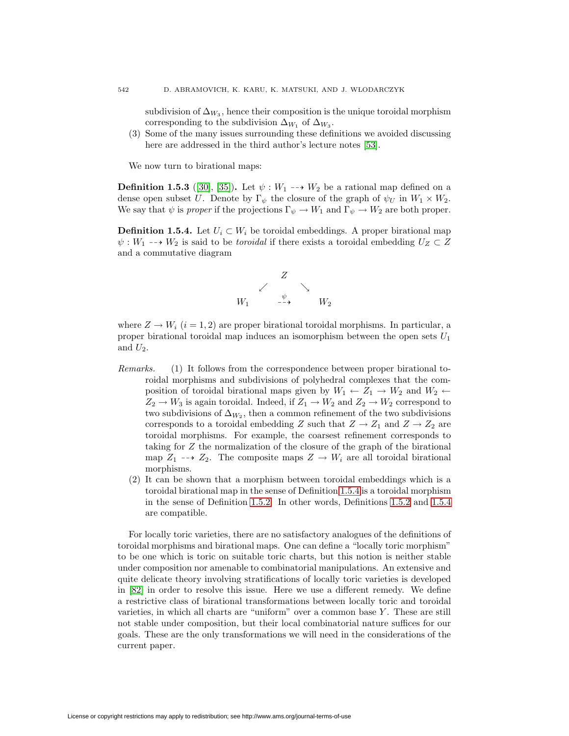subdivision of $\Delta_{W_3}$, hence their composition is the unique toroidal morphism corresponding to the subdivision $\Delta_{W_1}$ of $\Delta_{W_3}$.

(3) Some of the many issues surrounding these definitions we avoided discussing here are addressed in the third author's lecture notes [53].

We now turn to birational maps:

**Definition 1.5.3** ([30], [35])**.** Let $\psi : W_1 \dashrightarrow W_2$ be a rational map defined on a dense open subset $U$. Denote by $\Gamma_\psi$ the closure of the graph of $\psi_U$ in $W_1 \times W_2$. We say that $\psi$ is *proper* if the projections $\Gamma_\psi \to W_1$ and $\Gamma_\psi \to W_2$ are both proper.

**Definition 1.5.4.** Let $U_i \subset W_i$ be toroidal embeddings. A proper birational map $\psi : W_1 \dashrightarrow W_2$ is said to be *toroidal* if there exists a toroidal embedding $U_Z \subset Z$ and a commutative diagram

$$\begin{array}{ccccc} & & Z & & \\ & \swarrow & & \searrow & \\ W_1 & & \overset{\psi}{\dashrightarrow} & & W_2 \end{array}$$

where $Z \to W_i$ $(i = 1, 2)$ are proper birational toroidal morphisms. In particular, a proper birational toroidal map induces an isomorphism between the open sets $U_1$ and $U_2$.

*Remarks.* (1) It follows from the correspondence between proper birational toroidal morphisms and subdivisions of polyhedral complexes that the composition of toroidal birational maps given by $W_1 \leftarrow Z_1 \to W_2$ and $W_2 \leftarrow Z_2 \to W_3$ is again toroidal. Indeed, if $Z_1 \to W_2$ and $Z_2 \to W_2$ correspond to two subdivisions of $\Delta_{W_2}$, then a common refinement of the two subdivisions corresponds to a toroidal embedding $Z$ such that $Z \to Z_1$ and $Z \to Z_2$ are toroidal morphisms. For example, the coarsest refinement corresponds to taking for $Z$ the normalization of the closure of the graph of the birational map $Z_1 \dashrightarrow Z_2$. The composite maps $Z \to W_i$ are all toroidal birational morphisms.

(2) It can be shown that a morphism between toroidal embeddings which is a toroidal birational map in the sense of Definition 1.5.4 is a toroidal morphism in the sense of Definition 1.5.2. In other words, Definitions 1.5.2 and 1.5.4 are compatible.

For locally toric varieties, there are no satisfactory analogues of the definitions of toroidal morphisms and birational maps. One can define a "locally toric morphism" to be one which is toric on suitable toric charts, but this notion is neither stable under composition nor amenable to combinatorial manipulations. An extensive and quite delicate theory involving stratifications of locally toric varieties is developed in [82] in order to resolve this issue. Here we use a different remedy. We define a restrictive class of birational transformations between locally toric and toroidal varieties, in which all charts are "uniform" over a common base $Y$. These are still not stable under composition, but their local combinatorial nature suffices for our goals. These are the only transformations we will need in the considerations of the current paper.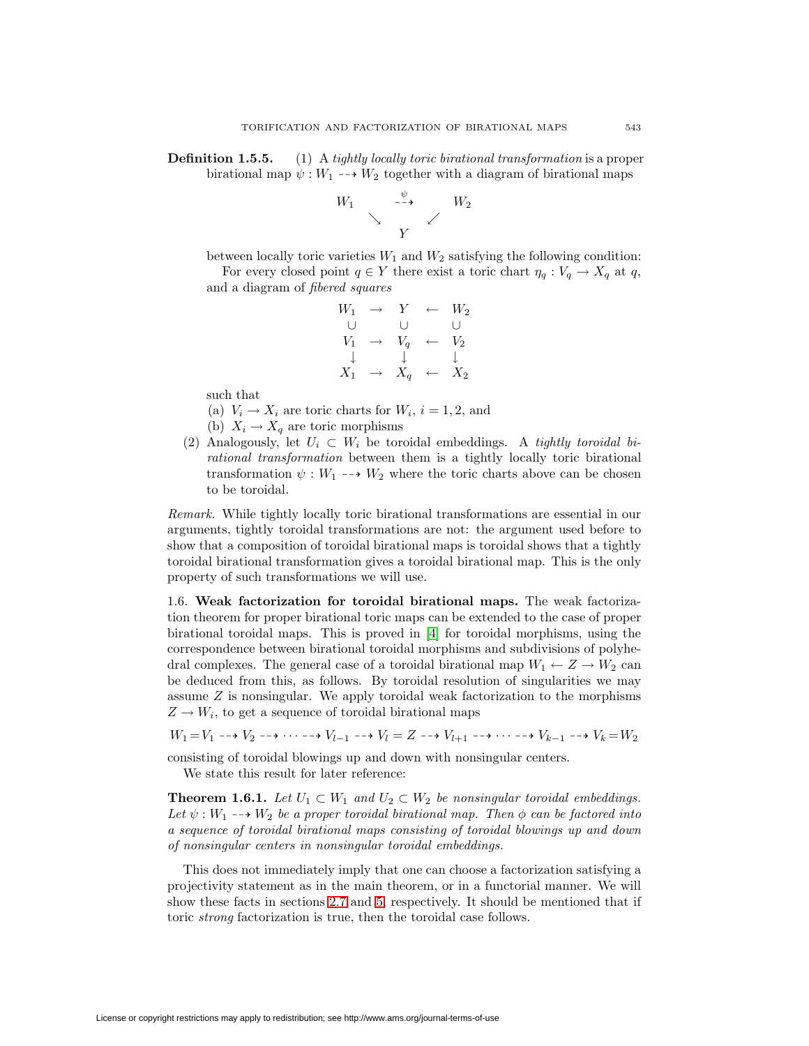**Definition 1.5.5.** (1) A *tightly locally toric birational transformation* is a proper birational map $\psi : W_1 \dashrightarrow W_2$ together with a diagram of birational maps

$$\begin{array}{ccccc} W_1 & & \overset{\psi}{\dashrightarrow} & & W_2 \\ & \searrow & & \swarrow & \\ & & Y & & \end{array}$$

between locally toric varieties $W_1$ and $W_2$ satisfying the following condition:

For every closed point $q \in Y$ there exist a toric chart $\eta_q : V_q \to X_q$ at $q$, and a diagram of *fibered squares*

$$\begin{array}{ccccc} W_1 & \to & Y & \leftarrow & W_2 \\ \cup & & \cup & & \cup \\ V_1 & \to & V_q & \leftarrow & V_2 \\ \downarrow & & \downarrow & & \downarrow \\ X_1 & \to & X_q & \leftarrow & X_2 \end{array}$$

such that

(a) $V_i \to X_i$ are toric charts for $W_i$, $i = 1, 2$, and

(b) $X_i \to X_q$ are toric morphisms

(2) Analogously, let $U_i \subset W_i$ be toroidal embeddings. A *tightly toroidal birational transformation* between them is a tightly locally toric birational transformation $\psi : W_1 \dashrightarrow W_2$ where the toric charts above can be chosen to be toroidal.

*Remark.* While tightly locally toric birational transformations are essential in our arguments, tightly toroidal transformations are not: the argument used before to show that a composition of toroidal birational maps is toroidal shows that a tightly toroidal birational transformation gives a toroidal birational map. This is the only property of such transformations we will use.

1.6. **Weak factorization for toroidal birational maps.** The weak factorization theorem for proper birational toric maps can be extended to the case of proper birational toroidal maps. This is proved in [4] for toroidal morphisms, using the correspondence between birational toroidal morphisms and subdivisions of polyhedral complexes. The general case of a toroidal birational map $W_1 \leftarrow Z \to W_2$ can be deduced from this, as follows. By toroidal resolution of singularities we may assume $Z$ is nonsingular. We apply toroidal weak factorization to the morphisms $Z \to W_i$, to get a sequence of toroidal birational maps

$$W_1 = V_1 \dashrightarrow V_2 \dashrightarrow \cdots \dashrightarrow V_{l-1} \dashrightarrow V_l = Z \dashrightarrow V_{l+1} \dashrightarrow \cdots \dashrightarrow V_{k-1} \dashrightarrow V_k = W_2$$

consisting of toroidal blowings up and down with nonsingular centers.

We state this result for later reference:

**Theorem 1.6.1.** *Let $U_1 \subset W_1$ and $U_2 \subset W_2$ be nonsingular toroidal embeddings. Let $\psi : W_1 \dashrightarrow W_2$ be a proper toroidal birational map. Then $\phi$ can be factored into a sequence of toroidal birational maps consisting of toroidal blowings up and down of nonsingular centers in nonsingular toroidal embeddings.*

This does not immediately imply that one can choose a factorization satisfying a projectivity statement as in the main theorem, or in a functorial manner. We will show these facts in sections 2.7 and 5, respectively. It should be mentioned that if toric *strong* factorization is true, then the toroidal case follows.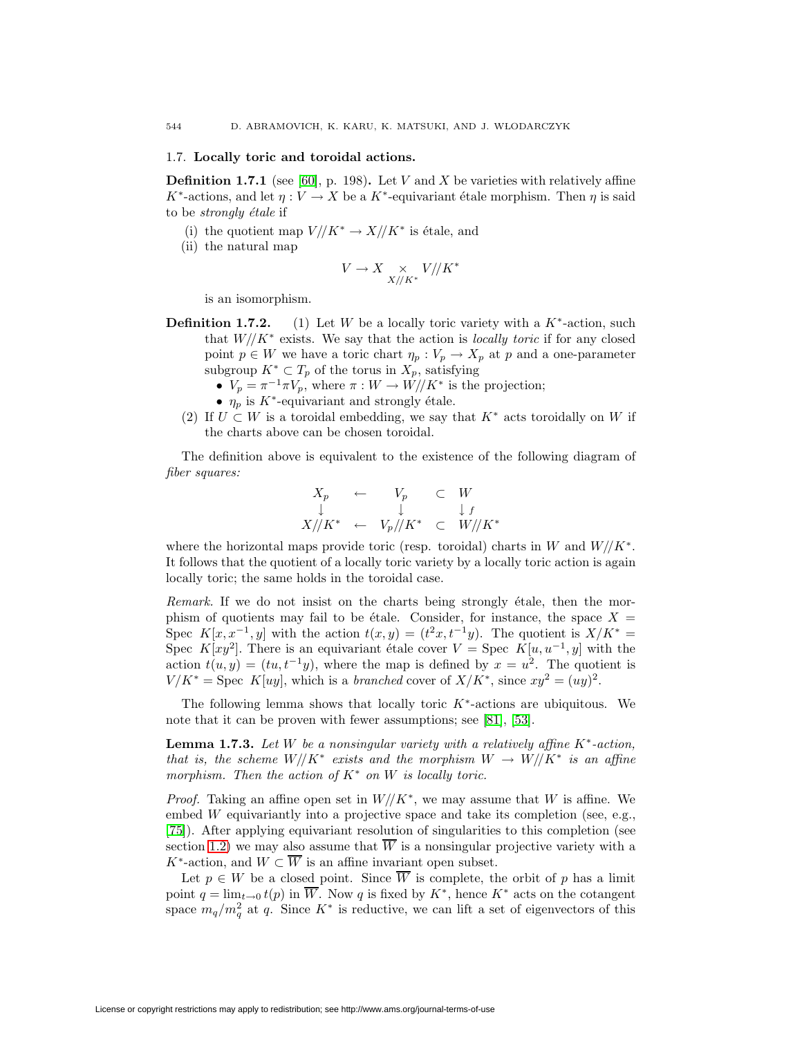### 1.7. Locally toric and toroidal actions.

**Definition 1.7.1** (see [60], p. 198)**.** Let $V$ and $X$ be varieties with relatively affine $K^*$-actions, and let $\eta : V \to X$ be a $K^*$-equivariant étale morphism. Then $\eta$ is said to be *strongly étale* if

(i) the quotient map $V/\!/K^* \to X/\!/K^*$ is étale, and

(ii) the natural map

$$V \to X \underset{X/\!/K^*}{\times} V/\!/K^*$$

is an isomorphism.

**Definition 1.7.2.** (1) Let $W$ be a locally toric variety with a $K^*$-action, such that $W/\!/K^*$ exists. We say that the action is *locally toric* if for any closed point $p \in W$ we have a toric chart $\eta_p : V_p \to X_p$ at $p$ and a one-parameter subgroup $K^* \subset T_p$ of the torus in $X_p$, satisfying

- $V_p = \pi^{-1}\pi V_p$, where $\pi : W \to W/\!/K^*$ is the projection;
- $\eta_p$ is $K^*$-equivariant and strongly étale.

(2) If $U \subset W$ is a toroidal embedding, we say that $K^*$ acts toroidally on $W$ if the charts above can be chosen toroidal.

The definition above is equivalent to the existence of the following diagram of *fiber squares:*

$$\begin{array}{ccccc} X_p & \leftarrow & V_p & \subset & W \\ \downarrow & & \downarrow & & \downarrow f \\ X/\!/K^* & \leftarrow & V_p/\!/K^* & \subset & W/\!/K^* \end{array}$$

where the horizontal maps provide toric (resp. toroidal) charts in $W$ and $W/\!/K^*$. It follows that the quotient of a locally toric variety by a locally toric action is again locally toric; the same holds in the toroidal case.

*Remark.* If we do not insist on the charts being strongly étale, then the morphism of quotients may fail to be étale. Consider, for instance, the space $X =$ Spec $K[x, x^{-1}, y]$ with the action $t(x, y) = (t^2x, t^{-1}y)$. The quotient is $X/K^* =$ Spec $K[xy^2]$. There is an equivariant étale cover $V =$ Spec $K[u, u^{-1}, y]$ with the action $t(u, y) = (tu, t^{-1}y)$, where the map is defined by $x = u^2$. The quotient is $V/K^* =$ Spec $K[uy]$, which is a *branched* cover of $X/K^*$, since $xy^2 = (uy)^2$.

The following lemma shows that locally toric $K^*$-actions are ubiquitous. We note that it can be proven with fewer assumptions; see [81], [53].

**Lemma 1.7.3.** *Let $W$ be a nonsingular variety with a relatively affine $K^*$-action, that is, the scheme $W/\!/K^*$ exists and the morphism $W \to W/\!/K^*$ is an affine morphism. Then the action of $K^*$ on $W$ is locally toric.*

*Proof.* Taking an affine open set in $W/\!/K^*$, we may assume that $W$ is affine. We embed $W$ equivariantly into a projective space and take its completion (see, e.g., [75]). After applying equivariant resolution of singularities to this completion (see section 1.2) we may also assume that $\overline{W}$ is a nonsingular projective variety with a $K^*$-action, and $W \subset \overline{W}$ is an affine invariant open subset.

Let $p \in W$ be a closed point. Since $\overline{W}$ is complete, the orbit of $p$ has a limit point $q = \lim_{t \to 0} t(p)$ in $\overline{W}$. Now $q$ is fixed by $K^*$, hence $K^*$ acts on the cotangent space $m_q/m_q^2$ at $q$. Since $K^*$ is reductive, we can lift a set of eigenvectors of this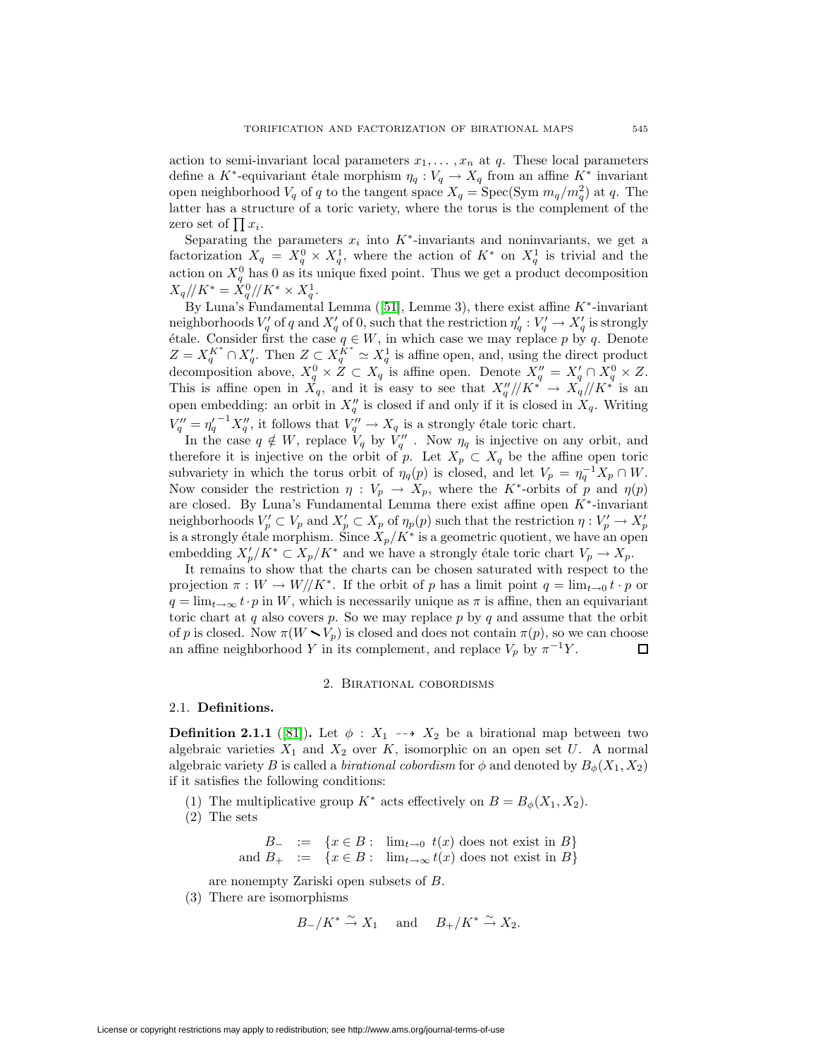action to semi-invariant local parameters $x_1, \dots, x_n$ at $q$. These local parameters define a $K^*$-equivariant étale morphism $\eta_q : V_q \to X_q$ from an affine $K^*$ invariant open neighborhood $V_q$ of $q$ to the tangent space $X_q = \operatorname{Spec}(\operatorname{Sym} m_q/m_q^2)$ at $q$. The latter has a structure of a toric variety, where the torus is the complement of the zero set of $\prod x_i$.

Separating the parameters $x_i$ into $K^*$-invariants and noninvariants, we get a factorization $X_q = X_q^0 \times X_q^1$, where the action of $K^*$ on $X_q^1$ is trivial and the action on $X_q^0$ has 0 as its unique fixed point. Thus we get a product decomposition $X_q/\!/K^* = X_q^0/\!/K^* \times X_q^1$.

By Luna's Fundamental Lemma ([51], Lemme 3), there exist affine $K^*$-invariant neighborhoods $V'_q$ of $q$ and $X'_q$ of 0, such that the restriction $\eta'_q : V'_q \to X'_q$ is strongly étale. Consider first the case $q \in W$, in which case we may replace $p$ by $q$. Denote $Z = X_q^{K^*} \cap X'_q$. Then $Z \subset X_q^{K^*} \simeq X_q^1$ is affine open, and, using the direct product decomposition above, $X_q^0 \times Z \subset X_q$ is affine open. Denote $X''_q = X'_q \cap X_q^0 \times Z$. This is affine open in $X_q$, and it is easy to see that $X''_q/\!/K^* \to X_q/\!/K^*$ is an open embedding: an orbit in $X''_q$ is closed if and only if it is closed in $X_q$. Writing $V''_q = {\eta'_q}^{-1} X''_q$, it follows that $V''_q \to X_q$ is a strongly étale toric chart.

In the case $q \notin W$, replace $V_q$ by $V''_q$ . Now $\eta_q$ is injective on any orbit, and therefore it is injective on the orbit of $p$. Let $X_p \subset X_q$ be the affine open toric subvariety in which the torus orbit of $\eta_q(p)$ is closed, and let $V_p = \eta_q^{-1} X_p \cap W$. Now consider the restriction $\eta : V_p \to X_p$, where the $K^*$-orbits of $p$ and $\eta(p)$ are closed. By Luna's Fundamental Lemma there exist affine open $K^*$-invariant neighborhoods $V'_p \subset V_p$ and $X'_p \subset X_p$ of $\eta_p(p)$ such that the restriction $\eta : V'_p \to X'_p$ is a strongly étale morphism. Since $X_p/K^*$ is a geometric quotient, we have an open embedding $X'_p/K^* \subset X_p/K^*$ and we have a strongly étale toric chart $V_p \to X_p$.

It remains to show that the charts can be chosen saturated with respect to the projection $\pi : W \to W/\!/K^*$. If the orbit of $p$ has a limit point $q = \lim_{t\to 0} t \cdot p$ or $q = \lim_{t\to\infty} t \cdot p$ in $W$, which is necessarily unique as $\pi$ is affine, then an equivariant toric chart at $q$ also covers $p$. So we may replace $p$ by $q$ and assume that the orbit of $p$ is closed. Now $\pi(W \setminus V_p)$ is closed and does not contain $\pi(p)$, so we can choose an affine neighborhood $Y$ in its complement, and replace $V_p$ by $\pi^{-1}Y$. □

## 2. Birational cobordisms

### 2.1. Definitions.

**Definition 2.1.1** ([81]). Let $\phi : X_1 \dashrightarrow X_2$ be a birational map between two algebraic varieties $X_1$ and $X_2$ over $K$, isomorphic on an open set $U$. A normal algebraic variety $B$ is called a *birational cobordism* for $\phi$ and denoted by $B_\phi(X_1, X_2)$ if it satisfies the following conditions:

(1) The multiplicative group $K^*$ acts effectively on $B = B_\phi(X_1, X_2)$.

(2) The sets

$$\begin{aligned} B_- &:= \{x \in B : \ \lim_{t\to 0} t(x) \text{ does not exist in } B\} \\ \text{and } B_+ &:= \{x \in B : \ \lim_{t\to \infty} t(x) \text{ does not exist in } B\} \end{aligned}$$

are nonempty Zariski open subsets of $B$.

(3) There are isomorphisms

$$B_-/K^* \xrightarrow{\sim} X_1 \quad \text{and} \quad B_+/K^* \xrightarrow{\sim} X_2.$$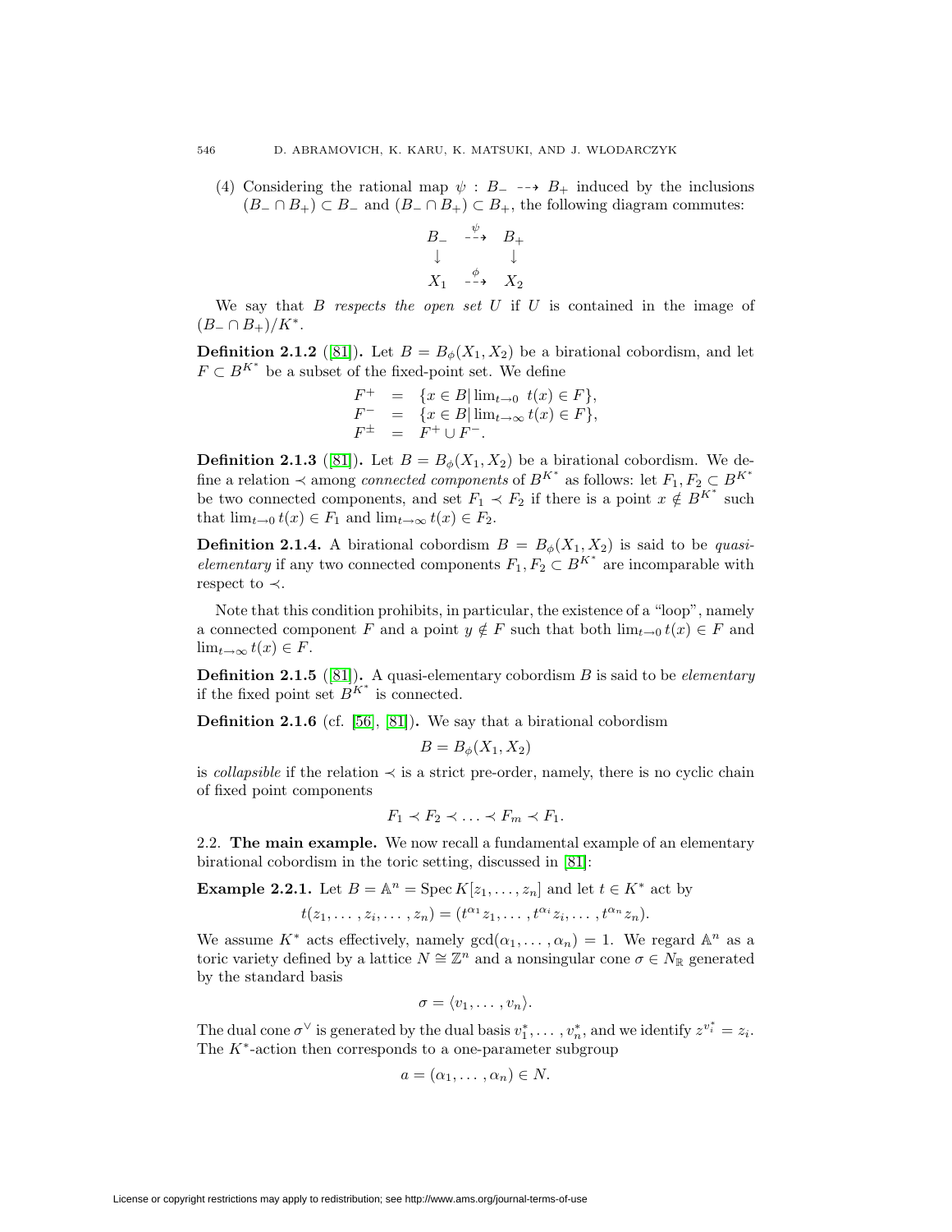(4) Considering the rational map $\psi : B_- \dashrightarrow B_+$ induced by the inclusions $(B_- \cap B_+) \subset B_-$ and $(B_- \cap B_+) \subset B_+$, the following diagram commutes:

$$\begin{array}{ccc} B_- & \overset{\psi}{\dashrightarrow} & B_+ \\ \downarrow & & \downarrow \\ X_1 & \overset{\phi}{\dashrightarrow} & X_2 \end{array}$$

We say that $B$ *respects the open set* $U$ if $U$ is contained in the image of $(B_- \cap B_+)/K^*$.

**Definition 2.1.2** ([81])**.** Let $B = B_\phi(X_1, X_2)$ be a birational cobordism, and let $F \subset B^{K^*}$ be a subset of the fixed-point set. We define

$$\begin{aligned} F^+ &= \{x \in B \mid \lim_{t\to 0} t(x) \in F\}, \\ F^- &= \{x \in B \mid \lim_{t\to \infty} t(x) \in F\}, \\ F^\pm &= F^+ \cup F^-. \end{aligned}$$

**Definition 2.1.3** ([81])**.** Let $B = B_\phi(X_1, X_2)$ be a birational cobordism. We define a relation $\prec$ among *connected components* of $B^{K^*}$ as follows: let $F_1, F_2 \subset B^{K^*}$ be two connected components, and set $F_1 \prec F_2$ if there is a point $x \notin B^{K^*}$ such that $\lim_{t\to 0} t(x) \in F_1$ and $\lim_{t\to\infty} t(x) \in F_2$.

**Definition 2.1.4.** A birational cobordism $B = B_\phi(X_1, X_2)$ is said to be *quasi-elementary* if any two connected components $F_1, F_2 \subset B^{K^*}$ are incomparable with respect to $\prec$.

Note that this condition prohibits, in particular, the existence of a "loop", namely a connected component $F$ and a point $y \notin F$ such that both $\lim_{t\to 0} t(x) \in F$ and $\lim_{t\to\infty} t(x) \in F$.

**Definition 2.1.5** ([81])**.** A quasi-elementary cobordism $B$ is said to be *elementary* if the fixed point set $B^{K^*}$ is connected.

**Definition 2.1.6** (cf. [56], [81])**.** We say that a birational cobordism

$$B = B_\phi(X_1, X_2)$$

is *collapsible* if the relation $\prec$ is a strict pre-order, namely, there is no cyclic chain of fixed point components

$$F_1 \prec F_2 \prec \ldots \prec F_m \prec F_1.$$

2.2. **The main example.** We now recall a fundamental example of an elementary birational cobordism in the toric setting, discussed in [81]:

**Example 2.2.1.** Let $B = \mathbb{A}^n = \operatorname{Spec} K[z_1, \ldots, z_n]$ and let $t \in K^*$ act by

$$t(z_1, \ldots, z_i, \ldots, z_n) = (t^{\alpha_1} z_1, \ldots, t^{\alpha_i} z_i, \ldots, t^{\alpha_n} z_n).$$

We assume $K^*$ acts effectively, namely $\gcd(\alpha_1, \ldots, \alpha_n) = 1$. We regard $\mathbb{A}^n$ as a toric variety defined by a lattice $N \cong \mathbb{Z}^n$ and a nonsingular cone $\sigma \in N_\mathbb{R}$ generated by the standard basis

$$\sigma = \langle v_1, \ldots, v_n \rangle.$$

The dual cone $\sigma^\vee$ is generated by the dual basis $v_1^*, \ldots, v_n^*$, and we identify $z^{v_i^*} = z_i$. The $K^*$-action then corresponds to a one-parameter subgroup

$$a = (\alpha_1, \ldots, \alpha_n) \in N.$$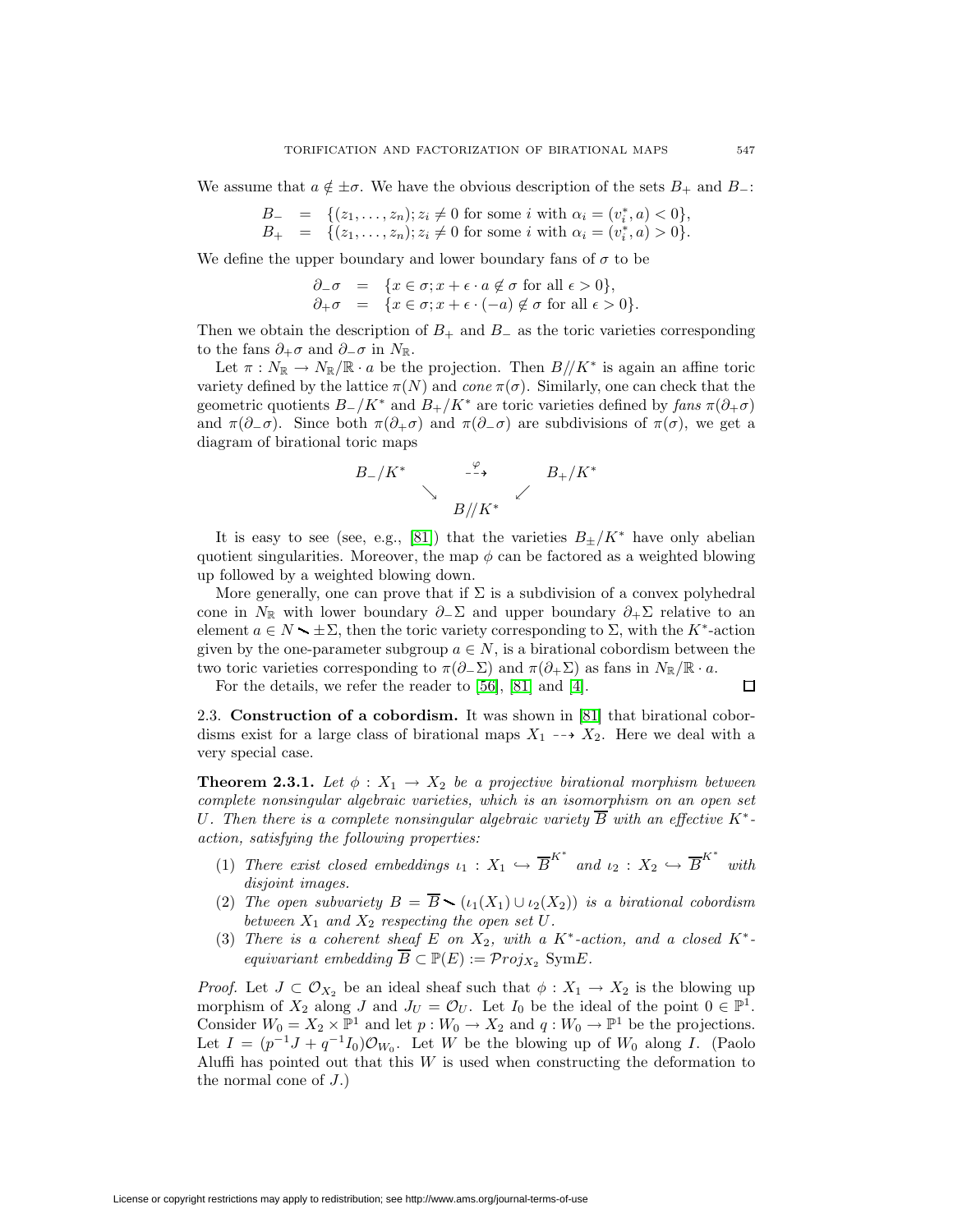We assume that $a \notin \pm\sigma$. We have the obvious description of the sets $B_+$ and $B_-$:

$$\begin{aligned} B_- &= \{(z_1, \ldots, z_n); z_i \neq 0 \text{ for some } i \text{ with } \alpha_i = (v_i^*, a) < 0\}, \\ B_+ &= \{(z_1, \ldots, z_n); z_i \neq 0 \text{ for some } i \text{ with } \alpha_i = (v_i^*, a) > 0\}. \end{aligned}$$

We define the upper boundary and lower boundary fans of $\sigma$ to be

$$\begin{aligned} \partial_-\sigma &= \{x \in \sigma; x + \epsilon \cdot a \notin \sigma \text{ for all } \epsilon > 0\}, \\ \partial_+\sigma &= \{x \in \sigma; x + \epsilon \cdot (-a) \notin \sigma \text{ for all } \epsilon > 0\}. \end{aligned}$$

Then we obtain the description of $B_+$ and $B_-$ as the toric varieties corresponding to the fans $\partial_+\sigma$ and $\partial_-\sigma$ in $N_{\mathbb{R}}$.

Let $\pi : N_{\mathbb{R}} \to N_{\mathbb{R}}/\mathbb{R} \cdot a$ be the projection. Then $B//K^*$ is again an affine toric variety defined by the lattice $\pi(N)$ and *cone* $\pi(\sigma)$. Similarly, one can check that the geometric quotients $B_-/K^*$ and $B_+/K^*$ are toric varieties defined by *fans* $\pi(\partial_+\sigma)$ and $\pi(\partial_-\sigma)$. Since both $\pi(\partial_+\sigma)$ and $\pi(\partial_-\sigma)$ are subdivisions of $\pi(\sigma)$, we get a diagram of birational toric maps

$$\begin{array}{ccc} B_-/K^* & \overset{\varphi}{\dashrightarrow} & B_+/K^* \\ & \searrow \quad \swarrow & \\ & B//K^* & \end{array}$$

It is easy to see (see, e.g., [81]) that the varieties $B_\pm/K^*$ have only abelian quotient singularities. Moreover, the map $\phi$ can be factored as a weighted blowing up followed by a weighted blowing down.

More generally, one can prove that if $\Sigma$ is a subdivision of a convex polyhedral cone in $N_{\mathbb{R}}$ with lower boundary $\partial_-\Sigma$ and upper boundary $\partial_+\Sigma$ relative to an element $a \in N \setminus \pm\Sigma$, then the toric variety corresponding to $\Sigma$, with the $K^*$-action given by the one-parameter subgroup $a \in N$, is a birational cobordism between the two toric varieties corresponding to $\pi(\partial_-\Sigma)$ and $\pi(\partial_+\Sigma)$ as fans in $N_{\mathbb{R}}/\mathbb{R} \cdot a$.

For the details, we refer the reader to [56], [81] and [4]. $\square$

## 2.3. Construction of a cobordism.

It was shown in [81] that birational cobordisms exist for a large class of birational maps $X_1 \dashrightarrow X_2$. Here we deal with a very special case.

**Theorem 2.3.1.** *Let $\phi : X_1 \to X_2$ be a projective birational morphism between complete nonsingular algebraic varieties, which is an isomorphism on an open set $U$. Then there is a complete nonsingular algebraic variety $\overline{B}$ with an effective $K^*$-action, satisfying the following properties:*

1. *There exist closed embeddings $\iota_1 : X_1 \hookrightarrow \overline{B}^{K^*}$ and $\iota_2 : X_2 \hookrightarrow \overline{B}^{K^*}$ with disjoint images.*
2. *The open subvariety $B = \overline{B} \setminus (\iota_1(X_1) \cup \iota_2(X_2))$ is a birational cobordism between $X_1$ and $X_2$ respecting the open set $U$.*
3. *There is a coherent sheaf $E$ on $X_2$, with a $K^*$-action, and a closed $K^*$-equivariant embedding $\overline{B} \subset \mathbb{P}(E) := \mathcal{P}roj_{X_2} \operatorname{Sym} E$.*

*Proof.* Let $J \subset \mathcal{O}_{X_2}$ be an ideal sheaf such that $\phi : X_1 \to X_2$ is the blowing up morphism of $X_2$ along $J$ and $J_U = \mathcal{O}_U$. Let $I_0$ be the ideal of the point $0 \in \mathbb{P}^1$. Consider $W_0 = X_2 \times \mathbb{P}^1$ and let $p : W_0 \to X_2$ and $q : W_0 \to \mathbb{P}^1$ be the projections. Let $I = (p^{-1}J + q^{-1}I_0)\mathcal{O}_{W_0}$. Let $W$ be the blowing up of $W_0$ along $I$. (Paolo Aluffi has pointed out that this $W$ is used when constructing the deformation to the normal cone of $J$.)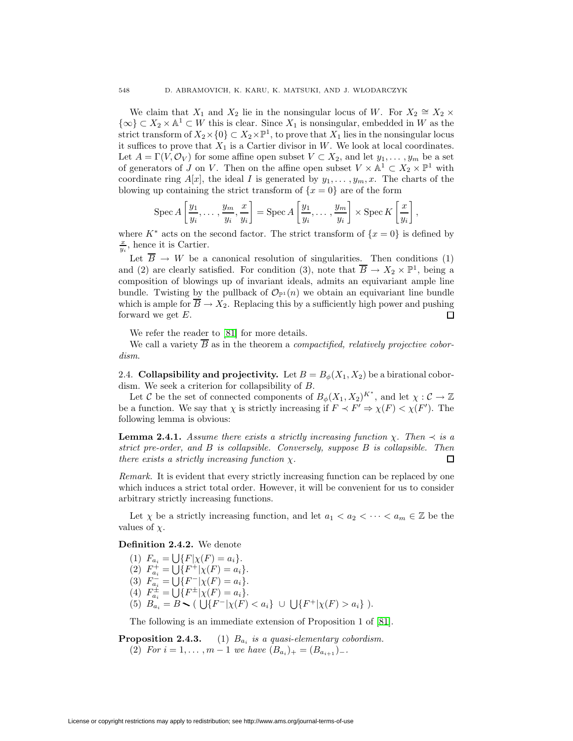We claim that $X_1$ and $X_2$ lie in the nonsingular locus of $W$. For $X_2 \cong X_2 \times \{\infty\} \subset X_2 \times \mathbb{A}^1 \subset W$ this is clear. Since $X_1$ is nonsingular, embedded in $W$ as the strict transform of $X_2 \times \{0\} \subset X_2 \times \mathbb{P}^1$, to prove that $X_1$ lies in the nonsingular locus it suffices to prove that $X_1$ is a Cartier divisor in $W$. We look at local coordinates. Let $A = \Gamma(V, \mathcal{O}_V)$ for some affine open subset $V \subset X_2$, and let $y_1, \dots, y_m$ be a set of generators of $J$ on $V$. Then on the affine open subset $V \times \mathbb{A}^1 \subset X_2 \times \mathbb{P}^1$ with coordinate ring $A[x]$, the ideal $I$ is generated by $y_1, \dots, y_m, x$. The charts of the blowing up containing the strict transform of $\{x = 0\}$ are of the form

$$\operatorname{Spec} A\left[\frac{y_1}{y_i}, \dots, \frac{y_m}{y_i}, \frac{x}{y_i}\right] = \operatorname{Spec} A\left[\frac{y_1}{y_i}, \dots, \frac{y_m}{y_i}\right] \times \operatorname{Spec} K\left[\frac{x}{y_i}\right],$$

where $K^*$ acts on the second factor. The strict transform of $\{x = 0\}$ is defined by $\frac{x}{y_i}$, hence it is Cartier.

Let $\overline{B} \to W$ be a canonical resolution of singularities. Then conditions (1) and (2) are clearly satisfied. For condition (3), note that $\overline{B} \to X_2 \times \mathbb{P}^1$, being a composition of blowings up of invariant ideals, admits an equivariant ample line bundle. Twisting by the pullback of $\mathcal{O}_{\mathbb{P}^1}(n)$ we obtain an equivariant line bundle which is ample for $\overline{B} \to X_2$. Replacing this by a sufficiently high power and pushing forward we get $E$. □

We refer the reader to [81] for more details.

We call a variety $\overline{B}$ as in the theorem a *compactified, relatively projective cobordism*.

**2.4. Collapsibility and projectivity.** Let $B = B_\phi(X_1, X_2)$ be a birational cobordism. We seek a criterion for collapsibility of $B$.

Let $\mathcal{C}$ be the set of connected components of $B_\phi(X_1, X_2)^{K^*}$, and let $\chi : \mathcal{C} \to \mathbb{Z}$ be a function. We say that $\chi$ is strictly increasing if $F \prec F' \Rightarrow \chi(F) < \chi(F')$. The following lemma is obvious:

**Lemma 2.4.1.** *Assume there exists a strictly increasing function $\chi$. Then $\prec$ is a strict pre-order, and $B$ is collapsible. Conversely, suppose $B$ is collapsible. Then there exists a strictly increasing function $\chi$.* □

*Remark.* It is evident that every strictly increasing function can be replaced by one which induces a strict total order. However, it will be convenient for us to consider arbitrary strictly increasing functions.

Let $\chi$ be a strictly increasing function, and let $a_1 < a_2 < \cdots < a_m \in \mathbb{Z}$ be the values of $\chi$.

**Definition 2.4.2.** We denote

1. $F_{a_i} = \bigcup\{F | \chi(F) = a_i\}$.
2. $F^+_{a_i} = \bigcup\{F^+ | \chi(F) = a_i\}$.
3. $F^-_{a_i} = \bigcup\{F^- | \chi(F) = a_i\}$.
4. $F^\pm_{a_i} = \bigcup\{F^\pm | \chi(F) = a_i\}$.
5. $B_{a_i} = B \smallsetminus (\ \bigcup\{F^- | \chi(F) < a_i\} \ \cup \ \bigcup\{F^+ | \chi(F) > a_i\}\ )$.

The following is an immediate extension of Proposition 1 of [81].

**Proposition 2.4.3.** (1) *$B_{a_i}$ is a quasi-elementary cobordism.*
(2) *For $i = 1, \dots, m-1$ we have $(B_{a_i})_+ = (B_{a_{i+1}})_-$.*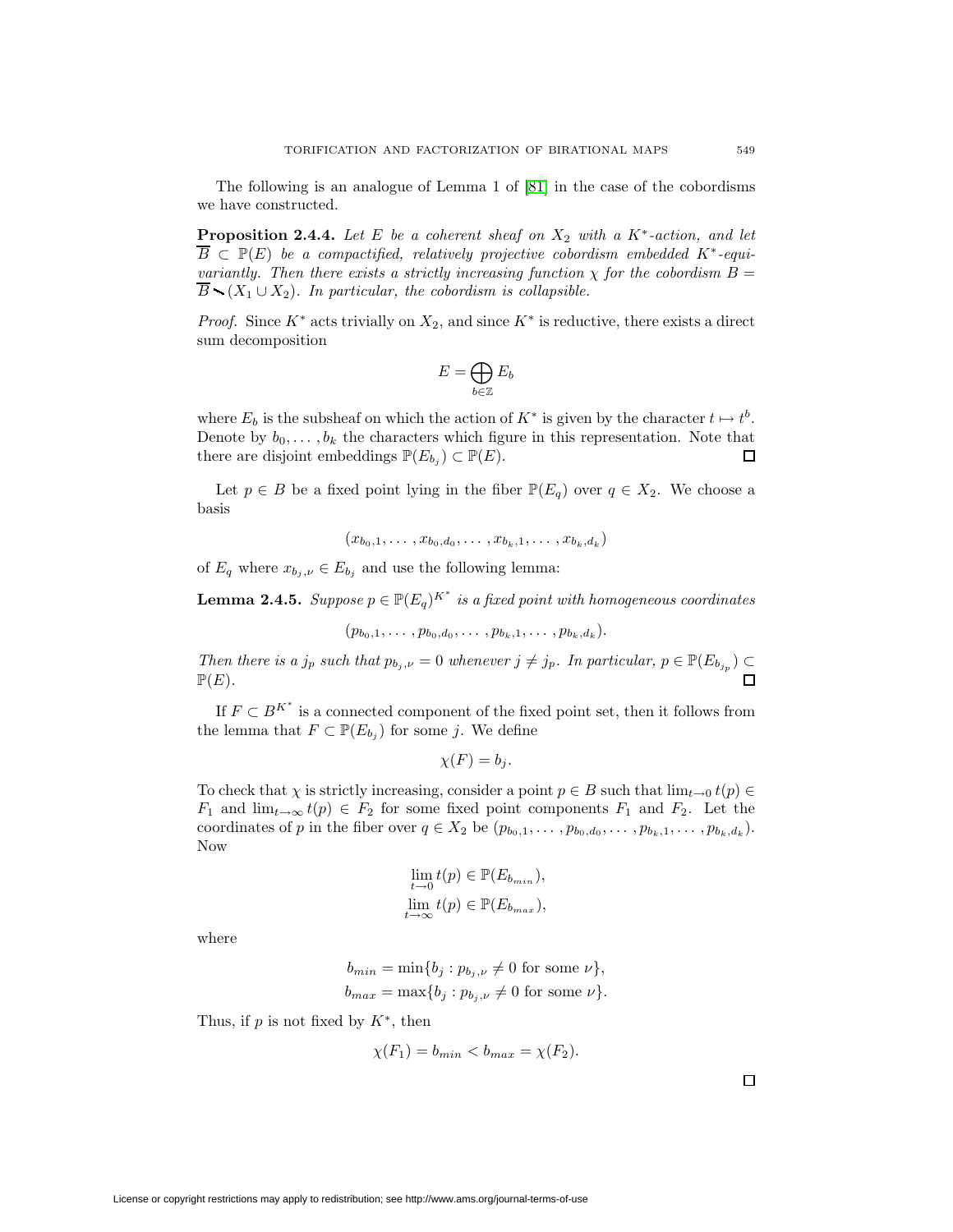The following is an analogue of Lemma 1 of [81] in the case of the cobordisms we have constructed.

**Proposition 2.4.4.** *Let $E$ be a coherent sheaf on $X_2$ with a $K^*$-action, and let $\overline{B} \subset \mathbb{P}(E)$ be a compactified, relatively projective cobordism embedded $K^*$-equivariantly. Then there exists a strictly increasing function $\chi$ for the cobordism $B = \overline{B} \smallsetminus (X_1 \cup X_2)$. In particular, the cobordism is collapsible.*

*Proof.* Since $K^*$ acts trivially on $X_2$, and since $K^*$ is reductive, there exists a direct sum decomposition

$$E = \bigoplus_{b \in \mathbb{Z}} E_b$$

where $E_b$ is the subsheaf on which the action of $K^*$ is given by the character $t \mapsto t^b$. Denote by $b_0, \dots, b_k$ the characters which figure in this representation. Note that there are disjoint embeddings $\mathbb{P}(E_{b_j}) \subset \mathbb{P}(E)$. ☐

Let $p \in B$ be a fixed point lying in the fiber $\mathbb{P}(E_q)$ over $q \in X_2$. We choose a basis

$$(x_{b_0,1}, \dots, x_{b_0,d_0}, \dots, x_{b_k,1}, \dots, x_{b_k,d_k})$$

of $E_q$ where $x_{b_j,\nu} \in E_{b_j}$ and use the following lemma:

**Lemma 2.4.5.** *Suppose $p \in \mathbb{P}(E_q)^{K^*}$ is a fixed point with homogeneous coordinates*

$$(p_{b_0,1}, \dots, p_{b_0,d_0}, \dots, p_{b_k,1}, \dots, p_{b_k,d_k}).$$

*Then there is a $j_p$ such that $p_{b_j,\nu} = 0$ whenever $j \neq j_p$. In particular, $p \in \mathbb{P}(E_{b_{j_p}}) \subset \mathbb{P}(E)$.* ☐

If $F \subset B^{K^*}$ is a connected component of the fixed point set, then it follows from the lemma that $F \subset \mathbb{P}(E_{b_j})$ for some $j$. We define

$$\chi(F) = b_j.$$

To check that $\chi$ is strictly increasing, consider a point $p \in B$ such that $\lim_{t \to 0} t(p) \in F_1$ and $\lim_{t \to \infty} t(p) \in F_2$ for some fixed point components $F_1$ and $F_2$. Let the coordinates of $p$ in the fiber over $q \in X_2$ be $(p_{b_0,1}, \dots, p_{b_0,d_0}, \dots, p_{b_k,1}, \dots, p_{b_k,d_k})$. Now

$$\lim_{t \to 0} t(p) \in \mathbb{P}(E_{b_{min}}),$$
$$\lim_{t \to \infty} t(p) \in \mathbb{P}(E_{b_{max}}),$$

where

$$b_{min} = \min\{b_j : p_{b_j,\nu} \neq 0 \text{ for some } \nu\},$$
$$b_{max} = \max\{b_j : p_{b_j,\nu} \neq 0 \text{ for some } \nu\}.$$

Thus, if $p$ is not fixed by $K^*$, then

$$\chi(F_1) = b_{min} < b_{max} = \chi(F_2).$$

☐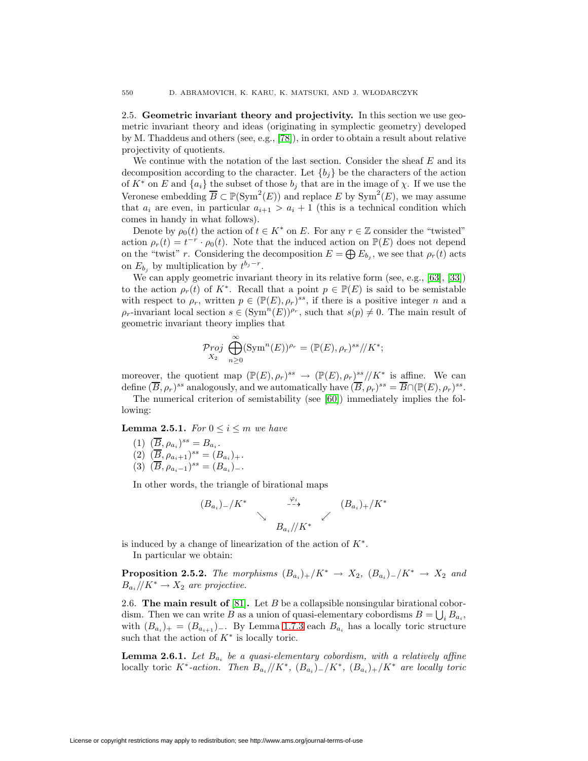2.5. **Geometric invariant theory and projectivity.** In this section we use geometric invariant theory and ideas (originating in symplectic geometry) developed by M. Thaddeus and others (see, e.g., [78]), in order to obtain a result about relative projectivity of quotients.

We continue with the notation of the last section. Consider the sheaf $E$ and its decomposition according to the character. Let $\{b_j\}$ be the characters of the action of $K^*$ on $E$ and $\{a_i\}$ the subset of those $b_j$ that are in the image of $\chi$. If we use the Veronese embedding $\overline{B} \subset \mathbb{P}(\mathrm{Sym}^2(E))$ and replace $E$ by $\mathrm{Sym}^2(E)$, we may assume that $a_i$ are even, in particular $a_{i+1} > a_i + 1$ (this is a technical condition which comes in handy in what follows).

Denote by $\rho_0(t)$ the action of $t \in K^*$ on $E$. For any $r \in \mathbb{Z}$ consider the "twisted" action $\rho_r(t) = t^{-r} \cdot \rho_0(t)$. Note that the induced action on $\mathbb{P}(E)$ does not depend on the "twist" $r$. Considering the decomposition $E = \bigoplus E_{b_j}$, we see that $\rho_r(t)$ acts on $E_{b_j}$ by multiplication by $t^{b_j - r}$.

We can apply geometric invariant theory in its relative form (see, e.g., [63], [33]) to the action $\rho_r(t)$ of $K^*$. Recall that a point $p \in \mathbb{P}(E)$ is said to be semistable with respect to $\rho_r$, written $p \in (\mathbb{P}(E), \rho_r)^{ss}$, if there is a positive integer $n$ and a $\rho_r$-invariant local section $s \in (\mathrm{Sym}^n(E))^{\rho_r}$, such that $s(p) \neq 0$. The main result of geometric invariant theory implies that

$$\mathop{\mathcal{P}roj}_{X_2} \bigoplus_{n \geq 0}^{\infty} (\mathrm{Sym}^n(E))^{\rho_r} = (\mathbb{P}(E), \rho_r)^{ss} /\!/ K^*;$$

moreover, the quotient map $(\mathbb{P}(E), \rho_r)^{ss} \to (\mathbb{P}(E), \rho_r)^{ss} /\!/ K^*$ is affine. We can define $(\overline{B}, \rho_r)^{ss}$ analogously, and we automatically have $(\overline{B}, \rho_r)^{ss} = \overline{B} \cap (\mathbb{P}(E), \rho_r)^{ss}$.

The numerical criterion of semistability (see [60]) immediately implies the following:

**Lemma 2.5.1.** *For $0 \leq i \leq m$ we have*

1. $(\overline{B}, \rho_{a_i})^{ss} = B_{a_i}$.
2. $(\overline{B}, \rho_{a_i+1})^{ss} = (B_{a_i})_+$.
3. $(\overline{B}, \rho_{a_i-1})^{ss} = (B_{a_i})_-$.

In other words, the triangle of birational maps

$$\begin{array}{ccc} (B_{a_i})_-/K^* & \overset{\varphi_i}{\dashrightarrow} & (B_{a_i})_+/K^* \\ & \searrow \quad \swarrow & \\ & B_{a_i}/\!/K^* & \end{array}$$

is induced by a change of linearization of the action of $K^*$.

In particular we obtain:

**Proposition 2.5.2.** *The morphisms $(B_{a_i})_+/K^* \to X_2$, $(B_{a_i})_-/K^* \to X_2$ and $B_{a_i}/\!/K^* \to X_2$ are projective.*

2.6. **The main result of [81].** Let $B$ be a collapsible nonsingular birational cobordism. Then we can write $B$ as a union of quasi-elementary cobordisms $B = \bigcup_i B_{a_i}$, with $(B_{a_i})_+ = (B_{a_{i+1}})_-$. By Lemma 1.7.3 each $B_{a_i}$ has a locally toric structure such that the action of $K^*$ is locally toric.

**Lemma 2.6.1.** *Let $B_{a_i}$ be a quasi-elementary cobordism, with a relatively affine locally toric $K^*$-action. Then $B_{a_i}/\!/K^*$, $(B_{a_i})_-/K^*$, $(B_{a_i})_+/K^*$ are locally toric*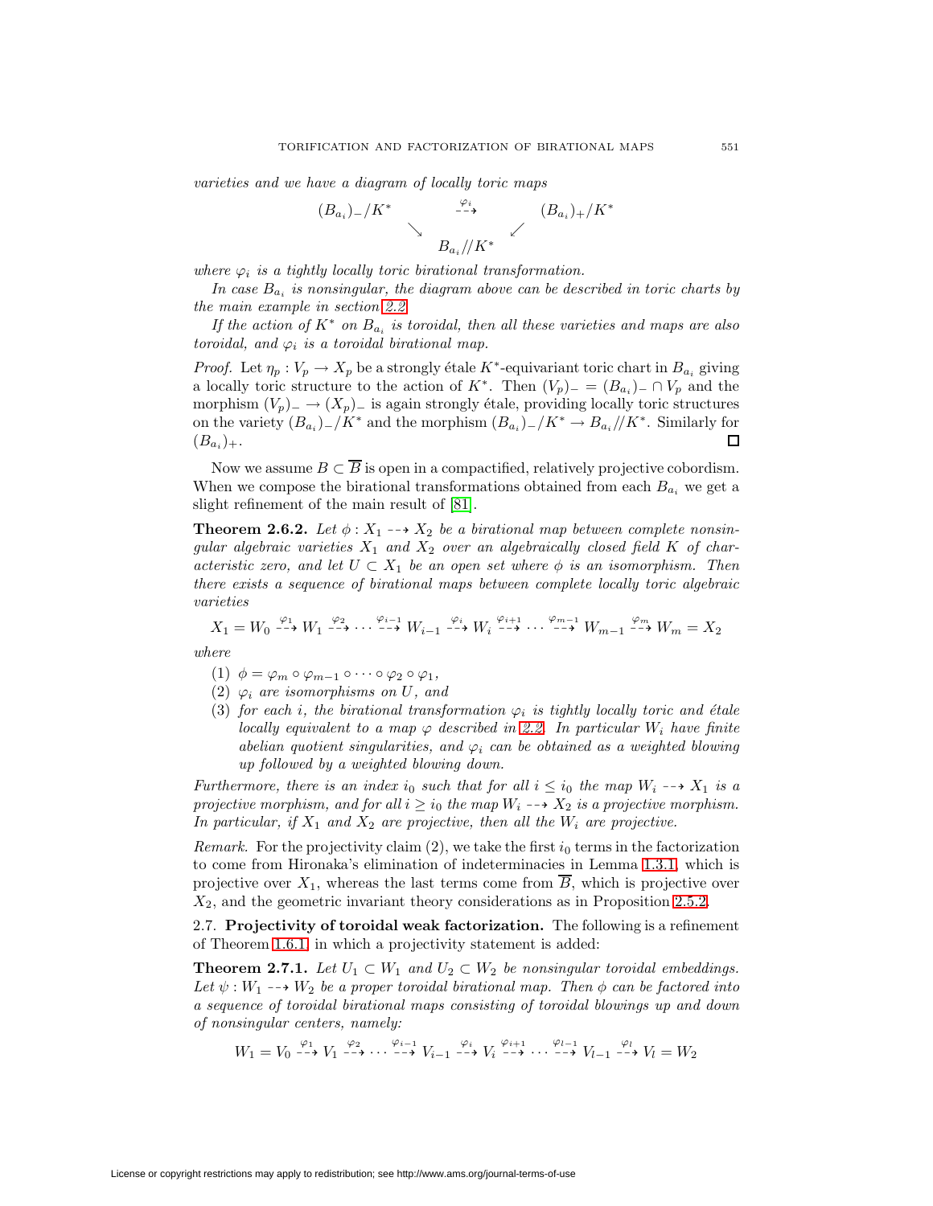*varieties and we have a diagram of locally toric maps*

$$\begin{array}{ccc} (B_{a_i})_-/K^* & \overset{\varphi_i}{\dashrightarrow} & (B_{a_i})_+/K^* \\ & \searrow \quad \swarrow & \\ & B_{a_i}//K^* & \end{array}$$

*where $\varphi_i$ is a tightly locally toric birational transformation.*

*In case $B_{a_i}$ is nonsingular, the diagram above can be described in toric charts by the main example in section 2.2.*

*If the action of $K^*$ on $B_{a_i}$ is toroidal, then all these varieties and maps are also toroidal, and $\varphi_i$ is a toroidal birational map.*

*Proof.* Let $\eta_p : V_p \to X_p$ be a strongly étale $K^*$-equivariant toric chart in $B_{a_i}$ giving a locally toric structure to the action of $K^*$. Then $(V_p)_- = (B_{a_i})_- \cap V_p$ and the morphism $(V_p)_- \to (X_p)_-$ is again strongly étale, providing locally toric structures on the variety $(B_{a_i})_-/K^*$ and the morphism $(B_{a_i})_-/K^* \to B_{a_i}//K^*$. Similarly for $(B_{a_i})_+$. ◻

Now we assume $B \subset \overline{B}$ is open in a compactified, relatively projective cobordism. When we compose the birational transformations obtained from each $B_{a_i}$ we get a slight refinement of the main result of [81].

**Theorem 2.6.2.** *Let $\phi : X_1 \dashrightarrow X_2$ be a birational map between complete nonsingular algebraic varieties $X_1$ and $X_2$ over an algebraically closed field $K$ of characteristic zero, and let $U \subset X_1$ be an open set where $\phi$ is an isomorphism. Then there exists a sequence of birational maps between complete locally toric algebraic varieties*

$$X_1 = W_0 \overset{\varphi_1}{\dashrightarrow} W_1 \overset{\varphi_2}{\dashrightarrow} \cdots \overset{\varphi_{i-1}}{\dashrightarrow} W_{i-1} \overset{\varphi_i}{\dashrightarrow} W_i \overset{\varphi_{i+1}}{\dashrightarrow} \cdots \overset{\varphi_{m-1}}{\dashrightarrow} W_{m-1} \overset{\varphi_m}{\dashrightarrow} W_m = X_2$$

*where*

1. *$\phi = \varphi_m \circ \varphi_{m-1} \circ \cdots \circ \varphi_2 \circ \varphi_1$,*
2. *$\varphi_i$ are isomorphisms on $U$, and*
3. *for each $i$, the birational transformation $\varphi_i$ is tightly locally toric and étale locally equivalent to a map $\varphi$ described in 2.2. In particular $W_i$ have finite abelian quotient singularities, and $\varphi_i$ can be obtained as a weighted blowing up followed by a weighted blowing down.*

*Furthermore, there is an index $i_0$ such that for all $i \leq i_0$ the map $W_i \dashrightarrow X_1$ is a projective morphism, and for all $i \geq i_0$ the map $W_i \dashrightarrow X_2$ is a projective morphism. In particular, if $X_1$ and $X_2$ are projective, then all the $W_i$ are projective.*

*Remark.* For the projectivity claim (2), we take the first $i_0$ terms in the factorization to come from Hironaka's elimination of indeterminacies in Lemma 1.3.1, which is projective over $X_1$, whereas the last terms come from $\overline{B}$, which is projective over $X_2$, and the geometric invariant theory considerations as in Proposition 2.5.2.

2.7. **Projectivity of toroidal weak factorization.** The following is a refinement of Theorem 1.6.1 in which a projectivity statement is added:

**Theorem 2.7.1.** *Let $U_1 \subset W_1$ and $U_2 \subset W_2$ be nonsingular toroidal embeddings. Let $\psi : W_1 \dashrightarrow W_2$ be a proper toroidal birational map. Then $\phi$ can be factored into a sequence of toroidal birational maps consisting of toroidal blowings up and down of nonsingular centers, namely:*

$$W_1 = V_0 \overset{\varphi_1}{\dashrightarrow} V_1 \overset{\varphi_2}{\dashrightarrow} \cdots \overset{\varphi_{i-1}}{\dashrightarrow} V_{i-1} \overset{\varphi_i}{\dashrightarrow} V_i \overset{\varphi_{i+1}}{\dashrightarrow} \cdots \overset{\varphi_{l-1}}{\dashrightarrow} V_{l-1} \overset{\varphi_l}{\dashrightarrow} V_l = W_2$$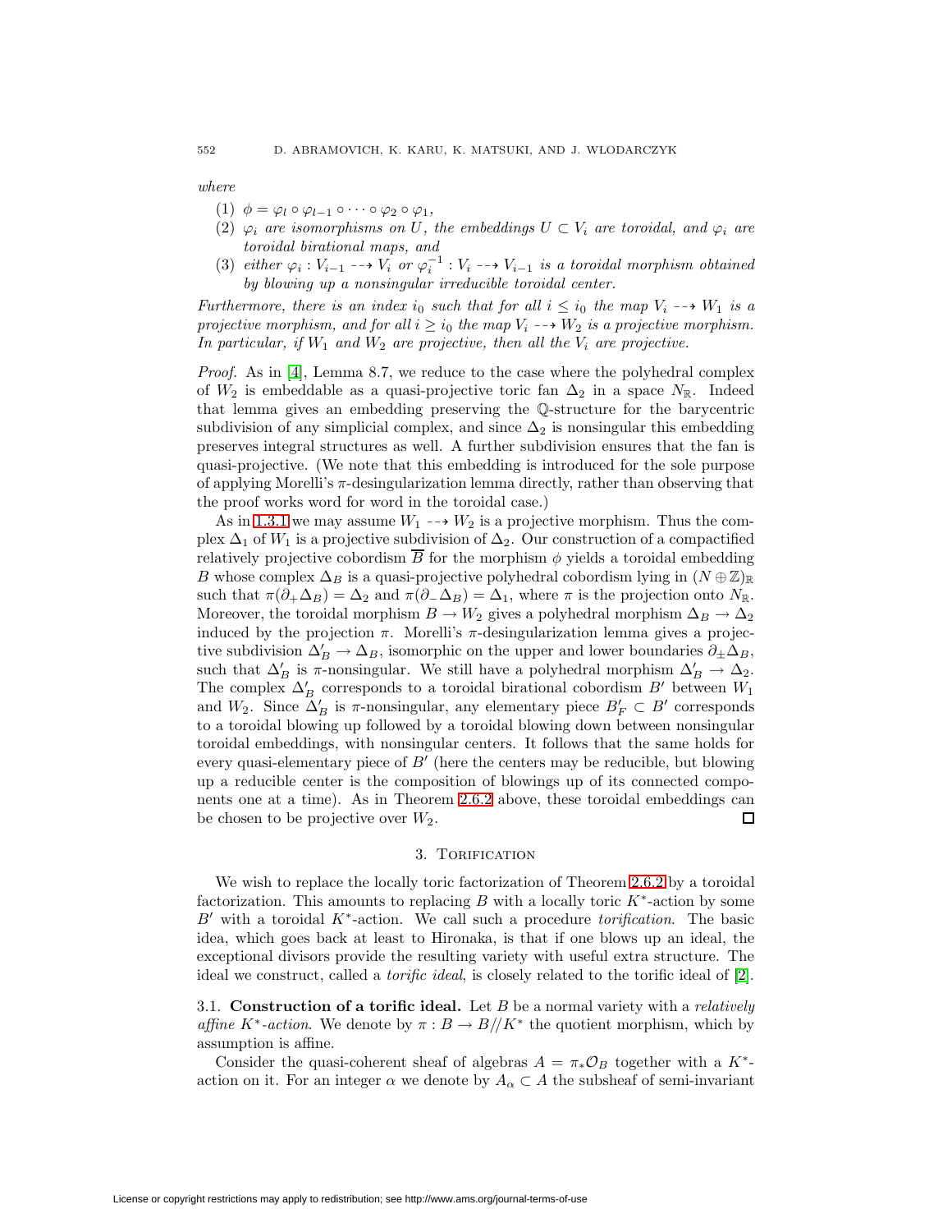*where*

1. $\phi = \varphi_l \circ \varphi_{l-1} \circ \cdots \circ \varphi_2 \circ \varphi_1$,
2. $\varphi_i$ *are isomorphisms on* $U$*, the embeddings* $U \subset V_i$ *are toroidal, and* $\varphi_i$ *are toroidal birational maps, and*
3. *either* $\varphi_i : V_{i-1} \dashrightarrow V_i$ *or* $\varphi_i^{-1} : V_i \dashrightarrow V_{i-1}$ *is a toroidal morphism obtained by blowing up a nonsingular irreducible toroidal center.*

*Furthermore, there is an index* $i_0$ *such that for all* $i \le i_0$ *the map* $V_i \dashrightarrow W_1$ *is a projective morphism, and for all* $i \ge i_0$ *the map* $V_i \dashrightarrow W_2$ *is a projective morphism. In particular, if* $W_1$ *and* $W_2$ *are projective, then all the* $V_i$ *are projective.*

*Proof.* As in [4], Lemma 8.7, we reduce to the case where the polyhedral complex of $W_2$ is embeddable as a quasi-projective toric fan $\Delta_2$ in a space $N_{\mathbb{R}}$. Indeed that lemma gives an embedding preserving the $\mathbb{Q}$-structure for the barycentric subdivision of any simplicial complex, and since $\Delta_2$ is nonsingular this embedding preserves integral structures as well. A further subdivision ensures that the fan is quasi-projective. (We note that this embedding is introduced for the sole purpose of applying Morelli's $\pi$-desingularization lemma directly, rather than observing that the proof works word for word in the toroidal case.)

As in 1.3.1 we may assume $W_1 \dashrightarrow W_2$ is a projective morphism. Thus the complex $\Delta_1$ of $W_1$ is a projective subdivision of $\Delta_2$. Our construction of a compactified relatively projective cobordism $\overline{B}$ for the morphism $\phi$ yields a toroidal embedding $B$ whose complex $\Delta_B$ is a quasi-projective polyhedral cobordism lying in $(N \oplus \mathbb{Z})_{\mathbb{R}}$ such that $\pi(\partial_+\Delta_B) = \Delta_2$ and $\pi(\partial_-\Delta_B) = \Delta_1$, where $\pi$ is the projection onto $N_{\mathbb{R}}$. Moreover, the toroidal morphism $B \to W_2$ gives a polyhedral morphism $\Delta_B \to \Delta_2$ induced by the projection $\pi$. Morelli's $\pi$-desingularization lemma gives a projective subdivision $\Delta_B' \to \Delta_B$, isomorphic on the upper and lower boundaries $\partial_\pm \Delta_B$, such that $\Delta_B'$ is $\pi$-nonsingular. We still have a polyhedral morphism $\Delta_B' \to \Delta_2$. The complex $\Delta_B'$ corresponds to a toroidal birational cobordism $B'$ between $W_1$ and $W_2$. Since $\Delta_B'$ is $\pi$-nonsingular, any elementary piece $B_F' \subset B'$ corresponds to a toroidal blowing up followed by a toroidal blowing down between nonsingular toroidal embeddings, with nonsingular centers. It follows that the same holds for every quasi-elementary piece of $B'$ (here the centers may be reducible, but blowing up a reducible center is the composition of blowings up of its connected components one at a time). As in Theorem 2.6.2 above, these toroidal embeddings can be chosen to be projective over $W_2$. ☐

## 3. Torification

We wish to replace the locally toric factorization of Theorem 2.6.2 by a toroidal factorization. This amounts to replacing $B$ with a locally toric $K^*$-action by some $B'$ with a toroidal $K^*$-action. We call such a procedure *torification*. The basic idea, which goes back at least to Hironaka, is that if one blows up an ideal, the exceptional divisors provide the resulting variety with useful extra structure. The ideal we construct, called a *torific ideal*, is closely related to the torific ideal of [2].

3.1. **Construction of a torific ideal.** Let $B$ be a normal variety with a *relatively affine* $K^*$*-action*. We denote by $\pi : B \to B/\!/K^*$ the quotient morphism, which by assumption is affine.

Consider the quasi-coherent sheaf of algebras $A = \pi_*\mathcal{O}_B$ together with a $K^*$-action on it. For an integer $\alpha$ we denote by $A_\alpha \subset A$ the subsheaf of semi-invariant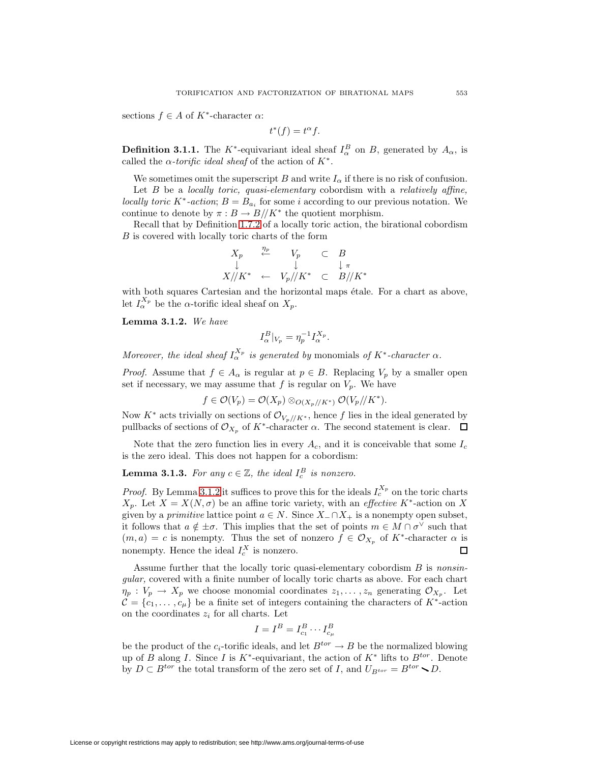sections $f \in A$ of $K^*$-character $\alpha$:

$$t^*(f) = t^\alpha f.$$

**Definition 3.1.1.** The $K^*$-equivariant ideal sheaf $I^B_\alpha$ on $B$, generated by $A_\alpha$, is called the *$\alpha$-torific ideal sheaf* of the action of $K^*$.

We sometimes omit the superscript $B$ and write $I_\alpha$ if there is no risk of confusion.

Let $B$ be a *locally toric, quasi-elementary* cobordism with a *relatively affine, locally toric $K^*$-action*; $B = B_{a_i}$ for some $i$ according to our previous notation. We continue to denote by $\pi : B \to B/\!/K^*$ the quotient morphism.

Recall that by Definition 1.7.2 of a locally toric action, the birational cobordism $B$ is covered with locally toric charts of the form

$$\begin{array}{ccccc} X_p & \stackrel{\eta_p}{\leftarrow} & V_p & \subset & B \\ \downarrow & & \downarrow & & \downarrow \pi \\ X/\!/K^* & \leftarrow & V_p/\!/K^* & \subset & B/\!/K^* \end{array}$$

with both squares Cartesian and the horizontal maps étale. For a chart as above, let $I^{X_p}_\alpha$ be the $\alpha$-torific ideal sheaf on $X_p$.

**Lemma 3.1.2.** *We have*

$$I^B_\alpha|_{V_p} = \eta_p^{-1} I^{X_p}_\alpha.$$

*Moreover, the ideal sheaf $I^{X_p}_\alpha$ is generated by* monomials *of $K^*$-character $\alpha$.*

*Proof.* Assume that $f \in A_\alpha$ is regular at $p \in B$. Replacing $V_p$ by a smaller open set if necessary, we may assume that $f$ is regular on $V_p$. We have

$$f \in \mathcal{O}(V_p) = \mathcal{O}(X_p) \otimes_{O(X_p/\!/K^*)} \mathcal{O}(V_p/\!/K^*).$$

Now $K^*$ acts trivially on sections of $\mathcal{O}_{V_p/\!/K^*}$, hence $f$ lies in the ideal generated by pullbacks of sections of $\mathcal{O}_{X_p}$ of $K^*$-character $\alpha$. The second statement is clear. $\square$

Note that the zero function lies in every $A_c$, and it is conceivable that some $I_c$ is the zero ideal. This does not happen for a cobordism:

**Lemma 3.1.3.** *For any $c \in \mathbb{Z}$, the ideal $I^B_c$ is nonzero.*

*Proof.* By Lemma 3.1.2 it suffices to prove this for the ideals $I^{X_p}_c$ on the toric charts $X_p$. Let $X = X(N, \sigma)$ be an affine toric variety, with an *effective* $K^*$-action on $X$ given by a *primitive* lattice point $a \in N$. Since $X_- \cap X_+$ is a nonempty open subset, it follows that $a \notin \pm\sigma$. This implies that the set of points $m \in M \cap \sigma^\vee$ such that $(m, a) = c$ is nonempty. Thus the set of nonzero $f \in \mathcal{O}_{X_p}$ of $K^*$-character $\alpha$ is nonempty. Hence the ideal $I^X_c$ is nonzero. $\square$

Assume further that the locally toric quasi-elementary cobordism $B$ is *nonsingular,* covered with a finite number of locally toric charts as above. For each chart $\eta_p : V_p \to X_p$ we choose monomial coordinates $z_1, \ldots, z_n$ generating $\mathcal{O}_{X_p}$. Let $\mathcal{C} = \{c_1, \ldots, c_\mu\}$ be a finite set of integers containing the characters of $K^*$-action on the coordinates $z_i$ for all charts. Let

$$I = I^B = I^B_{c_1} \cdots I^B_{c_\mu}$$

be the product of the $c_i$-torific ideals, and let $B^{tor} \to B$ be the normalized blowing up of $B$ along $I$. Since $I$ is $K^*$-equivariant, the action of $K^*$ lifts to $B^{tor}$. Denote by $D \subset B^{tor}$ the total transform of the zero set of $I$, and $U_{B^{tor}} = B^{tor} \setminus D$.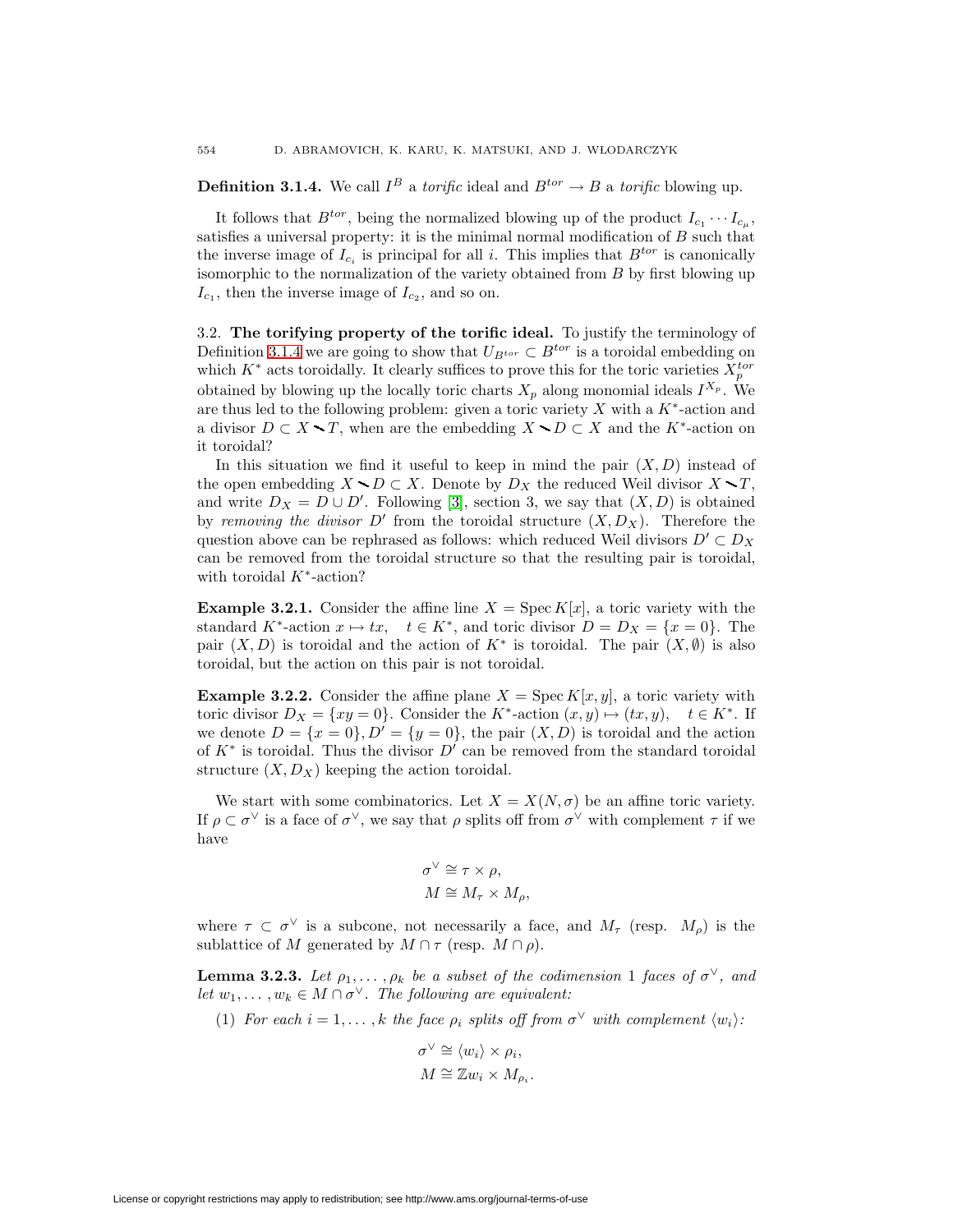**Definition 3.1.4.** We call $I^B$ a *torific* ideal and $B^{tor} \to B$ a *torific* blowing up.

It follows that $B^{tor}$, being the normalized blowing up of the product $I_{c_1} \cdots I_{c_\mu}$, satisfies a universal property: it is the minimal normal modification of $B$ such that the inverse image of $I_{c_i}$ is principal for all $i$. This implies that $B^{tor}$ is canonically isomorphic to the normalization of the variety obtained from $B$ by first blowing up $I_{c_1}$, then the inverse image of $I_{c_2}$, and so on.

3.2. **The torifying property of the torific ideal.** To justify the terminology of Definition 3.1.4 we are going to show that $U_{B^{tor}} \subset B^{tor}$ is a toroidal embedding on which $K^*$ acts toroidally. It clearly suffices to prove this for the toric varieties $X_p^{tor}$ obtained by blowing up the locally toric charts $X_p$ along monomial ideals $I^{X_p}$. We are thus led to the following problem: given a toric variety $X$ with a $K^*$-action and a divisor $D \subset X \setminus T$, when are the embedding $X \setminus D \subset X$ and the $K^*$-action on it toroidal?

In this situation we find it useful to keep in mind the pair $(X, D)$ instead of the open embedding $X \setminus D \subset X$. Denote by $D_X$ the reduced Weil divisor $X \setminus T$, and write $D_X = D \cup D'$. Following [3], section 3, we say that $(X, D)$ is obtained by *removing the divisor* $D'$ from the toroidal structure $(X, D_X)$. Therefore the question above can be rephrased as follows: which reduced Weil divisors $D' \subset D_X$ can be removed from the toroidal structure so that the resulting pair is toroidal, with toroidal $K^*$-action?

**Example 3.2.1.** Consider the affine line $X = \operatorname{Spec} K[x]$, a toric variety with the standard $K^*$-action $x \mapsto tx, \quad t \in K^*$, and toric divisor $D = D_X = \{x = 0\}$. The pair $(X, D)$ is toroidal and the action of $K^*$ is toroidal. The pair $(X, \emptyset)$ is also toroidal, but the action on this pair is not toroidal.

**Example 3.2.2.** Consider the affine plane $X = \operatorname{Spec} K[x, y]$, a toric variety with toric divisor $D_X = \{xy = 0\}$. Consider the $K^*$-action $(x, y) \mapsto (tx, y), \quad t \in K^*$. If we denote $D = \{x = 0\}, D' = \{y = 0\}$, the pair $(X, D)$ is toroidal and the action of $K^*$ is toroidal. Thus the divisor $D'$ can be removed from the standard toroidal structure $(X, D_X)$ keeping the action toroidal.

We start with some combinatorics. Let $X = X(N, \sigma)$ be an affine toric variety. If $\rho \subset \sigma^\vee$ is a face of $\sigma^\vee$, we say that $\rho$ splits off from $\sigma^\vee$ with complement $\tau$ if we have

$$\sigma^\vee \cong \tau \times \rho,$$
$$M \cong M_\tau \times M_\rho,$$

where $\tau \subset \sigma^\vee$ is a subcone, not necessarily a face, and $M_\tau$ (resp. $M_\rho$) is the sublattice of $M$ generated by $M \cap \tau$ (resp. $M \cap \rho$).

**Lemma 3.2.3.** *Let $\rho_1, \ldots, \rho_k$ be a subset of the codimension 1 faces of $\sigma^\vee$, and let $w_1, \ldots, w_k \in M \cap \sigma^\vee$. The following are equivalent:*

(1) *For each $i = 1, \ldots, k$ the face $\rho_i$ splits off from $\sigma^\vee$ with complement $\langle w_i \rangle$:*

$$\sigma^\vee \cong \langle w_i \rangle \times \rho_i,$$
$$M \cong \mathbb{Z} w_i \times M_{\rho_i}.$$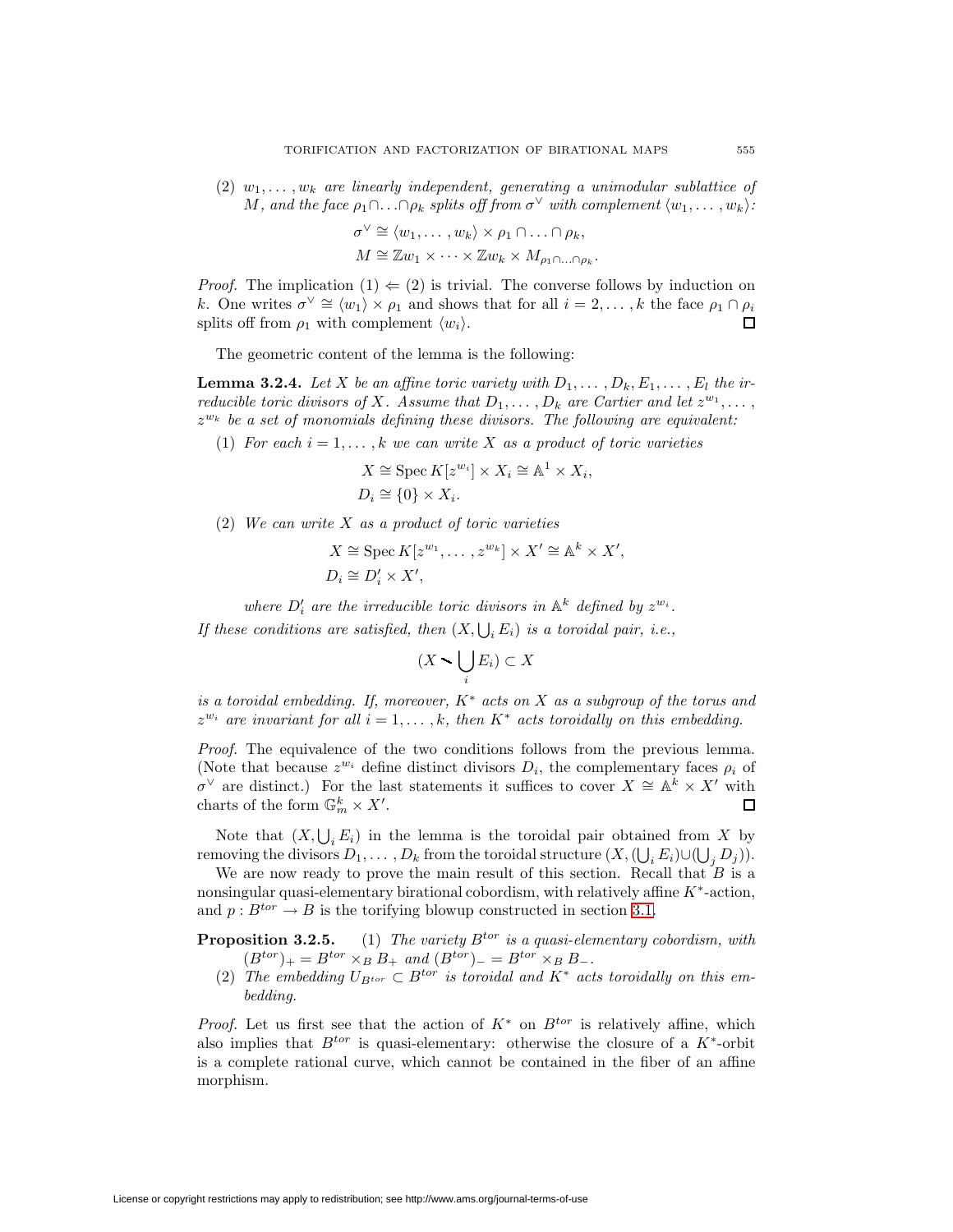(2) $w_1, \dots, w_k$ *are linearly independent, generating a unimodular sublattice of* $M$*, and the face* $\rho_1 \cap \dots \cap \rho_k$ *splits off from* $\sigma^\vee$ *with complement* $\langle w_1, \dots, w_k \rangle$*:*

$$\sigma^\vee \cong \langle w_1, \dots, w_k \rangle \times \rho_1 \cap \dots \cap \rho_k,$$
$$M \cong \mathbb{Z}w_1 \times \dots \times \mathbb{Z}w_k \times M_{\rho_1 \cap \dots \cap \rho_k}.$$

*Proof.* The implication (1) $\Leftarrow$ (2) is trivial. The converse follows by induction on $k$. One writes $\sigma^\vee \cong \langle w_1 \rangle \times \rho_1$ and shows that for all $i = 2, \dots, k$ the face $\rho_1 \cap \rho_i$ splits off from $\rho_1$ with complement $\langle w_i \rangle$. ∎

The geometric content of the lemma is the following:

**Lemma 3.2.4.** *Let* $X$ *be an affine toric variety with* $D_1, \dots, D_k, E_1, \dots, E_l$ *the irreducible toric divisors of* $X$*. Assume that* $D_1, \dots, D_k$ *are Cartier and let* $z^{w_1}, \dots, z^{w_k}$ *be a set of monomials defining these divisors. The following are equivalent:*

(1) *For each* $i = 1, \dots, k$ *we can write* $X$ *as a product of toric varieties*

$$X \cong \operatorname{Spec} K[z^{w_i}] \times X_i \cong \mathbb{A}^1 \times X_i,$$
$$D_i \cong \{0\} \times X_i.$$

(2) *We can write* $X$ *as a product of toric varieties*

$$X \cong \operatorname{Spec} K[z^{w_1}, \dots, z^{w_k}] \times X' \cong \mathbb{A}^k \times X',$$
$$D_i \cong D_i' \times X',$$

*where* $D_i'$ *are the irreducible toric divisors in* $\mathbb{A}^k$ *defined by* $z^{w_i}$*.*

*If these conditions are satisfied, then* $(X, \bigcup_i E_i)$ *is a toroidal pair, i.e.,*

$$(X \setminus \bigcup_i E_i) \subset X$$

*is a toroidal embedding. If, moreover,* $K^*$ *acts on* $X$ *as a subgroup of the torus and* $z^{w_i}$ *are invariant for all* $i = 1, \dots, k$*, then* $K^*$ *acts toroidally on this embedding.*

*Proof.* The equivalence of the two conditions follows from the previous lemma. (Note that because $z^{w_i}$ define distinct divisors $D_i$, the complementary faces $\rho_i$ of $\sigma^\vee$ are distinct.) For the last statements it suffices to cover $X \cong \mathbb{A}^k \times X'$ with charts of the form $\mathbb{G}_m^k \times X'$. ∎

Note that $(X, \bigcup_i E_i)$ in the lemma is the toroidal pair obtained from $X$ by removing the divisors $D_1, \dots, D_k$ from the toroidal structure $(X, (\bigcup_i E_i) \cup (\bigcup_j D_j))$.

We are now ready to prove the main result of this section. Recall that $B$ is a nonsingular quasi-elementary birational cobordism, with relatively affine $K^*$-action, and $p : B^{tor} \to B$ is the torifying blowup constructed in section 3.1.

**Proposition 3.2.5.** (1) *The variety* $B^{tor}$ *is a quasi-elementary cobordism, with* $(B^{tor})_+ = B^{tor} \times_B B_+$ *and* $(B^{tor})_- = B^{tor} \times_B B_-$*.*

(2) *The embedding* $U_{B^{tor}} \subset B^{tor}$ *is toroidal and* $K^*$ *acts toroidally on this embedding.*

*Proof.* Let us first see that the action of $K^*$ on $B^{tor}$ is relatively affine, which also implies that $B^{tor}$ is quasi-elementary: otherwise the closure of a $K^*$-orbit is a complete rational curve, which cannot be contained in the fiber of an affine morphism.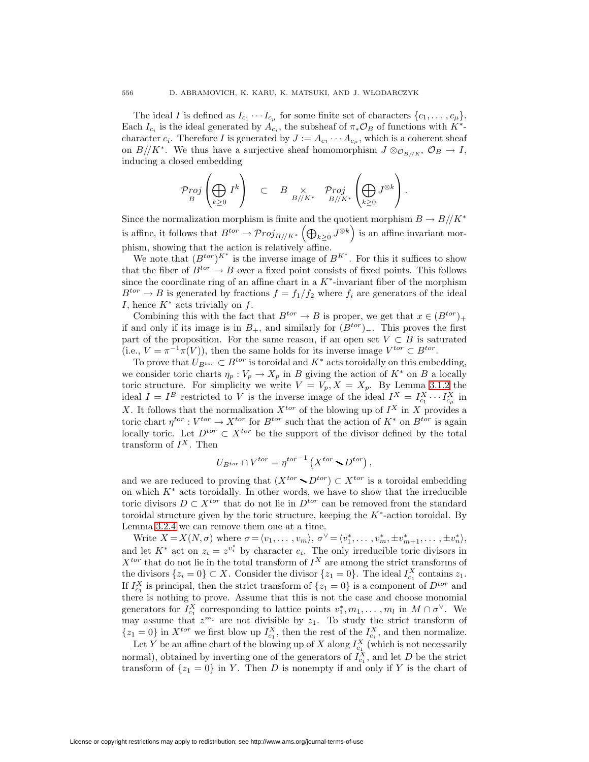The ideal $I$ is defined as $I_{c_1} \cdots I_{c_\mu}$ for some finite set of characters $\{c_1, \dots, c_\mu\}$. Each $I_{c_i}$ is the ideal generated by $A_{c_i}$, the subsheaf of $\pi_* \mathcal{O}_B$ of functions with $K^*$-character $c_i$. Therefore $I$ is generated by $J := A_{c_1} \cdots A_{c_\mu}$, which is a coherent sheaf on $B//K^*$. We thus have a surjective sheaf homomorphism $J \otimes_{\mathcal{O}_{B//K^*}} \mathcal{O}_B \to I$, inducing a closed embedding

$$\mathop{\mathcal{P}roj}_{B} \left( \bigoplus_{k \geq 0} I^k \right) \quad \subset \quad B \mathop{\times}_{B//K^*} \mathop{\mathcal{P}roj}_{B//K^*} \left( \bigoplus_{k \geq 0} J^{\otimes k} \right).$$

Since the normalization morphism is finite and the quotient morphism $B \to B//K^*$ is affine, it follows that $B^{tor} \to \mathcal{P}roj_{B//K^*} \left( \bigoplus_{k \geq 0} J^{\otimes k} \right)$ is an affine invariant morphism, showing that the action is relatively affine.

We note that $(B^{tor})^{K^*}$ is the inverse image of $B^{K^*}$. For this it suffices to show that the fiber of $B^{tor} \to B$ over a fixed point consists of fixed points. This follows since the coordinate ring of an affine chart in a $K^*$-invariant fiber of the morphism $B^{tor} \to B$ is generated by fractions $f = f_1/f_2$ where $f_i$ are generators of the ideal $I$, hence $K^*$ acts trivially on $f$.

Combining this with the fact that $B^{tor} \to B$ is proper, we get that $x \in (B^{tor})_+$ if and only if its image is in $B_+$, and similarly for $(B^{tor})_-$. This proves the first part of the proposition. For the same reason, if an open set $V \subset B$ is saturated (i.e., $V = \pi^{-1}\pi(V)$), then the same holds for its inverse image $V^{tor} \subset B^{tor}$.

To prove that $U_{B^{tor}} \subset B^{tor}$ is toroidal and $K^*$ acts toroidally on this embedding, we consider toric charts $\eta_p : V_p \to X_p$ in $B$ giving the action of $K^*$ on $B$ a locally toric structure. For simplicity we write $V = V_p, X = X_p$. By Lemma 3.1.2 the ideal $I = I^B$ restricted to $V$ is the inverse image of the ideal $I^X = I^X_{c_1} \cdots I^X_{c_\mu}$ in $X$. It follows that the normalization $X^{tor}$ of the blowing up of $I^X$ in $X$ provides a toric chart $\eta^{tor} : V^{tor} \to X^{tor}$ for $B^{tor}$ such that the action of $K^*$ on $B^{tor}$ is again locally toric. Let $D^{tor} \subset X^{tor}$ be the support of the divisor defined by the total transform of $I^X$. Then

$$U_{B^{tor}} \cap V^{tor} = {\eta^{tor}}^{-1} \left( X^{tor} \setminus D^{tor} \right),$$

and we are reduced to proving that $(X^{tor} \setminus D^{tor}) \subset X^{tor}$ is a toroidal embedding on which $K^*$ acts toroidally. In other words, we have to show that the irreducible toric divisors $D \subset X^{tor}$ that do not lie in $D^{tor}$ can be removed from the standard toroidal structure given by the toric structure, keeping the $K^*$-action toroidal. By Lemma 3.2.4 we can remove them one at a time.

Write $X = X(N, \sigma)$ where $\sigma = \langle v_1, \dots, v_m \rangle$, $\sigma^\vee = \langle v_1^*, \dots, v_m^*, \pm v_{m+1}^*, \dots, \pm v_n^* \rangle$, and let $K^*$ act on $z_i = z^{v_i^*}$ by character $c_i$. The only irreducible toric divisors in $X^{tor}$ that do not lie in the total transform of $I^X$ are among the strict transforms of the divisors $\{z_i = 0\} \subset X$. Consider the divisor $\{z_1 = 0\}$. The ideal $I^X_{c_1}$ contains $z_1$. If $I^X_{c_1}$ is principal, then the strict transform of $\{z_1 = 0\}$ is a component of $D^{tor}$ and there is nothing to prove. Assume that this is not the case and choose monomial generators for $I^X_{c_1}$ corresponding to lattice points $v_1^*, m_1, \dots, m_l$ in $M \cap \sigma^\vee$. We may assume that $z^{m_i}$ are not divisible by $z_1$. To study the strict transform of $\{z_1 = 0\}$ in $X^{tor}$ we first blow up $I^X_{c_1}$, then the rest of the $I^X_{c_i}$, and then normalize.

Let $Y$ be an affine chart of the blowing up of $X$ along $I^X_{c_1}$ (which is not necessarily normal), obtained by inverting one of the generators of $I^X_{c_1}$, and let $D$ be the strict transform of $\{z_1 = 0\}$ in $Y$. Then $D$ is nonempty if and only if $Y$ is the chart of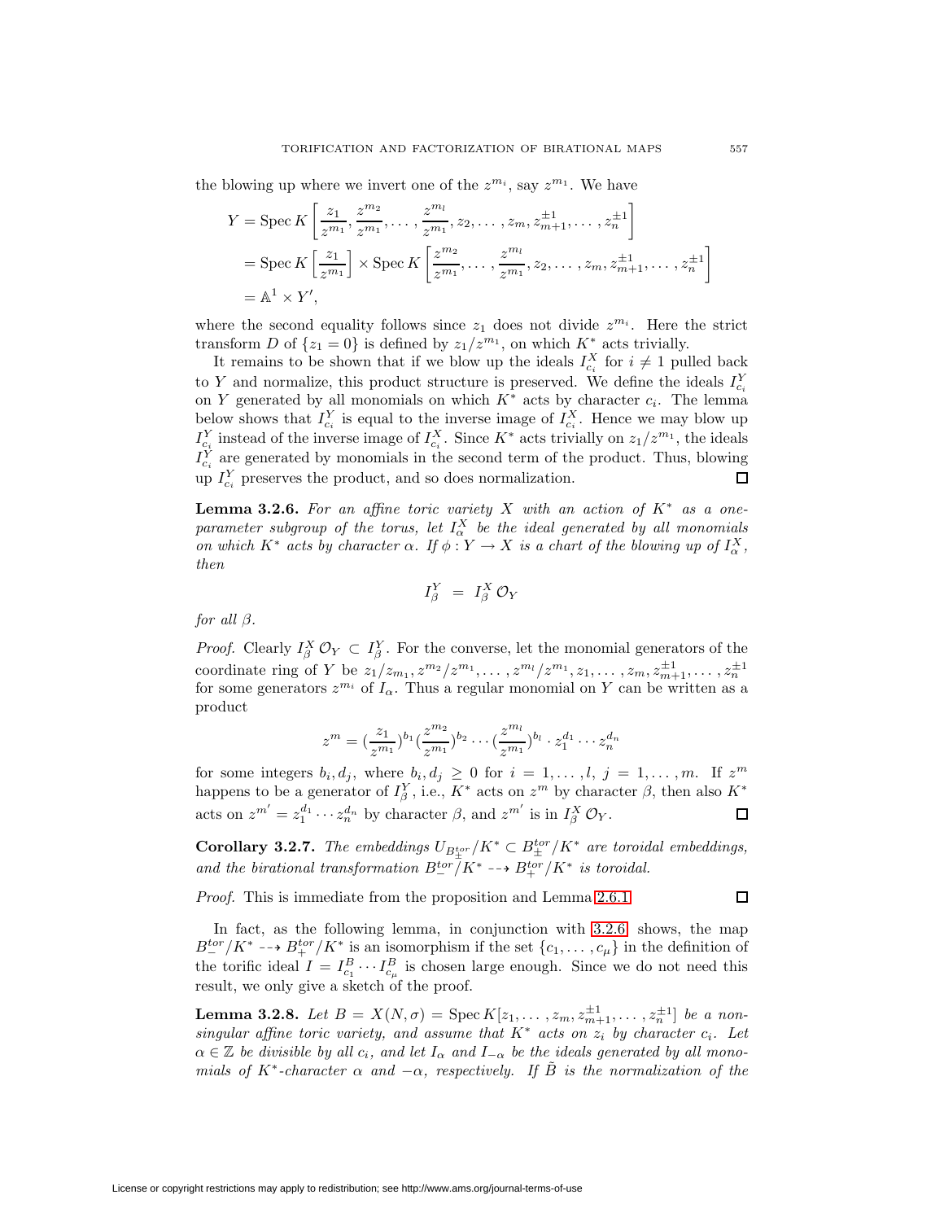the blowing up where we invert one of the $z^{m_i}$, say $z^{m_1}$. We have

$$\begin{aligned}
Y &= \operatorname{Spec} K\left[\frac{z_1}{z^{m_1}}, \frac{z^{m_2}}{z^{m_1}}, \dots, \frac{z^{m_l}}{z^{m_1}}, z_2, \dots, z_m, z_{m+1}^{\pm 1}, \dots, z_n^{\pm 1}\right] \\
&= \operatorname{Spec} K\left[\frac{z_1}{z^{m_1}}\right] \times \operatorname{Spec} K\left[\frac{z^{m_2}}{z^{m_1}}, \dots, \frac{z^{m_l}}{z^{m_1}}, z_2, \dots, z_m, z_{m+1}^{\pm 1}, \dots, z_n^{\pm 1}\right] \\
&= \mathbb{A}^1 \times Y',
\end{aligned}$$

where the second equality follows since $z_1$ does not divide $z^{m_i}$. Here the strict transform $D$ of $\{z_1 = 0\}$ is defined by $z_1/z^{m_1}$, on which $K^*$ acts trivially.

It remains to be shown that if we blow up the ideals $I^X_{c_i}$ for $i \neq 1$ pulled back to $Y$ and normalize, this product structure is preserved. We define the ideals $I^Y_{c_i}$ on $Y$ generated by all monomials on which $K^*$ acts by character $c_i$. The lemma below shows that $I^Y_{c_i}$ is equal to the inverse image of $I^X_{c_i}$. Hence we may blow up $I^Y_{c_i}$ instead of the inverse image of $I^X_{c_i}$. Since $K^*$ acts trivially on $z_1/z^{m_1}$, the ideals $I^Y_{c_i}$ are generated by monomials in the second term of the product. Thus, blowing up $I^Y_{c_i}$ preserves the product, and so does normalization. ◻

**Lemma 3.2.6.** *For an affine toric variety $X$ with an action of $K^*$ as a one-parameter subgroup of the torus, let $I^X_\alpha$ be the ideal generated by all monomials on which $K^*$ acts by character $\alpha$. If $\phi : Y \to X$ is a chart of the blowing up of $I^X_\alpha$, then*

$$I^Y_\beta \;=\; I^X_\beta\, \mathcal{O}_Y$$

*for all $\beta$.*

*Proof.* Clearly $I^X_\beta\, \mathcal{O}_Y \subset I^Y_\beta$. For the converse, let the monomial generators of the coordinate ring of $Y$ be $z_1/z_{m_1}, z^{m_2}/z^{m_1}, \dots, z^{m_l}/z^{m_1}, z_1, \dots, z_m, z_{m+1}^{\pm 1}, \dots, z_n^{\pm 1}$ for some generators $z^{m_i}$ of $I_\alpha$. Thus a regular monomial on $Y$ can be written as a product

$$z^m = (\frac{z_1}{z^{m_1}})^{b_1} (\frac{z^{m_2}}{z^{m_1}})^{b_2} \cdots (\frac{z^{m_l}}{z^{m_1}})^{b_l} \cdot z_1^{d_1} \cdots z_n^{d_n}$$

for some integers $b_i, d_j$, where $b_i, d_j \geq 0$ for $i = 1, \dots, l$, $j = 1, \dots, m$. If $z^m$ happens to be a generator of $I^Y_\beta$, i.e., $K^*$ acts on $z^m$ by character $\beta$, then also $K^*$ acts on $z^{m'} = z_1^{d_1} \cdots z_n^{d_n}$ by character $\beta$, and $z^{m'}$ is in $I^X_\beta\, \mathcal{O}_Y$. ◻

**Corollary 3.2.7.** *The embeddings $U_{B^{tor}_\pm}/K^* \subset B^{tor}_\pm/K^*$ are toroidal embeddings, and the birational transformation $B^{tor}_-/K^* \dashrightarrow B^{tor}_+/K^*$ is toroidal.*

*Proof.* This is immediate from the proposition and Lemma 2.6.1. ◻

In fact, as the following lemma, in conjunction with 3.2.6, shows, the map $B^{tor}_-/K^* \dashrightarrow B^{tor}_+/K^*$ is an isomorphism if the set $\{c_1, \dots, c_\mu\}$ in the definition of the torific ideal $I = I^B_{c_1} \cdots I^B_{c_\mu}$ is chosen large enough. Since we do not need this result, we only give a sketch of the proof.

**Lemma 3.2.8.** *Let $B = X(N, \sigma) = \operatorname{Spec} K[z_1, \dots, z_m, z_{m+1}^{\pm 1}, \dots, z_n^{\pm 1}]$ be a nonsingular affine toric variety, and assume that $K^*$ acts on $z_i$ by character $c_i$. Let $\alpha \in \mathbb{Z}$ be divisible by all $c_i$, and let $I_\alpha$ and $I_{-\alpha}$ be the ideals generated by all monomials of $K^*$-character $\alpha$ and $-\alpha$, respectively. If $\tilde{B}$ is the normalization of the*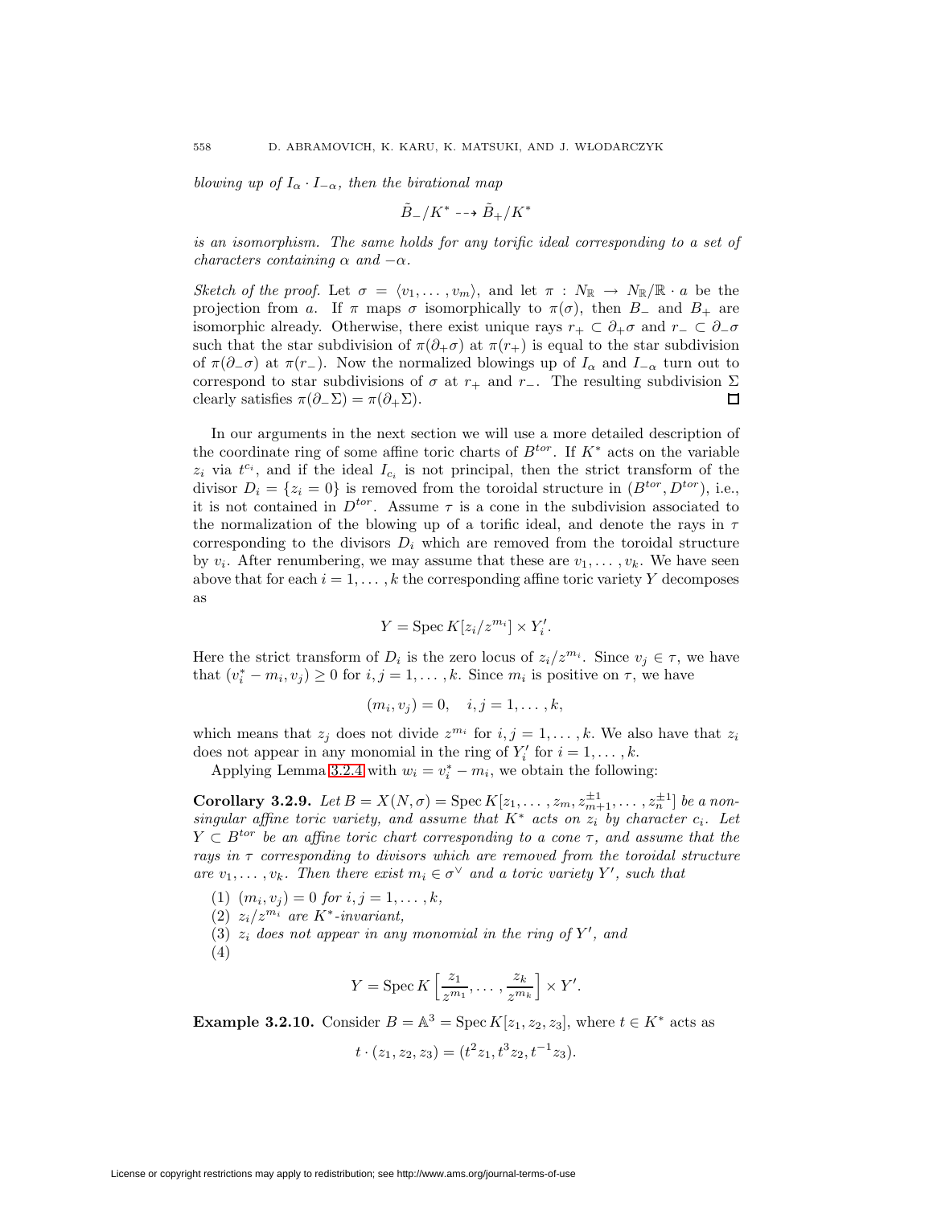*blowing up of $I_\alpha \cdot I_{-\alpha}$, then the birational map*

$$\tilde{B}_-/K^* \dashrightarrow \tilde{B}_+/K^*$$

*is an isomorphism. The same holds for any torific ideal corresponding to a set of characters containing $\alpha$ and $-\alpha$.*

*Sketch of the proof.* Let $\sigma = \langle v_1, \ldots, v_m \rangle$, and let $\pi : N_\mathbb{R} \to N_\mathbb{R}/\mathbb{R} \cdot a$ be the projection from $a$. If $\pi$ maps $\sigma$ isomorphically to $\pi(\sigma)$, then $B_-$ and $B_+$ are isomorphic already. Otherwise, there exist unique rays $r_+ \subset \partial_+\sigma$ and $r_- \subset \partial_-\sigma$ such that the star subdivision of $\pi(\partial_+\sigma)$ at $\pi(r_+)$ is equal to the star subdivision of $\pi(\partial_-\sigma)$ at $\pi(r_-)$. Now the normalized blowings up of $I_\alpha$ and $I_{-\alpha}$ turn out to correspond to star subdivisions of $\sigma$ at $r_+$ and $r_-$. The resulting subdivision $\Sigma$ clearly satisfies $\pi(\partial_-\Sigma) = \pi(\partial_+\Sigma)$. ☐

In our arguments in the next section we will use a more detailed description of the coordinate ring of some affine toric charts of $B^{tor}$. If $K^*$ acts on the variable $z_i$ via $t^{c_i}$, and if the ideal $I_{c_i}$ is not principal, then the strict transform of the divisor $D_i = \{z_i = 0\}$ is removed from the toroidal structure in $(B^{tor}, D^{tor})$, i.e., it is not contained in $D^{tor}$. Assume $\tau$ is a cone in the subdivision associated to the normalization of the blowing up of a torific ideal, and denote the rays in $\tau$ corresponding to the divisors $D_i$ which are removed from the toroidal structure by $v_i$. After renumbering, we may assume that these are $v_1, \ldots, v_k$. We have seen above that for each $i = 1, \ldots, k$ the corresponding affine toric variety $Y$ decomposes as

$$Y = \operatorname{Spec} K[z_i/z^{m_i}] \times Y_i'.$$

Here the strict transform of $D_i$ is the zero locus of $z_i/z^{m_i}$. Since $v_j \in \tau$, we have that $(v_i^* - m_i, v_j) \geq 0$ for $i, j = 1, \ldots, k$. Since $m_i$ is positive on $\tau$, we have

$$(m_i, v_j) = 0, \quad i, j = 1, \ldots, k,$$

which means that $z_j$ does not divide $z^{m_i}$ for $i, j = 1, \ldots, k$. We also have that $z_i$ does not appear in any monomial in the ring of $Y_i'$ for $i = 1, \ldots, k$.

Applying Lemma 3.2.4 with $w_i = v_i^* - m_i$, we obtain the following:

**Corollary 3.2.9.** *Let $B = X(N, \sigma) = \operatorname{Spec} K[z_1, \ldots, z_m, z_{m+1}^{\pm 1}, \ldots, z_n^{\pm 1}]$ be a nonsingular affine toric variety, and assume that $K^*$ acts on $z_i$ by character $c_i$. Let $Y \subset B^{tor}$ be an affine toric chart corresponding to a cone $\tau$, and assume that the rays in $\tau$ corresponding to divisors which are removed from the toroidal structure are $v_1, \ldots, v_k$. Then there exist $m_i \in \sigma^\vee$ and a toric variety $Y'$, such that*

1. *$(m_i, v_j) = 0$ for $i, j = 1, \ldots, k$,*
2. *$z_i/z^{m_i}$ are $K^*$-invariant,*
3. *$z_i$ does not appear in any monomial in the ring of $Y'$, and*
4. $$Y = \operatorname{Spec} K\left[\frac{z_1}{z^{m_1}}, \ldots, \frac{z_k}{z^{m_k}}\right] \times Y'.$$

**Example 3.2.10.** Consider $B = \mathbb{A}^3 = \operatorname{Spec} K[z_1, z_2, z_3]$, where $t \in K^*$ acts as

$$t \cdot (z_1, z_2, z_3) = (t^2 z_1, t^3 z_2, t^{-1} z_3).$$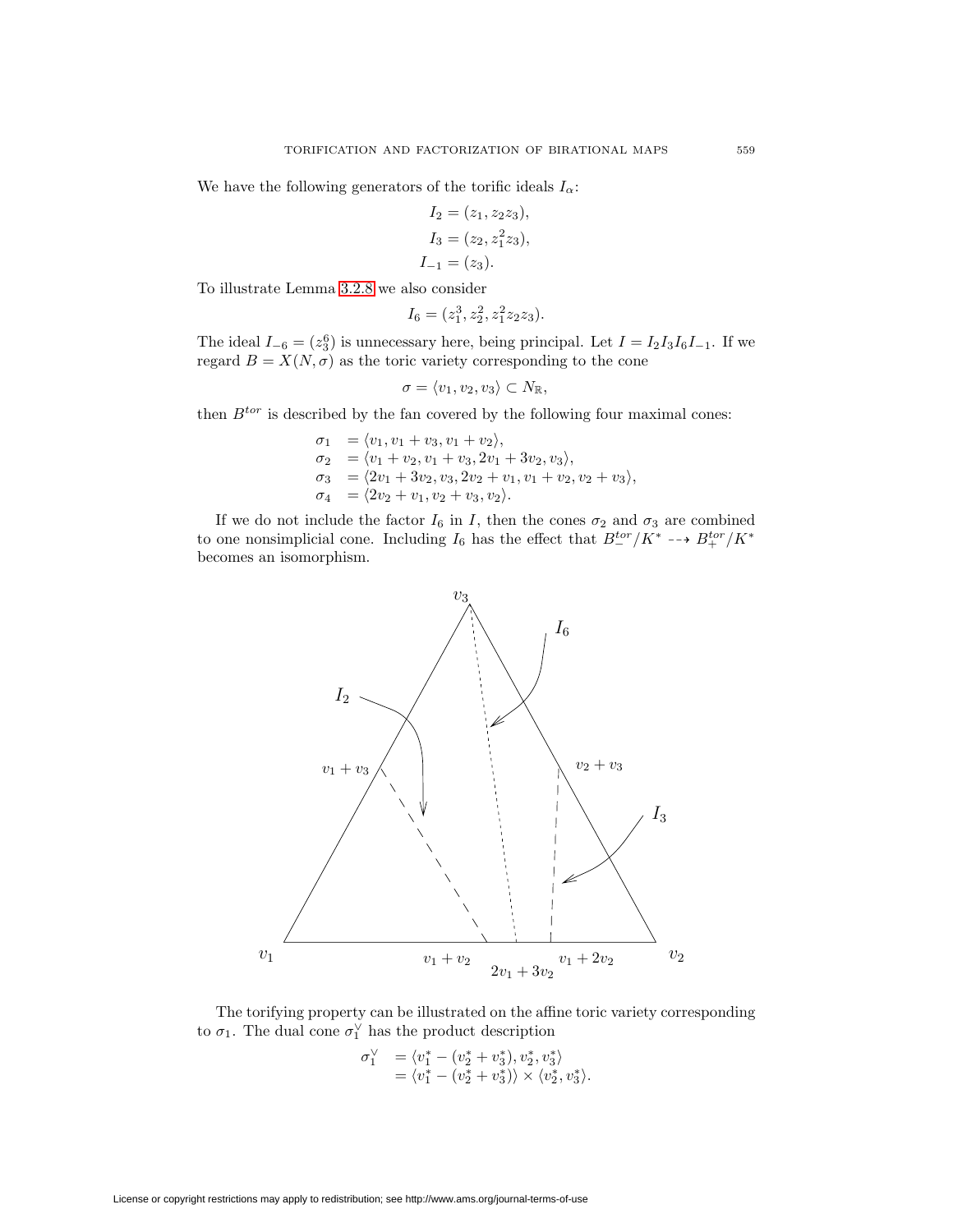We have the following generators of the torific ideals $I_\alpha$:

$$I_2 = (z_1, z_2z_3),$$
$$I_3 = (z_2, z_1^2z_3),$$
$$I_{-1} = (z_3).$$

To illustrate Lemma 3.2.8 we also consider

$$I_6 = (z_1^3, z_2^2, z_1^2z_2z_3).$$

The ideal $I_{-6} = (z_3^6)$ is unnecessary here, being principal. Let $I = I_2I_3I_6I_{-1}$. If we regard $B = X(N, \sigma)$ as the toric variety corresponding to the cone

$$\sigma = \langle v_1, v_2, v_3 \rangle \subset N_{\mathbb{R}},$$

then $B^{tor}$ is described by the fan covered by the following four maximal cones:

$$\begin{aligned}
\sigma_1 &= \langle v_1, v_1 + v_3, v_1 + v_2 \rangle, \\
\sigma_2 &= \langle v_1 + v_2, v_1 + v_3, 2v_1 + 3v_2, v_3 \rangle, \\
\sigma_3 &= \langle 2v_1 + 3v_2, v_3, 2v_2 + v_1, v_1 + v_2, v_2 + v_3 \rangle, \\
\sigma_4 &= \langle 2v_2 + v_1, v_2 + v_3, v_2 \rangle.
\end{aligned}$$

If we do not include the factor $I_6$ in $I$, then the cones $\sigma_2$ and $\sigma_3$ are combined to one nonsimplicial cone. Including $I_6$ has the effect that $B_-^{tor}/K^* \dashrightarrow B_+^{tor}/K^*$ becomes an isomorphism.

The torifying property can be illustrated on the affine toric variety corresponding to $\sigma_1$. The dual cone $\sigma_1^\vee$ has the product description

$$\begin{aligned}
\sigma_1^\vee &= \langle v_1^* - (v_2^* + v_3^*), v_2^*, v_3^* \rangle \\
&= \langle v_1^* - (v_2^* + v_3^*) \rangle \times \langle v_2^*, v_3^* \rangle.
\end{aligned}$$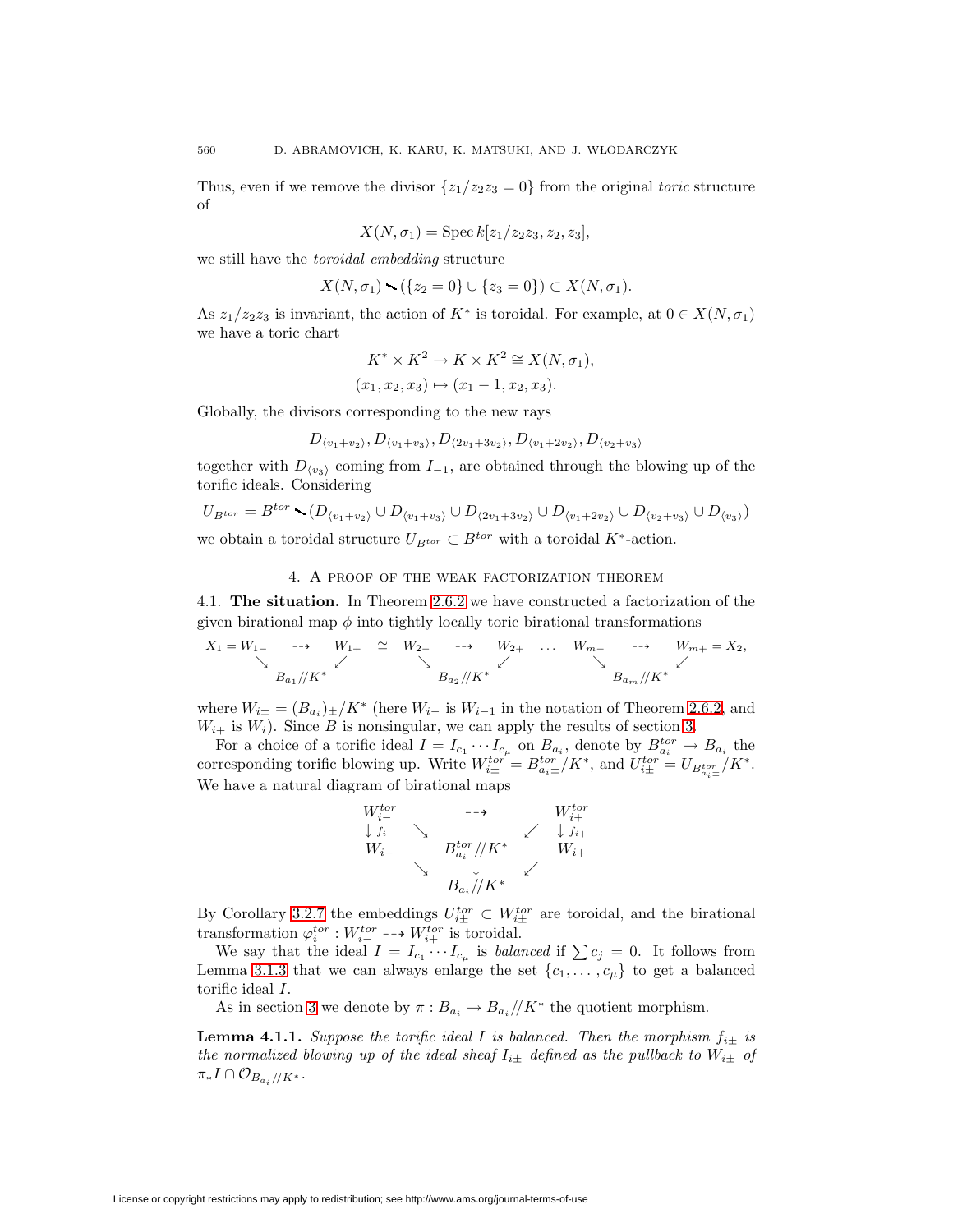Thus, even if we remove the divisor $\{z_1/z_2z_3 = 0\}$ from the original *toric* structure of

$$X(N, \sigma_1) = \operatorname{Spec} k[z_1/z_2z_3, z_2, z_3],$$

we still have the *toroidal embedding* structure

$$X(N, \sigma_1) \smallsetminus (\{z_2 = 0\} \cup \{z_3 = 0\}) \subset X(N, \sigma_1).$$

As $z_1/z_2z_3$ is invariant, the action of $K^*$ is toroidal. For example, at $0 \in X(N, \sigma_1)$ we have a toric chart

$$K^* \times K^2 \to K \times K^2 \cong X(N, \sigma_1),$$
$$(x_1, x_2, x_3) \mapsto (x_1 - 1, x_2, x_3).$$

Globally, the divisors corresponding to the new rays

$$D_{\langle v_1+v_2\rangle}, D_{\langle v_1+v_3\rangle}, D_{\langle 2v_1+3v_2\rangle}, D_{\langle v_1+2v_2\rangle}, D_{\langle v_2+v_3\rangle}$$

together with $D_{\langle v_3\rangle}$ coming from $I_{-1}$, are obtained through the blowing up of the torific ideals. Considering

$$U_{B^{tor}} = B^{tor} \smallsetminus (D_{\langle v_1+v_2\rangle} \cup D_{\langle v_1+v_3\rangle} \cup D_{\langle 2v_1+3v_2\rangle} \cup D_{\langle v_1+2v_2\rangle} \cup D_{\langle v_2+v_3\rangle} \cup D_{\langle v_3\rangle})$$

we obtain a toroidal structure $U_{B^{tor}} \subset B^{tor}$ with a toroidal $K^*$-action.

## 4. A proof of the weak factorization theorem

**4.1. The situation.** In Theorem 2.6.2 we have constructed a factorization of the given birational map $\phi$ into tightly locally toric birational transformations

$$\begin{array}{ccccccccccc}
X_1 = W_{1-} & \dashrightarrow & W_{1+} & \cong & W_{2-} & \dashrightarrow & W_{2+} & \dots & W_{m-} & \dashrightarrow & W_{m+} = X_2, \\
& \searrow & \swarrow & & & \searrow \quad \swarrow & & & & \searrow \quad \swarrow & \\
& B_{a_1}/\!/K^* & & & & B_{a_2}/\!/K^* & & & & B_{a_m}/\!/K^* &
\end{array}$$

where $W_{i\pm} = (B_{a_i})_\pm/K^*$ (here $W_{i-}$ is $W_{i-1}$ in the notation of Theorem 2.6.2, and $W_{i+}$ is $W_i$). Since $B$ is nonsingular, we can apply the results of section 3.

For a choice of a torific ideal $I = I_{c_1} \cdots I_{c_\mu}$ on $B_{a_i}$, denote by $B_{a_i}^{tor} \to B_{a_i}$ the corresponding torific blowing up. Write $W_{i\pm}^{tor} = B_{a_i\pm}^{tor}/K^*$, and $U_{i\pm}^{tor} = U_{B_{a_i\pm}^{tor}}/K^*$. We have a natural diagram of birational maps

$$\begin{array}{ccccc}
W_{i-}^{tor} & & \dashrightarrow & & W_{i+}^{tor} \\
\downarrow f_{i-} & \searrow & & \swarrow & \downarrow f_{i+} \\
W_{i-} & & B_{a_i}^{tor}/\!/K^* & & W_{i+} \\
& \searrow & \downarrow & \swarrow & \\
& & B_{a_i}/\!/K^* & &
\end{array}$$

By Corollary 3.2.7 the embeddings $U_{i\pm}^{tor} \subset W_{i\pm}^{tor}$ are toroidal, and the birational transformation $\varphi_i^{tor} : W_{i-}^{tor} \dashrightarrow W_{i+}^{tor}$ is toroidal.

We say that the ideal $I = I_{c_1} \cdots I_{c_\mu}$ is *balanced* if $\sum c_j = 0$. It follows from Lemma 3.1.3 that we can always enlarge the set $\{c_1, \dots, c_\mu\}$ to get a balanced torific ideal $I$.

As in section 3 we denote by $\pi : B_{a_i} \to B_{a_i}/\!/K^*$ the quotient morphism.

**Lemma 4.1.1.** *Suppose the torific ideal $I$ is balanced. Then the morphism $f_{i\pm}$ is the normalized blowing up of the ideal sheaf $I_{i\pm}$ defined as the pullback to $W_{i\pm}$ of $\pi_* I \cap \mathcal{O}_{B_{a_i}/\!/K^*}$.*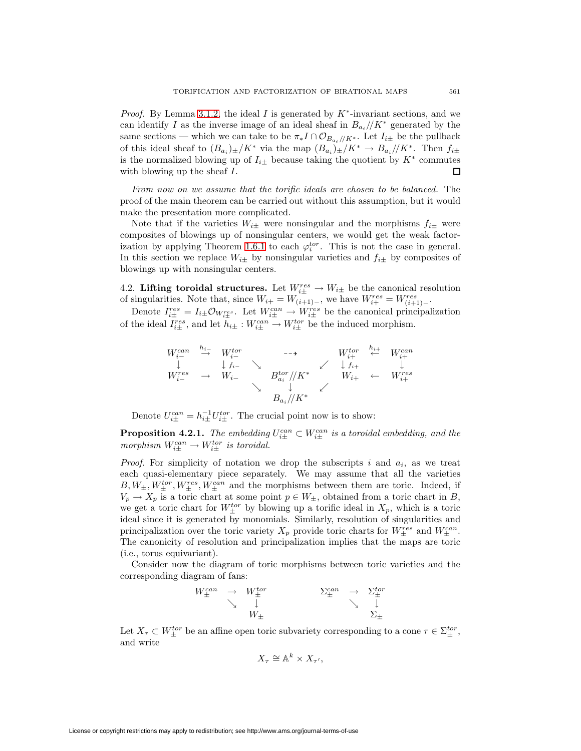*Proof.* By Lemma 3.1.2, the ideal $I$ is generated by $K^*$-invariant sections, and we can identify $I$ as the inverse image of an ideal sheaf in $B_{a_i}/\!/K^*$ generated by the same sections — which we can take to be $\pi_* I \cap \mathcal{O}_{B_{a_i}/\!/K^*}$. Let $I_{i\pm}$ be the pullback of this ideal sheaf to $(B_{a_i})_\pm/K^*$ via the map $(B_{a_i})_\pm/K^* \to B_{a_i}/\!/K^*$. Then $f_{i\pm}$ is the normalized blowing up of $I_{i\pm}$ because taking the quotient by $K^*$ commutes with blowing up the sheaf $I$. $\square$

*From now on we assume that the torific ideals are chosen to be balanced.* The proof of the main theorem can be carried out without this assumption, but it would make the presentation more complicated.

Note that if the varieties $W_{i\pm}$ were nonsingular and the morphisms $f_{i\pm}$ were composites of blowings up of nonsingular centers, we would get the weak factorization by applying Theorem 1.6.1 to each $\varphi_i^{tor}$. This is not the case in general. In this section we replace $W_{i\pm}$ by nonsingular varieties and $f_{i\pm}$ by composites of blowings up with nonsingular centers.

4.2. **Lifting toroidal structures.** Let $W_{i\pm}^{res} \to W_{i\pm}$ be the canonical resolution of singularities. Note that, since $W_{i+} = W_{(i+1)-}$, we have $W_{i+}^{res} = W_{(i+1)-}^{res}$.

Denote $I_{i\pm}^{res} = I_{i\pm}\mathcal{O}_{W_{i\pm}^{res}}$. Let $W_{i\pm}^{can} \to W_{i\pm}^{res}$ be the canonical principalization of the ideal $I_{i\pm}^{res}$, and let $h_{i\pm} : W_{i\pm}^{can} \to W_{i\pm}^{tor}$ be the induced morphism.

$$
\begin{array}{ccccccccc}
W_{i-}^{can} & \stackrel{h_{i-}}{\rightarrow} & W_{i-}^{tor} & & \dashrightarrow & & W_{i+}^{tor} & \stackrel{h_{i+}}{\leftarrow} & W_{i+}^{can} \\
\downarrow & & \downarrow f_{i-} & \searrow & & \swarrow & \downarrow f_{i+} & & \downarrow \\
W_{i-}^{res} & \rightarrow & W_{i-} & & B_{a_i}^{tor}/\!/K^* & & W_{i+} & \leftarrow & W_{i+}^{res} \\
 & & & \searrow & \downarrow & \swarrow & & & \\
 & & & & B_{a_i}/\!/K^* & & & &
\end{array}
$$

Denote $U_{i\pm}^{can} = h_{i\pm}^{-1} U_{i\pm}^{tor}$. The crucial point now is to show:

**Proposition 4.2.1.** *The embedding $U_{i\pm}^{can} \subset W_{i\pm}^{can}$ is a toroidal embedding, and the morphism $W_{i\pm}^{can} \to W_{i\pm}^{tor}$ is toroidal.*

*Proof.* For simplicity of notation we drop the subscripts $i$ and $a_i$, as we treat each quasi-elementary piece separately. We may assume that all the varieties $B, W_\pm, W_\pm^{tor}, W_\pm^{res}, W_\pm^{can}$ and the morphisms between them are toric. Indeed, if $V_p \to X_p$ is a toric chart at some point $p \in W_\pm$, obtained from a toric chart in $B$, we get a toric chart for $W_\pm^{tor}$ by blowing up a torific ideal in $X_p$, which is a toric ideal since it is generated by monomials. Similarly, resolution of singularities and principalization over the toric variety $X_p$ provide toric charts for $W_\pm^{res}$ and $W_\pm^{can}$. The canonicity of resolution and principalization implies that the maps are toric (i.e., torus equivariant).

Consider now the diagram of toric morphisms between toric varieties and the corresponding diagram of fans:

$$
\begin{array}{ccc}
W_\pm^{can} & \rightarrow & W_\pm^{tor} \\
 & \searrow & \downarrow \\
 & & W_\pm
\end{array}
\qquad\qquad
\begin{array}{ccc}
\Sigma_\pm^{can} & \rightarrow & \Sigma_\pm^{tor} \\
 & \searrow & \downarrow \\
 & & \Sigma_\pm
\end{array}
$$

Let $X_\tau \subset W_\pm^{tor}$ be an affine open toric subvariety corresponding to a cone $\tau \in \Sigma_\pm^{tor}$, and write

$$X_\tau \cong \mathbb{A}^k \times X_{\tau'},$$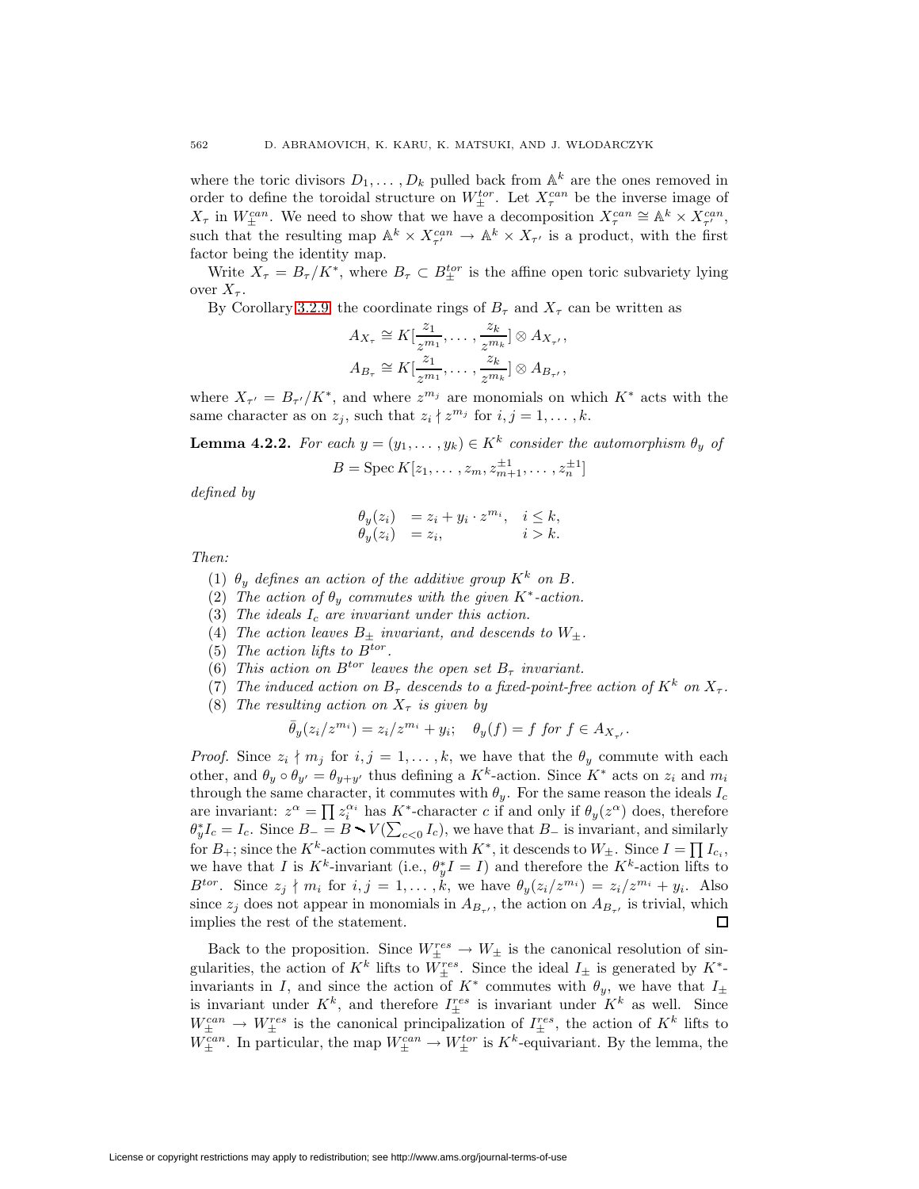where the toric divisors $D_1, \ldots, D_k$ pulled back from $\mathbb{A}^k$ are the ones removed in order to define the toroidal structure on $W_\pm^{tor}$. Let $X_\tau^{can}$ be the inverse image of $X_\tau$ in $W_\pm^{can}$. We need to show that we have a decomposition $X_\tau^{can} \cong \mathbb{A}^k \times X_{\tau'}^{can}$, such that the resulting map $\mathbb{A}^k \times X_{\tau'}^{can} \to \mathbb{A}^k \times X_{\tau'}$ is a product, with the first factor being the identity map.

Write $X_\tau = B_\tau / K^*$, where $B_\tau \subset B_\pm^{tor}$ is the affine open toric subvariety lying over $X_\tau$.

By Corollary 3.2.9 the coordinate rings of $B_\tau$ and $X_\tau$ can be written as

$$A_{X_\tau} \cong K[\frac{z_1}{z^{m_1}}, \ldots, \frac{z_k}{z^{m_k}}] \otimes A_{X_{\tau'}},$$
$$A_{B_\tau} \cong K[\frac{z_1}{z^{m_1}}, \ldots, \frac{z_k}{z^{m_k}}] \otimes A_{B_{\tau'}},$$

where $X_{\tau'} = B_{\tau'}/K^*$, and where $z^{m_j}$ are monomials on which $K^*$ acts with the same character as on $z_j$, such that $z_i \nmid z^{m_j}$ for $i, j = 1, \ldots, k$.

**Lemma 4.2.2.** *For each $y = (y_1, \ldots, y_k) \in K^k$ consider the automorphism $\theta_y$ of*

$$B = \operatorname{Spec} K[z_1, \ldots, z_m, z_{m+1}^{\pm 1}, \ldots, z_n^{\pm 1}]$$

*defined by*

$$\begin{aligned} \theta_y(z_i) &= z_i + y_i \cdot z^{m_i}, \quad i \leq k, \\ \theta_y(z_i) &= z_i, \qquad\qquad\quad i > k. \end{aligned}$$

*Then:*

1. *$\theta_y$ defines an action of the additive group $K^k$ on $B$.*
2. *The action of $\theta_y$ commutes with the given $K^*$-action.*
3. *The ideals $I_c$ are invariant under this action.*
4. *The action leaves $B_\pm$ invariant, and descends to $W_\pm$.*
5. *The action lifts to $B^{tor}$.*
6. *This action on $B^{tor}$ leaves the open set $B_\tau$ invariant.*
7. *The induced action on $B_\tau$ descends to a fixed-point-free action of $K^k$ on $X_\tau$.*
8. *The resulting action on $X_\tau$ is given by*

$$\bar{\theta}_y(z_i/z^{m_i}) = z_i/z^{m_i} + y_i; \quad \theta_y(f) = f \text{ for } f \in A_{X_{\tau'}}.$$

*Proof.* Since $z_i \nmid m_j$ for $i, j = 1, \ldots, k$, we have that the $\theta_y$ commute with each other, and $\theta_y \circ \theta_{y'} = \theta_{y+y'}$ thus defining a $K^k$-action. Since $K^*$ acts on $z_i$ and $m_i$ through the same character, it commutes with $\theta_y$. For the same reason the ideals $I_c$ are invariant: $z^\alpha = \prod z_i^{\alpha_i}$ has $K^*$-character $c$ if and only if $\theta_y(z^\alpha)$ does, therefore $\theta_y^* I_c = I_c$. Since $B_- = B \smallsetminus V(\sum_{c<0} I_c)$, we have that $B_-$ is invariant, and similarly for $B_+$; since the $K^k$-action commutes with $K^*$, it descends to $W_\pm$. Since $I = \prod I_{c_i}$, we have that $I$ is $K^k$-invariant (i.e., $\theta_y^* I = I$) and therefore the $K^k$-action lifts to $B^{tor}$. Since $z_j \nmid m_i$ for $i, j = 1, \ldots, k$, we have $\theta_y(z_i/z^{m_i}) = z_i/z^{m_i} + y_i$. Also since $z_j$ does not appear in monomials in $A_{B_{\tau'}}$, the action on $A_{B_{\tau'}}$ is trivial, which implies the rest of the statement. $\square$

Back to the proposition. Since $W_\pm^{res} \to W_\pm$ is the canonical resolution of singularities, the action of $K^k$ lifts to $W_\pm^{res}$. Since the ideal $I_\pm$ is generated by $K^*$-invariants in $I$, and since the action of $K^*$ commutes with $\theta_y$, we have that $I_\pm$ is invariant under $K^k$, and therefore $I_\pm^{res}$ is invariant under $K^k$ as well. Since $W_\pm^{can} \to W_\pm^{res}$ is the canonical principalization of $I_\pm^{res}$, the action of $K^k$ lifts to $W_\pm^{can}$. In particular, the map $W_\pm^{can} \to W_\pm^{tor}$ is $K^k$-equivariant. By the lemma, the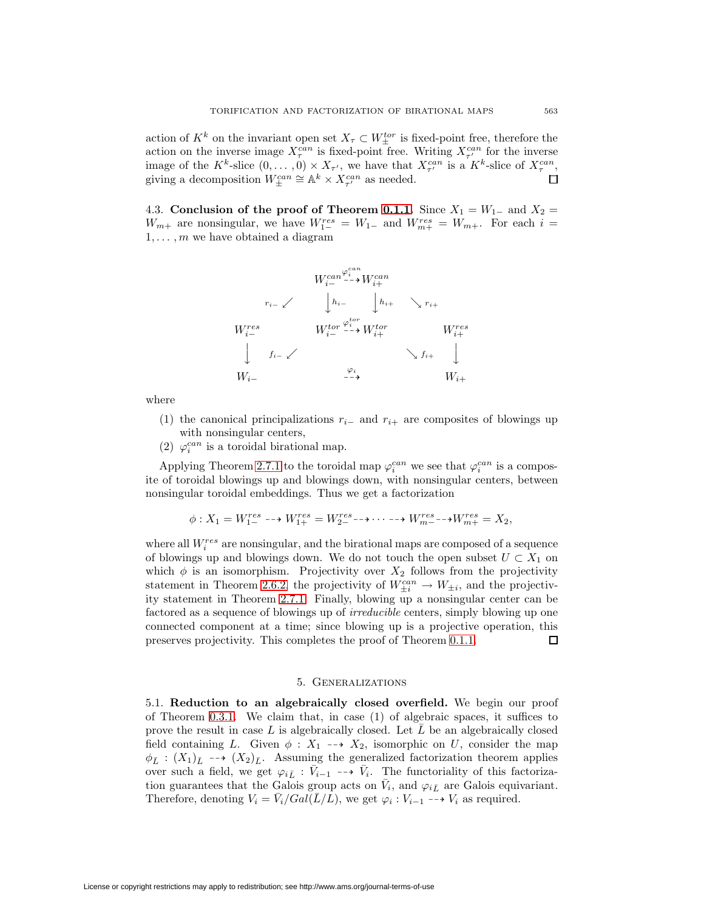action of $K^k$ on the invariant open set $X_\tau \subset W_\pm^{tor}$ is fixed-point free, therefore the action on the inverse image $X_\tau^{can}$ is fixed-point free. Writing $X_{\tau'}^{can}$ for the inverse image of the $K^k$-slice $(0,\dots,0) \times X_{\tau'}$, we have that $X_{\tau'}^{can}$ is a $K^k$-slice of $X_\tau^{can}$, giving a decomposition $W_\pm^{can} \cong \mathbb{A}^k \times X_{\tau'}^{can}$ as needed. □

4.3. **Conclusion of the proof of Theorem 0.1.1.** Since $X_1 = W_{1-}$ and $X_2 = W_{m+}$ are nonsingular, we have $W_{1-}^{res} = W_{1-}$ and $W_{m+}^{res} = W_{m+}$. For each $i = 1,\dots,m$ we have obtained a diagram

$$
\begin{array}{ccccccc}
 & & W_{i-}^{can} & \overset{\varphi_i^{can}}{\dashrightarrow} & W_{i+}^{can} & & \\
 & \swarrow^{r_{i-}} & \downarrow h_{i-} & & \downarrow h_{i+} & \searrow^{r_{i+}} & \\
W_{i-}^{res} & & W_{i-}^{tor} & \overset{\varphi_i^{tor}}{\dashrightarrow} & W_{i+}^{tor} & & W_{i+}^{res} \\
\downarrow & \swarrow^{f_{i-}} & & & & \searrow^{f_{i+}} & \downarrow \\
W_{i-} & & & \overset{\varphi_i}{\dashrightarrow} & & & W_{i+}
\end{array}
$$

where

1. the canonical principalizations $r_{i-}$ and $r_{i+}$ are composites of blowings up with nonsingular centers,
2. $\varphi_i^{can}$ is a toroidal birational map.

Applying Theorem 2.7.1 to the toroidal map $\varphi_i^{can}$ we see that $\varphi_i^{can}$ is a composite of toroidal blowings up and blowings down, with nonsingular centers, between nonsingular toroidal embeddings. Thus we get a factorization

$$\phi : X_1 = W_{1-}^{res} \dashrightarrow W_{1+}^{res} = W_{2-}^{res} \dashrightarrow \cdots \dashrightarrow W_{m-}^{res} \dashrightarrow W_{m+}^{res} = X_2,$$

where all $W_i^{res}$ are nonsingular, and the birational maps are composed of a sequence of blowings up and blowings down. We do not touch the open subset $U \subset X_1$ on which $\phi$ is an isomorphism. Projectivity over $X_2$ follows from the projectivity statement in Theorem 2.6.2, the projectivity of $W_{\pm i}^{can} \to W_{\pm i}$, and the projectivity statement in Theorem 2.7.1. Finally, blowing up a nonsingular center can be factored as a sequence of blowings up of *irreducible* centers, simply blowing up one connected component at a time; since blowing up is a projective operation, this preserves projectivity. This completes the proof of Theorem 0.1.1. □

## 5. Generalizations

5.1. **Reduction to an algebraically closed overfield.** We begin our proof of Theorem 0.3.1. We claim that, in case (1) of algebraic spaces, it suffices to prove the result in case $L$ is algebraically closed. Let $\bar{L}$ be an algebraically closed field containing $L$. Given $\phi : X_1 \dashrightarrow X_2$, isomorphic on $U$, consider the map $\phi_{\bar{L}} : (X_1)_{\bar{L}} \dashrightarrow (X_2)_{\bar{L}}$. Assuming the generalized factorization theorem applies over such a field, we get $\varphi_{i\bar{L}} : \bar{V}_{i-1} \dashrightarrow \bar{V}_i$. The functoriality of this factorization guarantees that the Galois group acts on $\bar{V}_i$, and $\varphi_{i\bar{L}}$ are Galois equivariant. Therefore, denoting $V_i = \bar{V}_i / Gal(\bar{L}/L)$, we get $\varphi_i : V_{i-1} \dashrightarrow V_i$ as required.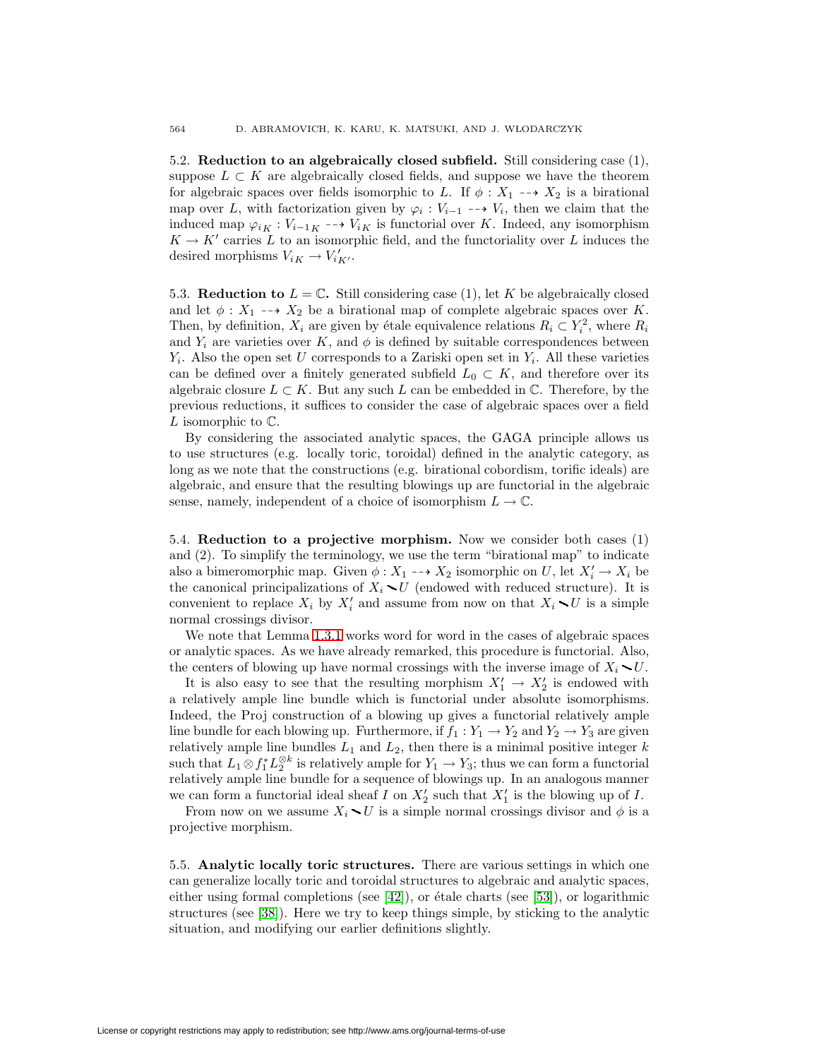5.2. **Reduction to an algebraically closed subfield.** Still considering case (1), suppose $L \subset K$ are algebraically closed fields, and suppose we have the theorem for algebraic spaces over fields isomorphic to $L$. If $\phi : X_1 \dashrightarrow X_2$ is a birational map over $L$, with factorization given by $\varphi_i : V_{i-1} \dashrightarrow V_i$, then we claim that the induced map $\varphi_{i_K} : V_{i-1_K} \dashrightarrow V_{i_K}$ is functorial over $K$. Indeed, any isomorphism $K \to K'$ carries $L$ to an isomorphic field, and the functoriality over $L$ induces the desired morphisms $V_{i_K} \to V'_{i_{K'}}$.

5.3. **Reduction to $L = \mathbb{C}$.** Still considering case (1), let $K$ be algebraically closed and let $\phi : X_1 \dashrightarrow X_2$ be a birational map of complete algebraic spaces over $K$. Then, by definition, $X_i$ are given by étale equivalence relations $R_i \subset Y_i^2$, where $R_i$ and $Y_i$ are varieties over $K$, and $\phi$ is defined by suitable correspondences between $Y_i$. Also the open set $U$ corresponds to a Zariski open set in $Y_i$. All these varieties can be defined over a finitely generated subfield $L_0 \subset K$, and therefore over its algebraic closure $L \subset K$. But any such $L$ can be embedded in $\mathbb{C}$. Therefore, by the previous reductions, it suffices to consider the case of algebraic spaces over a field $L$ isomorphic to $\mathbb{C}$.

By considering the associated analytic spaces, the GAGA principle allows us to use structures (e.g. locally toric, toroidal) defined in the analytic category, as long as we note that the constructions (e.g. birational cobordism, torific ideals) are algebraic, and ensure that the resulting blowings up are functorial in the algebraic sense, namely, independent of a choice of isomorphism $L \to \mathbb{C}$.

5.4. **Reduction to a projective morphism.** Now we consider both cases (1) and (2). To simplify the terminology, we use the term "birational map" to indicate also a bimeromorphic map. Given $\phi : X_1 \dashrightarrow X_2$ isomorphic on $U$, let $X'_i \to X_i$ be the canonical principalizations of $X_i \smallsetminus U$ (endowed with reduced structure). It is convenient to replace $X_i$ by $X'_i$ and assume from now on that $X_i \smallsetminus U$ is a simple normal crossings divisor.

We note that Lemma 1.3.1 works word for word in the cases of algebraic spaces or analytic spaces. As we have already remarked, this procedure is functorial. Also, the centers of blowing up have normal crossings with the inverse image of $X_i \smallsetminus U$.

It is also easy to see that the resulting morphism $X'_1 \to X'_2$ is endowed with a relatively ample line bundle which is functorial under absolute isomorphisms. Indeed, the Proj construction of a blowing up gives a functorial relatively ample line bundle for each blowing up. Furthermore, if $f_1 : Y_1 \to Y_2$ and $Y_2 \to Y_3$ are given relatively ample line bundles $L_1$ and $L_2$, then there is a minimal positive integer $k$ such that $L_1 \otimes f_1^* L_2^{\otimes k}$ is relatively ample for $Y_1 \to Y_3$; thus we can form a functorial relatively ample line bundle for a sequence of blowings up. In an analogous manner we can form a functorial ideal sheaf $I$ on $X'_2$ such that $X'_1$ is the blowing up of $I$.

From now on we assume $X_i \smallsetminus U$ is a simple normal crossings divisor and $\phi$ is a projective morphism.

5.5. **Analytic locally toric structures.** There are various settings in which one can generalize locally toric and toroidal structures to algebraic and analytic spaces, either using formal completions (see [42]), or étale charts (see [53]), or logarithmic structures (see [38]). Here we try to keep things simple, by sticking to the analytic situation, and modifying our earlier definitions slightly.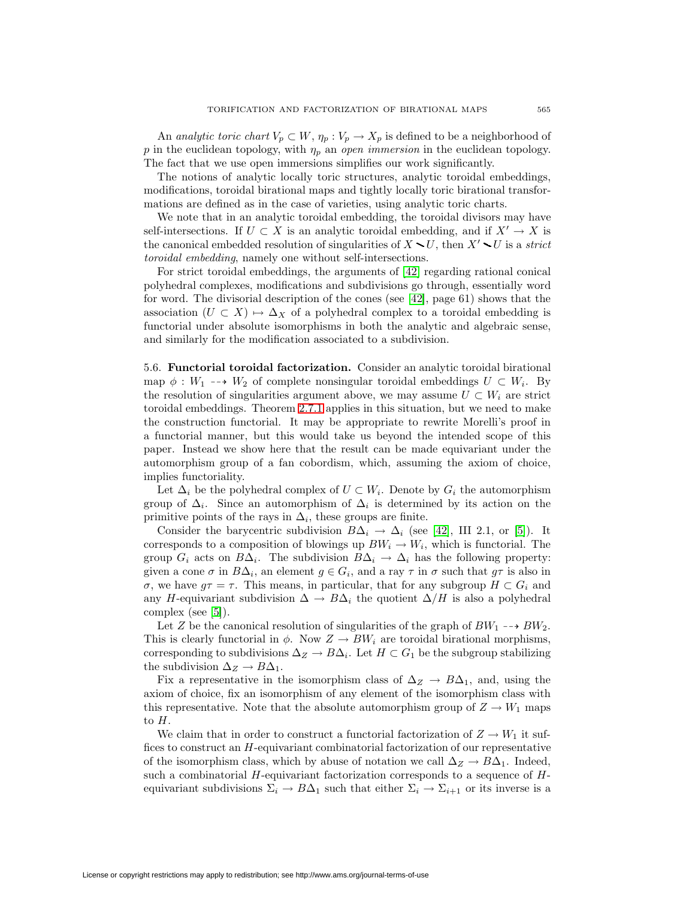An *analytic toric chart* $V_p \subset W$, $\eta_p : V_p \to X_p$ is defined to be a neighborhood of $p$ in the euclidean topology, with $\eta_p$ an *open immersion* in the euclidean topology. The fact that we use open immersions simplifies our work significantly.

The notions of analytic locally toric structures, analytic toroidal embeddings, modifications, toroidal birational maps and tightly locally toric birational transformations are defined as in the case of varieties, using analytic toric charts.

We note that in an analytic toroidal embedding, the toroidal divisors may have self-intersections. If $U \subset X$ is an analytic toroidal embedding, and if $X' \to X$ is the canonical embedded resolution of singularities of $X \smallsetminus U$, then $X' \smallsetminus U$ is a *strict toroidal embedding*, namely one without self-intersections.

For strict toroidal embeddings, the arguments of [42] regarding rational conical polyhedral complexes, modifications and subdivisions go through, essentially word for word. The divisorial description of the cones (see [42], page 61) shows that the association $(U \subset X) \mapsto \Delta_X$ of a polyhedral complex to a toroidal embedding is functorial under absolute isomorphisms in both the analytic and algebraic sense, and similarly for the modification associated to a subdivision.

5.6. **Functorial toroidal factorization.** Consider an analytic toroidal birational map $\phi : W_1 \dashrightarrow W_2$ of complete nonsingular toroidal embeddings $U \subset W_i$. By the resolution of singularities argument above, we may assume $U \subset W_i$ are strict toroidal embeddings. Theorem 2.7.1 applies in this situation, but we need to make the construction functorial. It may be appropriate to rewrite Morelli's proof in a functorial manner, but this would take us beyond the intended scope of this paper. Instead we show here that the result can be made equivariant under the automorphism group of a fan cobordism, which, assuming the axiom of choice, implies functoriality.

Let $\Delta_i$ be the polyhedral complex of $U \subset W_i$. Denote by $G_i$ the automorphism group of $\Delta_i$. Since an automorphism of $\Delta_i$ is determined by its action on the primitive points of the rays in $\Delta_i$, these groups are finite.

Consider the barycentric subdivision $B\Delta_i \to \Delta_i$ (see [42], III 2.1, or [5]). It corresponds to a composition of blowings up $BW_i \to W_i$, which is functorial. The group $G_i$ acts on $B\Delta_i$. The subdivision $B\Delta_i \to \Delta_i$ has the following property: given a cone $\sigma$ in $B\Delta_i$, an element $g \in G_i$, and a ray $\tau$ in $\sigma$ such that $g\tau$ is also in $\sigma$, we have $g\tau = \tau$. This means, in particular, that for any subgroup $H \subset G_i$ and any $H$-equivariant subdivision $\Delta \to B\Delta_i$ the quotient $\Delta/H$ is also a polyhedral complex (see [5]).

Let $Z$ be the canonical resolution of singularities of the graph of $BW_1 \dashrightarrow BW_2$. This is clearly functorial in $\phi$. Now $Z \to BW_i$ are toroidal birational morphisms, corresponding to subdivisions $\Delta_Z \to B\Delta_i$. Let $H \subset G_1$ be the subgroup stabilizing the subdivision $\Delta_Z \to B\Delta_1$.

Fix a representative in the isomorphism class of $\Delta_Z \to B\Delta_1$, and, using the axiom of choice, fix an isomorphism of any element of the isomorphism class with this representative. Note that the absolute automorphism group of $Z \to W_1$ maps to $H$.

We claim that in order to construct a functorial factorization of $Z \to W_1$ it suffices to construct an $H$-equivariant combinatorial factorization of our representative of the isomorphism class, which by abuse of notation we call $\Delta_Z \to B\Delta_1$. Indeed, such a combinatorial $H$-equivariant factorization corresponds to a sequence of $H$-equivariant subdivisions $\Sigma_i \to B\Delta_1$ such that either $\Sigma_i \to \Sigma_{i+1}$ or its inverse is a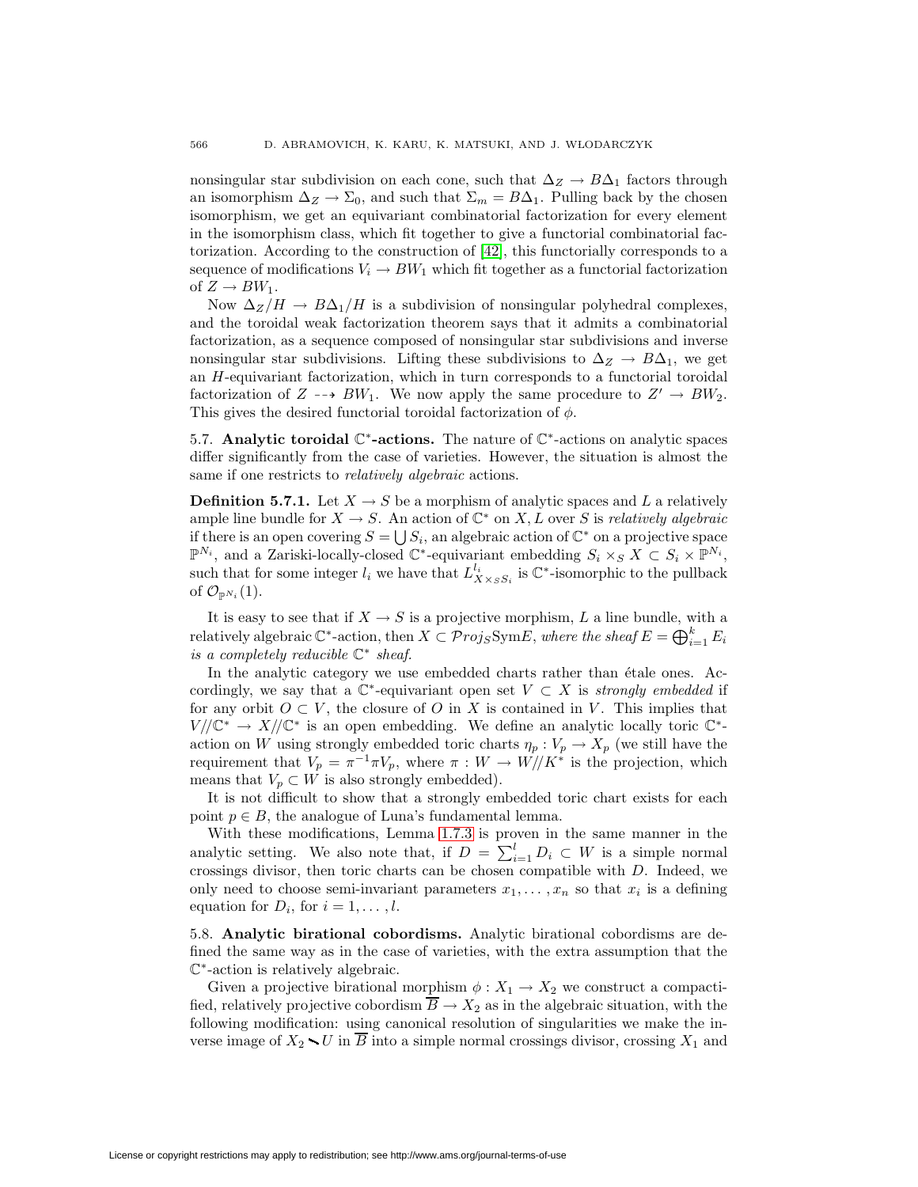nonsingular star subdivision on each cone, such that $\Delta_Z \to B\Delta_1$ factors through an isomorphism $\Delta_Z \to \Sigma_0$, and such that $\Sigma_m = B\Delta_1$. Pulling back by the chosen isomorphism, we get an equivariant combinatorial factorization for every element in the isomorphism class, which fit together to give a functorial combinatorial factorization. According to the construction of [42], this functorially corresponds to a sequence of modifications $V_i \to BW_1$ which fit together as a functorial factorization of $Z \to BW_1$.

Now $\Delta_Z/H \to B\Delta_1/H$ is a subdivision of nonsingular polyhedral complexes, and the toroidal weak factorization theorem says that it admits a combinatorial factorization, as a sequence composed of nonsingular star subdivisions and inverse nonsingular star subdivisions. Lifting these subdivisions to $\Delta_Z \to B\Delta_1$, we get an $H$-equivariant factorization, which in turn corresponds to a functorial toroidal factorization of $Z \dashrightarrow BW_1$. We now apply the same procedure to $Z' \to BW_2$. This gives the desired functorial toroidal factorization of $\phi$.

### 5.7. Analytic toroidal $\mathbb{C}^*$-actions.

The nature of $\mathbb{C}^*$-actions on analytic spaces differ significantly from the case of varieties. However, the situation is almost the same if one restricts to *relatively algebraic* actions.

**Definition 5.7.1.** Let $X \to S$ be a morphism of analytic spaces and $L$ a relatively ample line bundle for $X \to S$. An action of $\mathbb{C}^*$ on $X, L$ over $S$ is *relatively algebraic* if there is an open covering $S = \bigcup S_i$, an algebraic action of $\mathbb{C}^*$ on a projective space $\mathbb{P}^{N_i}$, and a Zariski-locally-closed $\mathbb{C}^*$-equivariant embedding $S_i \times_S X \subset S_i \times \mathbb{P}^{N_i}$, such that for some integer $l_i$ we have that $L^{l_i}_{X \times_S S_i}$ is $\mathbb{C}^*$-isomorphic to the pullback of $\mathcal{O}_{\mathbb{P}^{N_i}}(1)$.

It is easy to see that if $X \to S$ is a projective morphism, $L$ a line bundle, with a relatively algebraic $\mathbb{C}^*$-action, then $X \subset \mathcal{P}roj_S \mathrm{Sym} E$, *where the sheaf* $E = \bigoplus_{i=1}^k E_i$ *is a completely reducible* $\mathbb{C}^*$ *sheaf.*

In the analytic category we use embedded charts rather than étale ones. Accordingly, we say that a $\mathbb{C}^*$-equivariant open set $V \subset X$ is *strongly embedded* if for any orbit $O \subset V$, the closure of $O$ in $X$ is contained in $V$. This implies that $V/\!/\mathbb{C}^* \to X/\!/\mathbb{C}^*$ is an open embedding. We define an analytic locally toric $\mathbb{C}^*$-action on $W$ using strongly embedded toric charts $\eta_p : V_p \to X_p$ (we still have the requirement that $V_p = \pi^{-1}\pi V_p$, where $\pi : W \to W/\!/K^*$ is the projection, which means that $V_p \subset W$ is also strongly embedded).

It is not difficult to show that a strongly embedded toric chart exists for each point $p \in B$, the analogue of Luna's fundamental lemma.

With these modifications, Lemma 1.7.3 is proven in the same manner in the analytic setting. We also note that, if $D = \sum_{i=1}^l D_i \subset W$ is a simple normal crossings divisor, then toric charts can be chosen compatible with $D$. Indeed, we only need to choose semi-invariant parameters $x_1, \dots, x_n$ so that $x_i$ is a defining equation for $D_i$, for $i = 1, \dots, l$.

### 5.8. Analytic birational cobordisms.

Analytic birational cobordisms are defined the same way as in the case of varieties, with the extra assumption that the $\mathbb{C}^*$-action is relatively algebraic.

Given a projective birational morphism $\phi : X_1 \to X_2$ we construct a compactified, relatively projective cobordism $\overline{B} \to X_2$ as in the algebraic situation, with the following modification: using canonical resolution of singularities we make the inverse image of $X_2 \smallsetminus U$ in $\overline{B}$ into a simple normal crossings divisor, crossing $X_1$ and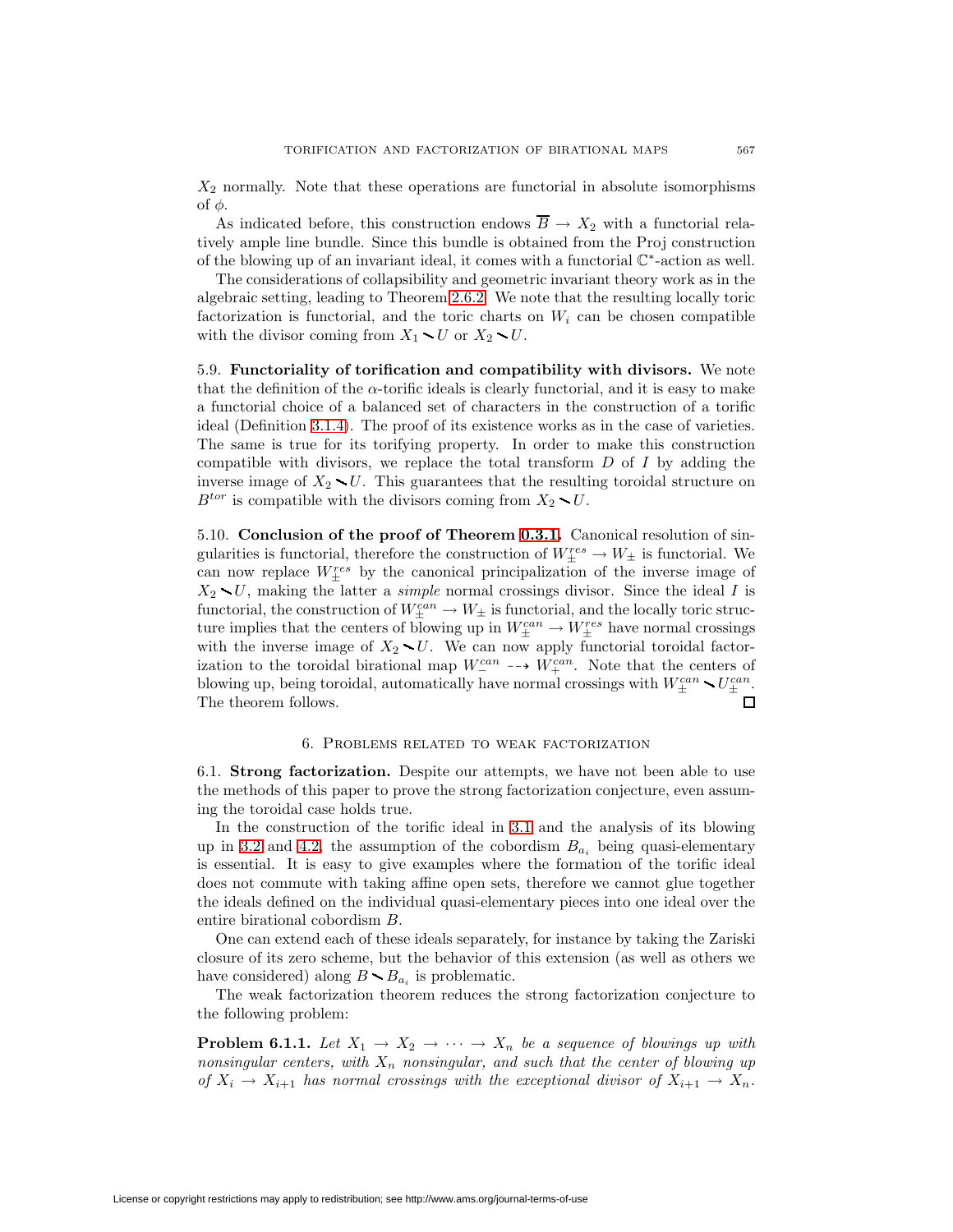$X_2$ normally. Note that these operations are functorial in absolute isomorphisms of $\phi$.

As indicated before, this construction endows $\overline{B} \to X_2$ with a functorial relatively ample line bundle. Since this bundle is obtained from the Proj construction of the blowing up of an invariant ideal, it comes with a functorial $\mathbb{C}^*$-action as well.

The considerations of collapsibility and geometric invariant theory work as in the algebraic setting, leading to Theorem 2.6.2. We note that the resulting locally toric factorization is functorial, and the toric charts on $W_i$ can be chosen compatible with the divisor coming from $X_1 \smallsetminus U$ or $X_2 \smallsetminus U$.

5.9. **Functoriality of torification and compatibility with divisors.** We note that the definition of the $\alpha$-torific ideals is clearly functorial, and it is easy to make a functorial choice of a balanced set of characters in the construction of a torific ideal (Definition 3.1.4). The proof of its existence works as in the case of varieties. The same is true for its torifying property. In order to make this construction compatible with divisors, we replace the total transform $D$ of $I$ by adding the inverse image of $X_2 \smallsetminus U$. This guarantees that the resulting toroidal structure on $B^{tor}$ is compatible with the divisors coming from $X_2 \smallsetminus U$.

5.10. **Conclusion of the proof of Theorem 0.3.1.** Canonical resolution of singularities is functorial, therefore the construction of $W^{res}_{\pm} \to W_{\pm}$ is functorial. We can now replace $W^{res}_{\pm}$ by the canonical principalization of the inverse image of $X_2 \smallsetminus U$, making the latter a *simple* normal crossings divisor. Since the ideal $I$ is functorial, the construction of $W^{can}_{\pm} \to W_{\pm}$ is functorial, and the locally toric structure implies that the centers of blowing up in $W^{can}_{\pm} \to W^{res}_{\pm}$ have normal crossings with the inverse image of $X_2 \smallsetminus U$. We can now apply functorial toroidal factorization to the toroidal birational map $W^{can}_{-} \dashrightarrow W^{can}_{+}$. Note that the centers of blowing up, being toroidal, automatically have normal crossings with $W^{can}_{\pm} \smallsetminus U^{can}_{\pm}$. The theorem follows. ∎

## 6. Problems related to weak factorization

6.1. **Strong factorization.** Despite our attempts, we have not been able to use the methods of this paper to prove the strong factorization conjecture, even assuming the toroidal case holds true.

In the construction of the torific ideal in 3.1 and the analysis of its blowing up in 3.2 and 4.2, the assumption of the cobordism $B_{a_i}$ being quasi-elementary is essential. It is easy to give examples where the formation of the torific ideal does not commute with taking affine open sets, therefore we cannot glue together the ideals defined on the individual quasi-elementary pieces into one ideal over the entire birational cobordism $B$.

One can extend each of these ideals separately, for instance by taking the Zariski closure of its zero scheme, but the behavior of this extension (as well as others we have considered) along $B \smallsetminus B_{a_i}$ is problematic.

The weak factorization theorem reduces the strong factorization conjecture to the following problem:

**Problem 6.1.1.** *Let $X_1 \to X_2 \to \cdots \to X_n$ be a sequence of blowings up with nonsingular centers, with $X_n$ nonsingular, and such that the center of blowing up of $X_i \to X_{i+1}$ has normal crossings with the exceptional divisor of $X_{i+1} \to X_n$.*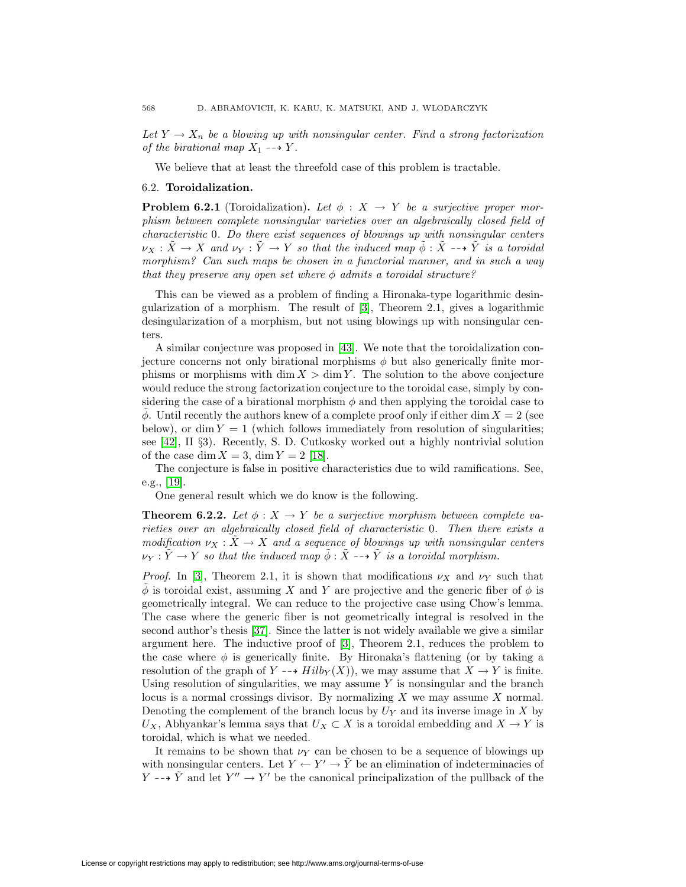*Let $Y \to X_n$ be a blowing up with nonsingular center. Find a strong factorization of the birational map $X_1 \dashrightarrow Y$.*

We believe that at least the threefold case of this problem is tractable.

### 6.2. **Toroidalization.**

**Problem 6.2.1** (Toroidalization)**.** *Let $\phi : X \to Y$ be a surjective proper morphism between complete nonsingular varieties over an algebraically closed field of characteristic 0. Do there exist sequences of blowings up with nonsingular centers $\nu_X : \tilde{X} \to X$ and $\nu_Y : \tilde{Y} \to Y$ so that the induced map $\tilde{\phi} : \tilde{X} \dashrightarrow \tilde{Y}$ is a toroidal morphism? Can such maps be chosen in a functorial manner, and in such a way that they preserve any open set where $\phi$ admits a toroidal structure?*

This can be viewed as a problem of finding a Hironaka-type logarithmic desingularization of a morphism. The result of [3], Theorem 2.1, gives a logarithmic desingularization of a morphism, but not using blowings up with nonsingular centers.

A similar conjecture was proposed in [43]. We note that the toroidalization conjecture concerns not only birational morphisms $\phi$ but also generically finite morphisms or morphisms with $\dim X > \dim Y$. The solution to the above conjecture would reduce the strong factorization conjecture to the toroidal case, simply by considering the case of a birational morphism $\phi$ and then applying the toroidal case to $\tilde{\phi}$. Until recently the authors knew of a complete proof only if either $\dim X = 2$ (see below), or $\dim Y = 1$ (which follows immediately from resolution of singularities; see [42], II §3). Recently, S. D. Cutkosky worked out a highly nontrivial solution of the case $\dim X = 3$, $\dim Y = 2$ [18].

The conjecture is false in positive characteristics due to wild ramifications. See, e.g., [19].

One general result which we do know is the following.

**Theorem 6.2.2.** *Let $\phi : X \to Y$ be a surjective morphism between complete varieties over an algebraically closed field of characteristic 0. Then there exists a modification $\nu_X : \tilde{X} \to X$ and a sequence of blowings up with nonsingular centers $\nu_Y : \tilde{Y} \to Y$ so that the induced map $\tilde{\phi} : \tilde{X} \dashrightarrow \tilde{Y}$ is a toroidal morphism.*

*Proof.* In [3], Theorem 2.1, it is shown that modifications $\nu_X$ and $\nu_Y$ such that $\tilde{\phi}$ is toroidal exist, assuming $X$ and $Y$ are projective and the generic fiber of $\phi$ is geometrically integral. We can reduce to the projective case using Chow's lemma. The case where the generic fiber is not geometrically integral is resolved in the second author's thesis [37]. Since the latter is not widely available we give a similar argument here. The inductive proof of [3], Theorem 2.1, reduces the problem to the case where $\phi$ is generically finite. By Hironaka's flattening (or by taking a resolution of the graph of $Y \dashrightarrow Hilb_Y(X)$), we may assume that $X \to Y$ is finite. Using resolution of singularities, we may assume $Y$ is nonsingular and the branch locus is a normal crossings divisor. By normalizing $X$ we may assume $X$ normal. Denoting the complement of the branch locus by $U_Y$ and its inverse image in $X$ by $U_X$, Abhyankar's lemma says that $U_X \subset X$ is a toroidal embedding and $X \to Y$ is toroidal, which is what we needed.

It remains to be shown that $\nu_Y$ can be chosen to be a sequence of blowings up with nonsingular centers. Let $Y \leftarrow Y' \to \tilde{Y}$ be an elimination of indeterminacies of $Y \dashrightarrow \tilde{Y}$ and let $Y'' \to Y'$ be the canonical principalization of the pullback of the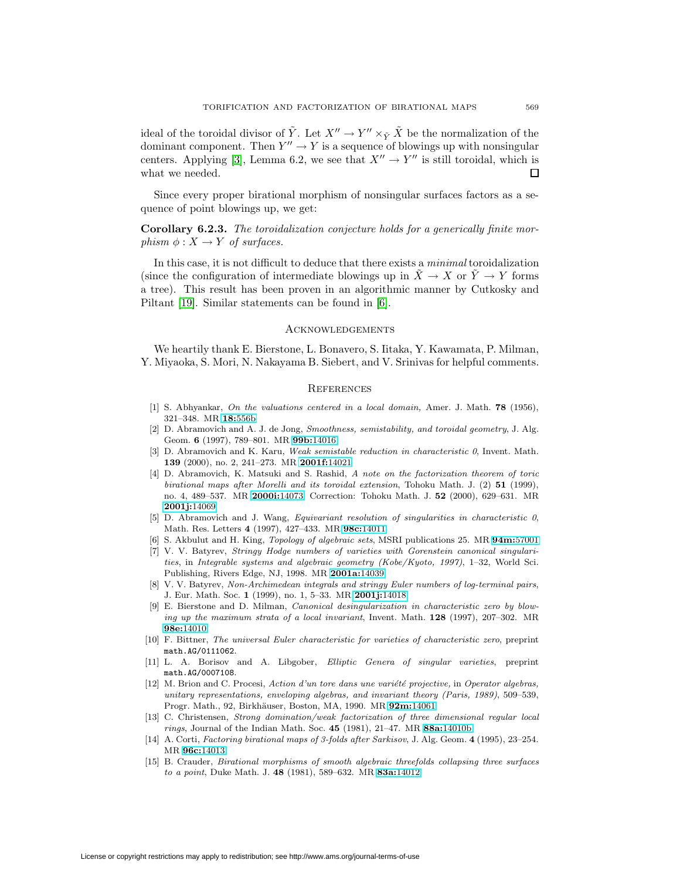ideal of the toroidal divisor of $\tilde{Y}$. Let $X'' \to Y'' \times_{\tilde{Y}} \tilde{X}$ be the normalization of the dominant component. Then $Y'' \to Y$ is a sequence of blowings up with nonsingular centers. Applying [3], Lemma 6.2, we see that $X'' \to Y''$ is still toroidal, which is what we needed. $\square$

Since every proper birational morphism of nonsingular surfaces factors as a sequence of point blowings up, we get:

**Corollary 6.2.3.** *The toroidalization conjecture holds for a generically finite morphism $\phi : X \to Y$ of surfaces.*

In this case, it is not difficult to deduce that there exists a *minimal* toroidalization (since the configuration of intermediate blowings up in $\tilde{X} \to X$ or $\tilde{Y} \to Y$ forms a tree). This result has been proven in an algorithmic manner by Cutkosky and Piltant [19]. Similar statements can be found in [6].

## Acknowledgements

We heartily thank E. Bierstone, L. Bonavero, S. Iitaka, Y. Kawamata, P. Milman, Y. Miyaoka, S. Mori, N. Nakayama B. Siebert, and V. Srinivas for helpful comments.

## References

[1] S. Abhyankar, *On the valuations centered in a local domain,* Amer. J. Math. **78** (1956), 321–348. MR **18:**556b

[2] D. Abramovich and A. J. de Jong, *Smoothness, semistability, and toroidal geometry*, J. Alg. Geom. **6** (1997), 789–801. MR **99b:**14016

[3] D. Abramovich and K. Karu, *Weak semistable reduction in characteristic 0*, Invent. Math. **139** (2000), no. 2, 241–273. MR **2001f:**14021

[4] D. Abramovich, K. Matsuki and S. Rashid, *A note on the factorization theorem of toric birational maps after Morelli and its toroidal extension*, Tohoku Math. J. (2) **51** (1999), no. 4, 489–537. MR **2000i:**14073 Correction: Tohoku Math. J. **52** (2000), 629–631. MR **2001j:**14069

[5] D. Abramovich and J. Wang, *Equivariant resolution of singularities in characteristic 0*, Math. Res. Letters **4** (1997), 427–433. MR **98c:**14011

[6] S. Akbulut and H. King, *Topology of algebraic sets*, MSRI publications 25. MR **94m:**57001

[7] V. V. Batyrev, *Stringy Hodge numbers of varieties with Gorenstein canonical singularities*, in *Integrable systems and algebraic geometry (Kobe/Kyoto, 1997)*, 1–32, World Sci. Publishing, Rivers Edge, NJ, 1998. MR **2001a:**14039

[8] V. V. Batyrev, *Non-Archimedean integrals and stringy Euler numbers of log-terminal pairs*, J. Eur. Math. Soc. **1** (1999), no. 1, 5–33. MR **2001j:**14018

[9] E. Bierstone and D. Milman, *Canonical desingularization in characteristic zero by blowing up the maximum strata of a local invariant*, Invent. Math. **128** (1997), 207–302. MR **98e:**14010

[10] F. Bittner, *The universal Euler characteristic for varieties of characteristic zero*, preprint math.AG/0111062.

[11] L. A. Borisov and A. Libgober, *Elliptic Genera of singular varieties*, preprint math.AG/0007108.

[12] M. Brion and C. Procesi, *Action d'un tore dans une variété projective,* in *Operator algebras, unitary representations, enveloping algebras, and invariant theory (Paris, 1989)*, 509–539, Progr. Math., 92, Birkhäuser, Boston, MA, 1990. MR **92m:**14061

[13] C. Christensen, *Strong domination/weak factorization of three dimensional regular local rings*, Journal of the Indian Math. Soc. **45** (1981), 21–47. MR **88a:**14010b

[14] A. Corti, *Factoring birational maps of 3-folds after Sarkisov*, J. Alg. Geom. **4** (1995), 23–254. MR **96c:**14013

[15] B. Crauder, *Birational morphisms of smooth algebraic threefolds collapsing three surfaces to a point*, Duke Math. J. **48** (1981), 589–632. MR **83a:**14012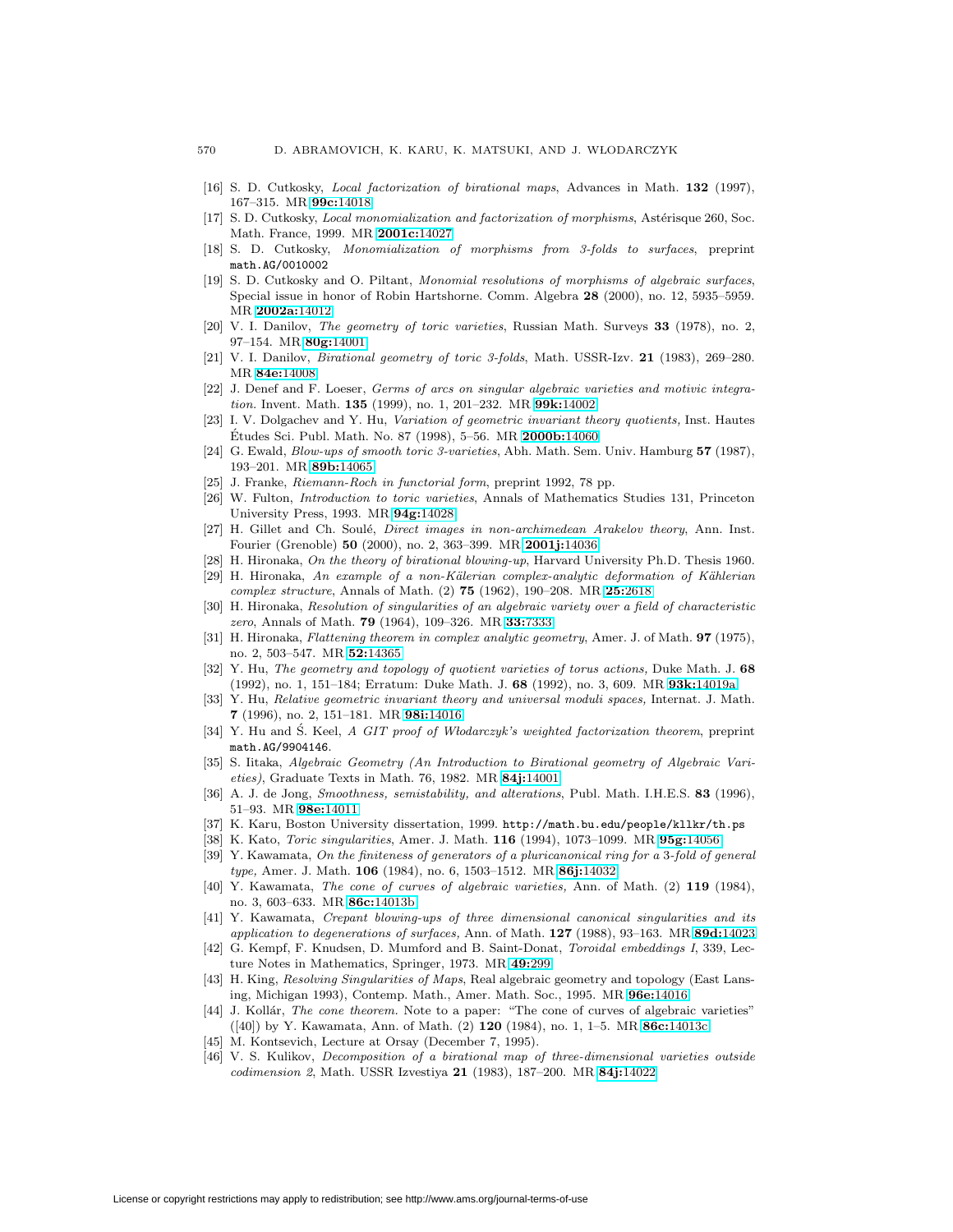[16] S. D. Cutkosky, *Local factorization of birational maps*, Advances in Math. **132** (1997), 167–315. MR **99c:**14018

[17] S. D. Cutkosky, *Local monomialization and factorization of morphisms*, Astérisque 260, Soc. Math. France, 1999. MR **2001c:**14027

[18] S. D. Cutkosky, *Monomialization of morphisms from 3-folds to surfaces*, preprint math.AG/0010002

[19] S. D. Cutkosky and O. Piltant, *Monomial resolutions of morphisms of algebraic surfaces*, Special issue in honor of Robin Hartshorne. Comm. Algebra **28** (2000), no. 12, 5935–5959. MR **2002a:**14012

[20] V. I. Danilov, *The geometry of toric varieties*, Russian Math. Surveys **33** (1978), no. 2, 97–154. MR **80g:**14001

[21] V. I. Danilov, *Birational geometry of toric 3-folds*, Math. USSR-Izv. **21** (1983), 269–280. MR **84e:**14008

[22] J. Denef and F. Loeser, *Germs of arcs on singular algebraic varieties and motivic integration.* Invent. Math. **135** (1999), no. 1, 201–232. MR **99k:**14002

[23] I. V. Dolgachev and Y. Hu, *Variation of geometric invariant theory quotients,* Inst. Hautes Études Sci. Publ. Math. No. 87 (1998), 5–56. MR **2000b:**14060

[24] G. Ewald, *Blow-ups of smooth toric 3-varieties*, Abh. Math. Sem. Univ. Hamburg **57** (1987), 193–201. MR **89b:**14065

[25] J. Franke, *Riemann-Roch in functorial form*, preprint 1992, 78 pp.

[26] W. Fulton, *Introduction to toric varieties*, Annals of Mathematics Studies 131, Princeton University Press, 1993. MR **94g:**14028

[27] H. Gillet and Ch. Soulé, *Direct images in non-archimedean Arakelov theory*, Ann. Inst. Fourier (Grenoble) **50** (2000), no. 2, 363–399. MR **2001j:**14036

[28] H. Hironaka, *On the theory of birational blowing-up*, Harvard University Ph.D. Thesis 1960.

[29] H. Hironaka, *An example of a non-Kälerian complex-analytic deformation of Kählerian complex structure*, Annals of Math. (2) **75** (1962), 190–208. MR **25:**2618

[30] H. Hironaka, *Resolution of singularities of an algebraic variety over a field of characteristic zero*, Annals of Math. **79** (1964), 109–326. MR **33:**7333

[31] H. Hironaka, *Flattening theorem in complex analytic geometry*, Amer. J. of Math. **97** (1975), no. 2, 503–547. MR **52:**14365

[32] Y. Hu, *The geometry and topology of quotient varieties of torus actions,* Duke Math. J. **68** (1992), no. 1, 151–184; Erratum: Duke Math. J. **68** (1992), no. 3, 609. MR **93k:**14019a

[33] Y. Hu, *Relative geometric invariant theory and universal moduli spaces,* Internat. J. Math. **7** (1996), no. 2, 151–181. MR **98i:**14016

[34] Y. Hu and Ś. Keel, *A GIT proof of Włodarczyk's weighted factorization theorem*, preprint math.AG/9904146.

[35] S. Iitaka, *Algebraic Geometry (An Introduction to Birational geometry of Algebraic Varieties)*, Graduate Texts in Math. 76, 1982. MR **84j:**14001

[36] A. J. de Jong, *Smoothness, semistability, and alterations*, Publ. Math. I.H.E.S. **83** (1996), 51–93. MR **98e:**14011

[37] K. Karu, Boston University dissertation, 1999. http://math.bu.edu/people/kllkr/th.ps

[38] K. Kato, *Toric singularities*, Amer. J. Math. **116** (1994), 1073–1099. MR **95g:**14056

[39] Y. Kawamata, *On the finiteness of generators of a pluricanonical ring for a 3-fold of general type,* Amer. J. Math. **106** (1984), no. 6, 1503–1512. MR **86j:**14032

[40] Y. Kawamata, *The cone of curves of algebraic varieties,* Ann. of Math. (2) **119** (1984), no. 3, 603–633. MR **86c:**14013b

[41] Y. Kawamata, *Crepant blowing-ups of three dimensional canonical singularities and its application to degenerations of surfaces,* Ann. of Math. **127** (1988), 93–163. MR **89d:**14023

[42] G. Kempf, F. Knudsen, D. Mumford and B. Saint-Donat, *Toroidal embeddings I*, 339, Lecture Notes in Mathematics, Springer, 1973. MR **49:**299

[43] H. King, *Resolving Singularities of Maps*, Real algebraic geometry and topology (East Lansing, Michigan 1993), Contemp. Math., Amer. Math. Soc., 1995. MR **96e:**14016

[44] J. Kollár, *The cone theorem.* Note to a paper: "The cone of curves of algebraic varieties" ([40]) by Y. Kawamata, Ann. of Math. (2) **120** (1984), no. 1, 1–5. MR **86c:**14013c

[45] M. Kontsevich, Lecture at Orsay (December 7, 1995).

[46] V. S. Kulikov, *Decomposition of a birational map of three-dimensional varieties outside codimension 2*, Math. USSR Izvestiya **21** (1983), 187–200. MR **84j:**14022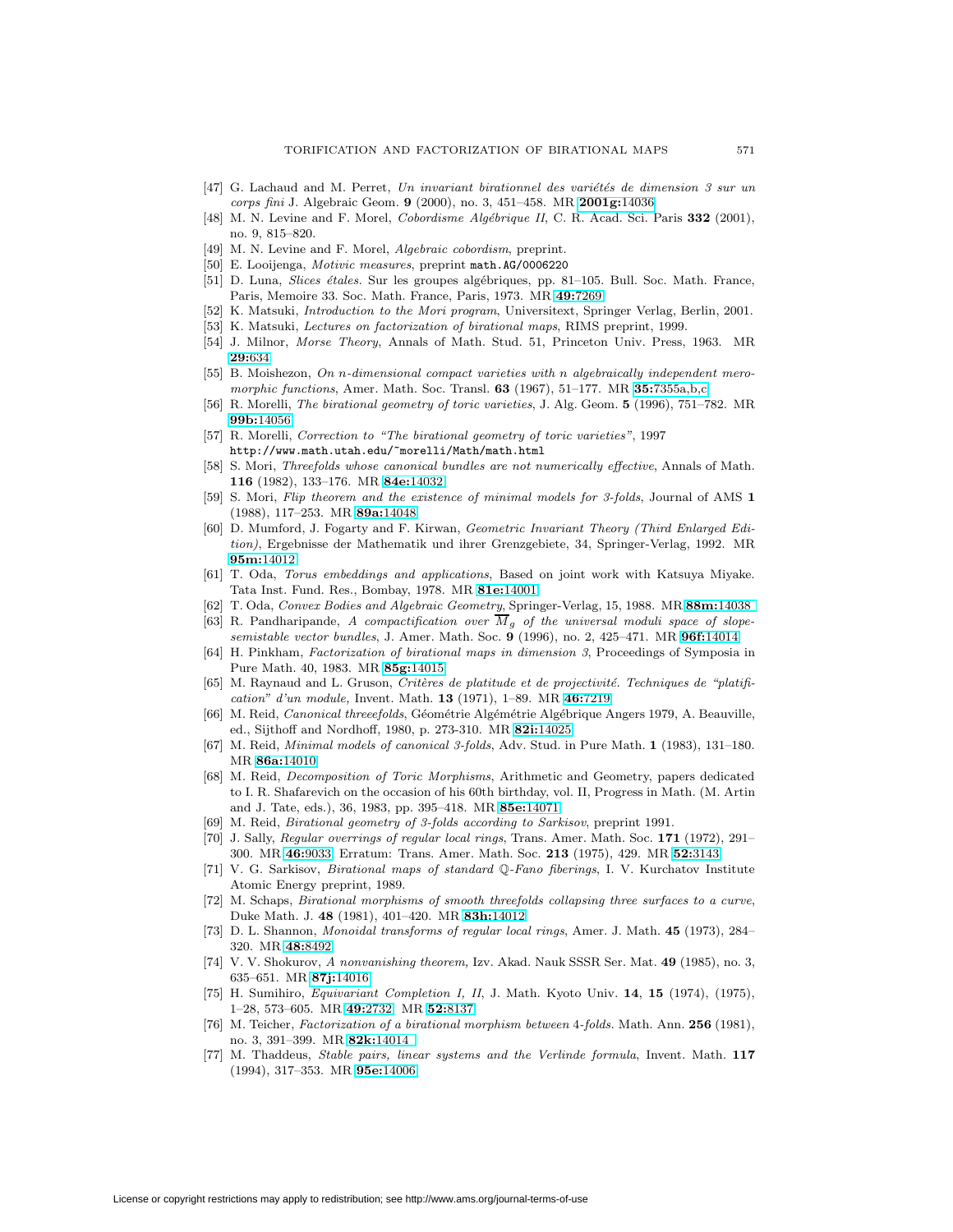[47] G. Lachaud and M. Perret, *Un invariant birationnel des variétés de dimension 3 sur un corps fini* J. Algebraic Geom. **9** (2000), no. 3, 451–458. MR **2001g:**14036

[48] M. N. Levine and F. Morel, *Cobordisme Algébrique II*, C. R. Acad. Sci. Paris **332** (2001), no. 9, 815–820.

[49] M. N. Levine and F. Morel, *Algebraic cobordism*, preprint.

[50] E. Looijenga, *Motivic measures*, preprint math.AG/0006220

[51] D. Luna, *Slices étales.* Sur les groupes algébriques, pp. 81–105. Bull. Soc. Math. France, Paris, Memoire 33. Soc. Math. France, Paris, 1973. MR **49:**7269

[52] K. Matsuki, *Introduction to the Mori program*, Universitext, Springer Verlag, Berlin, 2001.

[53] K. Matsuki, *Lectures on factorization of birational maps*, RIMS preprint, 1999.

[54] J. Milnor, *Morse Theory*, Annals of Math. Stud. 51, Princeton Univ. Press, 1963. MR **29:**634

[55] B. Moishezon, *On n-dimensional compact varieties with n algebraically independent meromorphic functions*, Amer. Math. Soc. Transl. **63** (1967), 51–177. MR **35:**7355a,b,c

[56] R. Morelli, *The birational geometry of toric varieties*, J. Alg. Geom. **5** (1996), 751–782. MR **99b:**14056

[57] R. Morelli, *Correction to "The birational geometry of toric varieties"*, 1997 http://www.math.utah.edu/~morelli/Math/math.html

[58] S. Mori, *Threefolds whose canonical bundles are not numerically effective*, Annals of Math. **116** (1982), 133–176. MR **84e:**14032

[59] S. Mori, *Flip theorem and the existence of minimal models for 3-folds*, Journal of AMS **1** (1988), 117–253. MR **89a:**14048

[60] D. Mumford, J. Fogarty and F. Kirwan, *Geometric Invariant Theory (Third Enlarged Edition)*, Ergebnisse der Mathematik und ihrer Grenzgebiete, 34, Springer-Verlag, 1992. MR **95m:**14012

[61] T. Oda, *Torus embeddings and applications*, Based on joint work with Katsuya Miyake. Tata Inst. Fund. Res., Bombay, 1978. MR **81e:**14001

[62] T. Oda, *Convex Bodies and Algebraic Geometry*, Springer-Verlag, 15, 1988. MR **88m:**14038

[63] R. Pandharipande, *A compactification over $\overline{M}_g$ of the universal moduli space of slope-semistable vector bundles*, J. Amer. Math. Soc. **9** (1996), no. 2, 425–471. MR **96f:**14014

[64] H. Pinkham, *Factorization of birational maps in dimension 3*, Proceedings of Symposia in Pure Math. 40, 1983. MR **85g:**14015

[65] M. Raynaud and L. Gruson, *Critères de platitude et de projectivité. Techniques de "platification" d'un module*, Invent. Math. **13** (1971), 1–89. MR **46:**7219

[66] M. Reid, *Canonical threeefolds*, Géométrie Algémétrie Algébrique Angers 1979, A. Beauville, ed., Sijthoff and Nordhoff, 1980, p. 273-310. MR **82i:**14025

[67] M. Reid, *Minimal models of canonical 3-folds*, Adv. Stud. in Pure Math. **1** (1983), 131–180. MR **86a:**14010

[68] M. Reid, *Decomposition of Toric Morphisms*, Arithmetic and Geometry, papers dedicated to I. R. Shafarevich on the occasion of his 60th birthday, vol. II, Progress in Math. (M. Artin and J. Tate, eds.), 36, 1983, pp. 395–418. MR **85e:**14071

[69] M. Reid, *Birational geometry of 3-folds according to Sarkisov*, preprint 1991.

[70] J. Sally, *Regular overrings of regular local rings*, Trans. Amer. Math. Soc. **171** (1972), 291–300. MR **46:**9033. Erratum: Trans. Amer. Math. Soc. **213** (1975), 429. MR **52:**3143

[71] V. G. Sarkisov, *Birational maps of standard $\mathbb{Q}$-Fano fiberings*, I. V. Kurchatov Institute Atomic Energy preprint, 1989.

[72] M. Schaps, *Birational morphisms of smooth threefolds collapsing three surfaces to a curve*, Duke Math. J. **48** (1981), 401–420. MR **83h:**14012

[73] D. L. Shannon, *Monoidal transforms of regular local rings*, Amer. J. Math. **45** (1973), 284–320. MR **48:**8492

[74] V. V. Shokurov, *A nonvanishing theorem,* Izv. Akad. Nauk SSSR Ser. Mat. **49** (1985), no. 3, 635–651. MR **87j:**14016

[75] H. Sumihiro, *Equivariant Completion I, II*, J. Math. Kyoto Univ. **14**, **15** (1974), (1975), 1–28, 573–605. MR **49:**2732, MR **52:**8137

[76] M. Teicher, *Factorization of a birational morphism between* 4*-folds.* Math. Ann. **256** (1981), no. 3, 391–399. MR **82k:**14014

[77] M. Thaddeus, *Stable pairs, linear systems and the Verlinde formula*, Invent. Math. **117** (1994), 317–353. MR **95e:**14006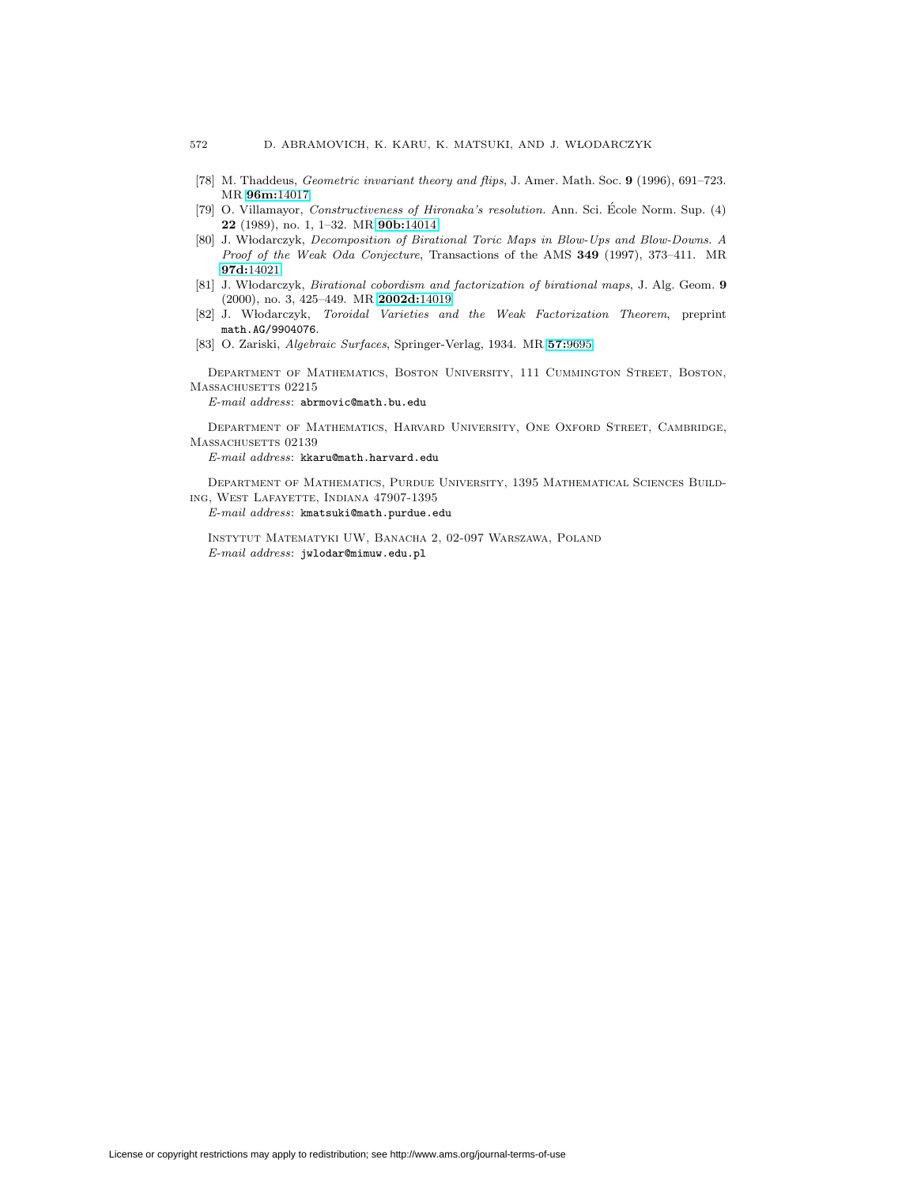[78] M. Thaddeus, *Geometric invariant theory and flips*, J. Amer. Math. Soc. **9** (1996), 691–723. MR **96m:**14017

[79] O. Villamayor, *Constructiveness of Hironaka's resolution*. Ann. Sci. École Norm. Sup. (4) **22** (1989), no. 1, 1–32. MR **90b:**14014

[80] J. Włodarczyk, *Decomposition of Birational Toric Maps in Blow-Ups and Blow-Downs. A Proof of the Weak Oda Conjecture*, Transactions of the AMS **349** (1997), 373–411. MR **97d:**14021

[81] J. Włodarczyk, *Birational cobordism and factorization of birational maps*, J. Alg. Geom. **9** (2000), no. 3, 425–449. MR **2002d:**14019

[82] J. Włodarczyk, *Toroidal Varieties and the Weak Factorization Theorem*, preprint `math.AG/9904076`.

[83] O. Zariski, *Algebraic Surfaces*, Springer-Verlag, 1934. MR **57:**9695

Department of Mathematics, Boston University, 111 Cummington Street, Boston, Massachusetts 02215

*E-mail address*: `abrmovic@math.bu.edu`

Department of Mathematics, Harvard University, One Oxford Street, Cambridge, Massachusetts 02139

*E-mail address*: `kkaru@math.harvard.edu`

Department of Mathematics, Purdue University, 1395 Mathematical Sciences Building, West Lafayette, Indiana 47907-1395

*E-mail address*: `kmatsuki@math.purdue.edu`

Instytut Matematyki UW, Banacha 2, 02-097 Warszawa, Poland

*E-mail address*: `jwlodar@mimuw.edu.pl`